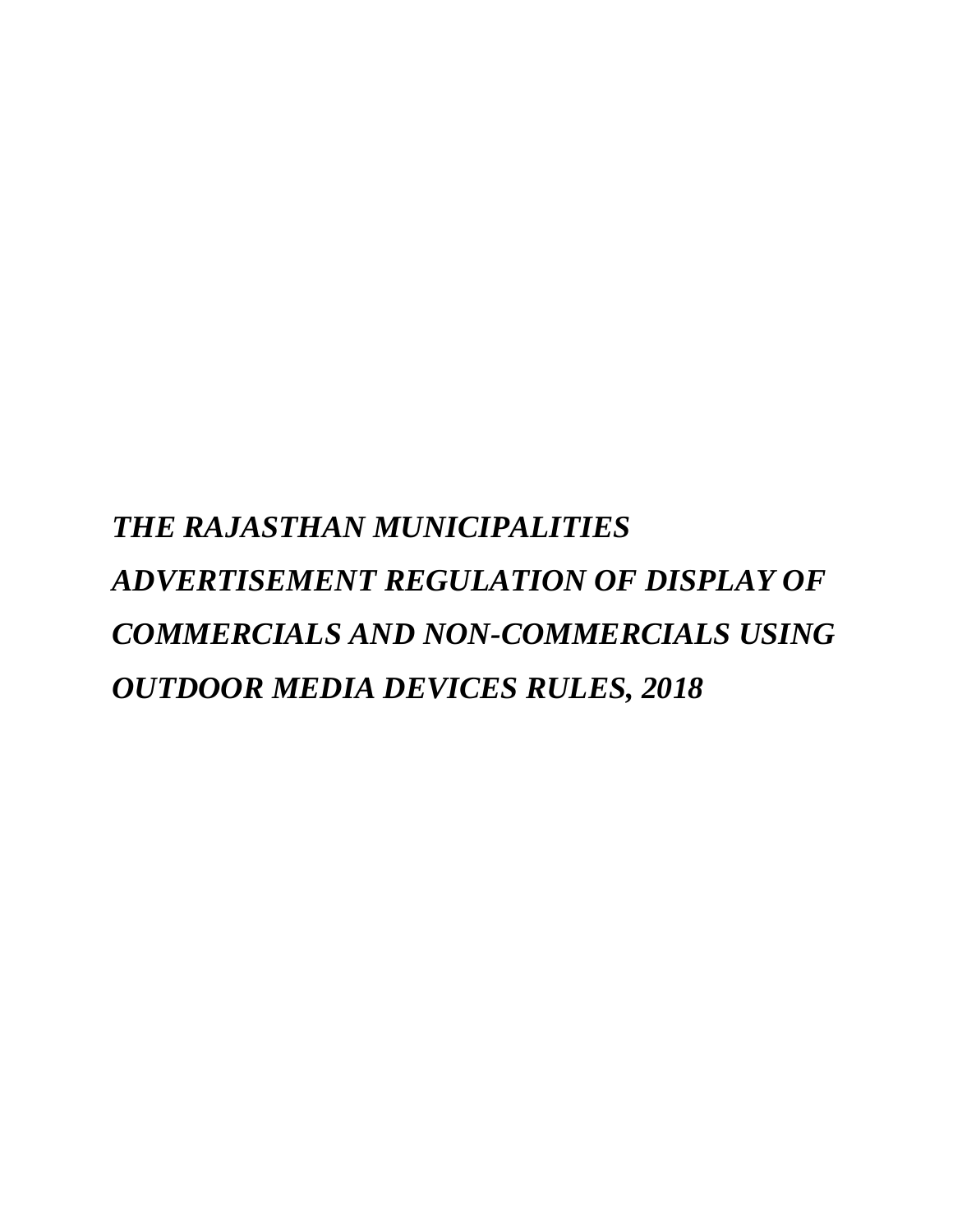# ***THE RAJASTHAN MUNICIPALITIES ADVERTISEMENT REGULATION OF DISPLAY OF COMMERCIALS AND NON-COMMERCIALS USING OUTDOOR MEDIA DEVICES RULES, 2018***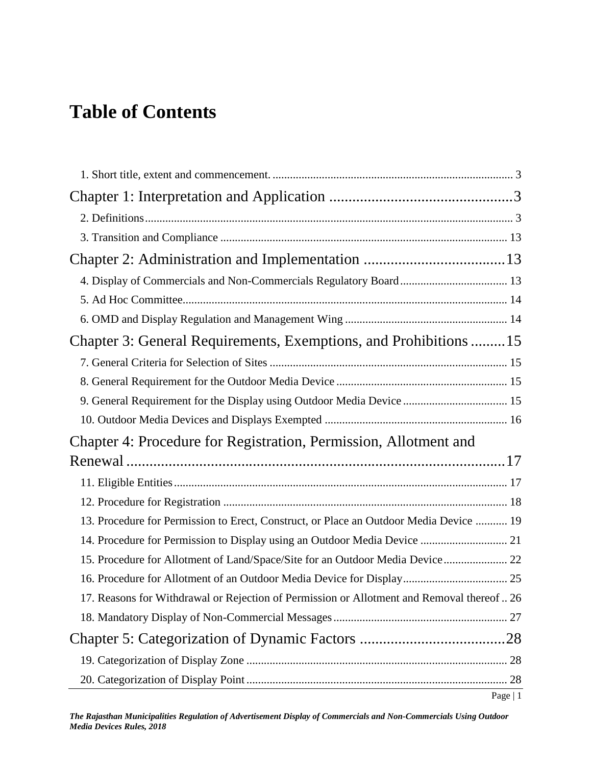# Table of Contents

1. Short title, extent and commencement. ..... 3

Chapter 1: Interpretation and Application ..... 3

2. Definitions ..... 3

3. Transition and Compliance ..... 13

Chapter 2: Administration and Implementation ..... 13

4. Display of Commercials and Non-Commercials Regulatory Board ..... 13

5. Ad Hoc Committee ..... 14

6. OMD and Display Regulation and Management Wing ..... 14

Chapter 3: General Requirements, Exemptions, and Prohibitions ..... 15

7. General Criteria for Selection of Sites ..... 15

8. General Requirement for the Outdoor Media Device ..... 15

9. General Requirement for the Display using Outdoor Media Device ..... 15

10. Outdoor Media Devices and Displays Exempted ..... 16

Chapter 4: Procedure for Registration, Permission, Allotment and Renewal ..... 17

11. Eligible Entities ..... 17

12. Procedure for Registration ..... 18

13. Procedure for Permission to Erect, Construct, or Place an Outdoor Media Device ..... 19

14. Procedure for Permission to Display using an Outdoor Media Device ..... 21

15. Procedure for Allotment of Land/Space/Site for an Outdoor Media Device ..... 22

16. Procedure for Allotment of an Outdoor Media Device for Display ..... 25

17. Reasons for Withdrawal or Rejection of Permission or Allotment and Removal thereof .. 26

18. Mandatory Display of Non-Commercial Messages ..... 27

Chapter 5: Categorization of Dynamic Factors ..... 28

19. Categorization of Display Zone ..... 28

20. Categorization of Display Point ..... 28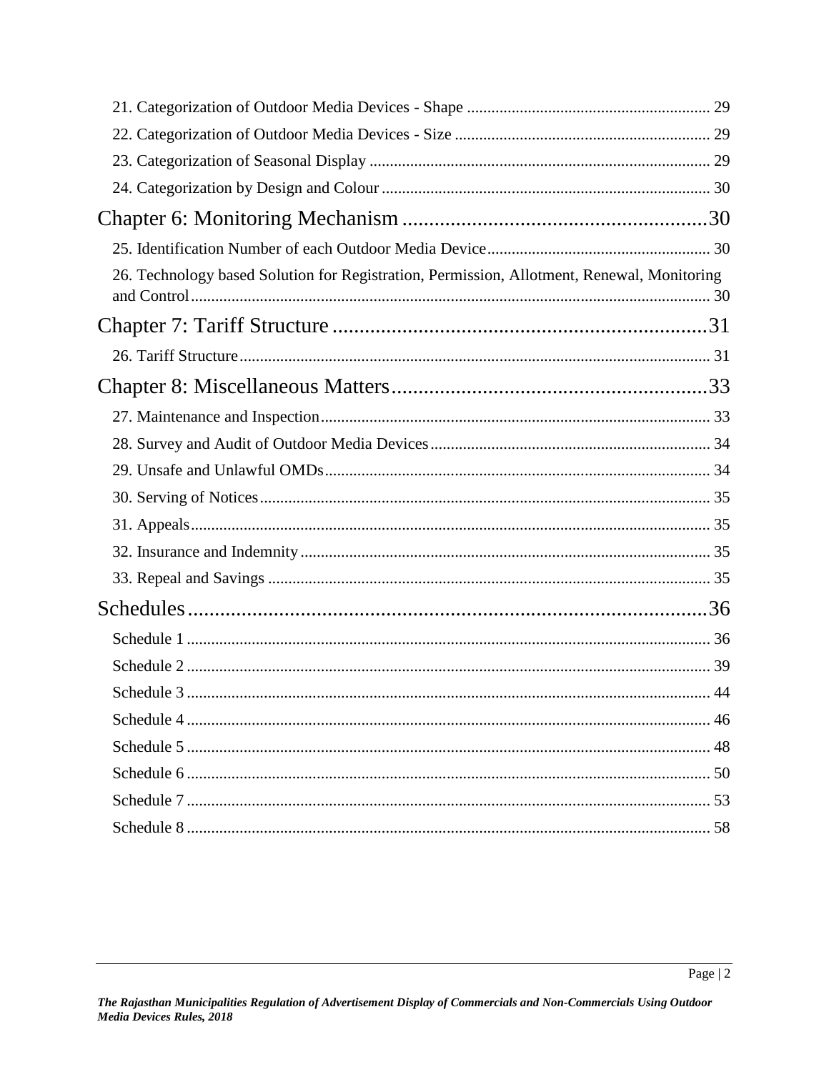21. Categorization of Outdoor Media Devices - Shape ........................................................... 29
22. Categorization of Outdoor Media Devices - Size .............................................................. 29
23. Categorization of Seasonal Display .................................................................................. 29
24. Categorization by Design and Colour ............................................................................... 30

Chapter 6: Monitoring Mechanism .........................................................30

25. Identification Number of each Outdoor Media Device...................................................... 30
26. Technology based Solution for Registration, Permission, Allotment, Renewal, Monitoring and Control............................................................................................................... 30

Chapter 7: Tariff Structure .....................................................................31

26. Tariff Structure.................................................................................................................. 31

Chapter 8: Miscellaneous Matters...........................................................33

27. Maintenance and Inspection............................................................................................... 33
28. Survey and Audit of Outdoor Media Devices.................................................................... 34
29. Unsafe and Unlawful OMDs.............................................................................................. 34
30. Serving of Notices............................................................................................................. 35
31. Appeals.............................................................................................................................. 35
32. Insurance and Indemnity.................................................................................................... 35
33. Repeal and Savings ........................................................................................................... 35

Schedules..................................................................................................36

Schedule 1 ............................................................................................................................... 36
Schedule 2 ............................................................................................................................... 39
Schedule 3 ............................................................................................................................... 44
Schedule 4 ............................................................................................................................... 46
Schedule 5 ............................................................................................................................... 48
Schedule 6 ............................................................................................................................... 50
Schedule 7 ............................................................................................................................... 53
Schedule 8 ............................................................................................................................... 58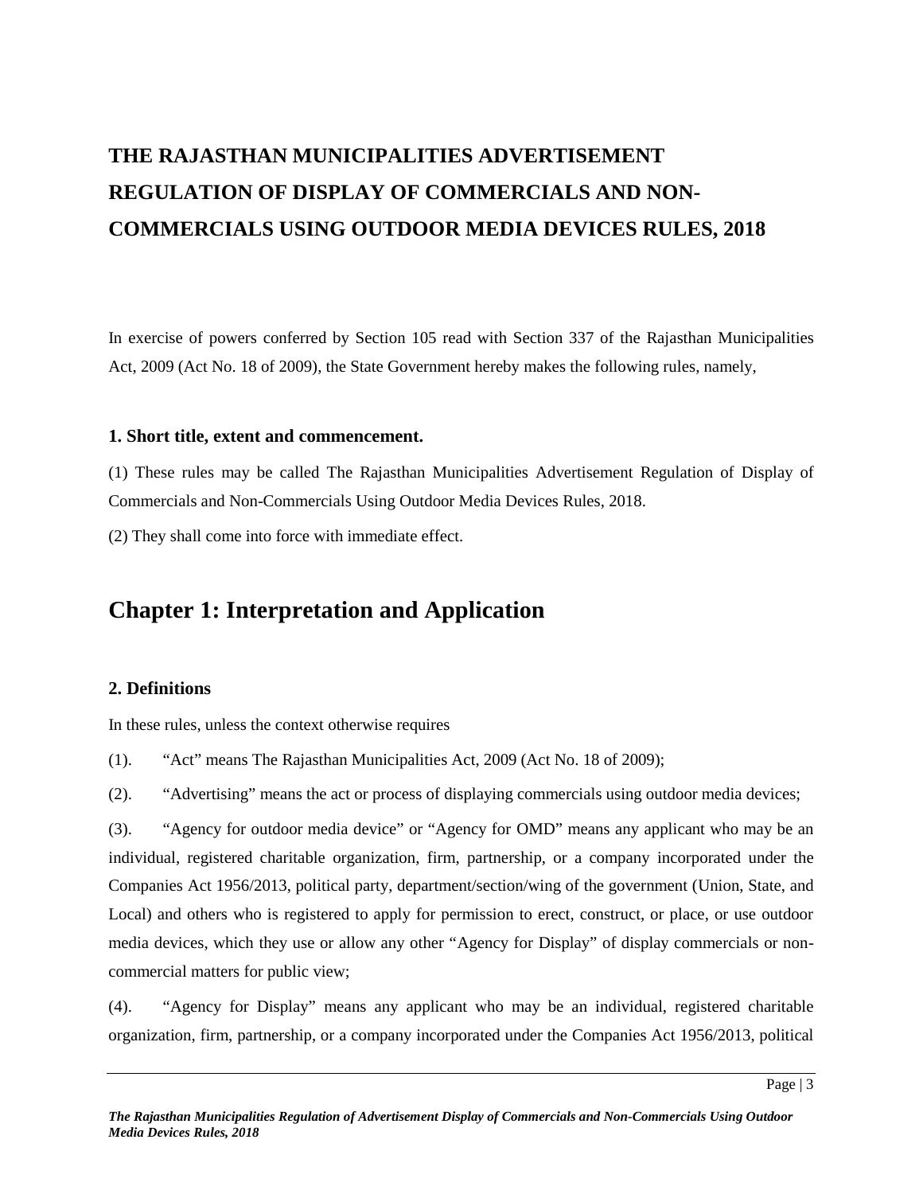# THE RAJASTHAN MUNICIPALITIES ADVERTISEMENT REGULATION OF DISPLAY OF COMMERCIALS AND NON-COMMERCIALS USING OUTDOOR MEDIA DEVICES RULES, 2018

In exercise of powers conferred by Section 105 read with Section 337 of the Rajasthan Municipalities Act, 2009 (Act No. 18 of 2009), the State Government hereby makes the following rules, namely,

### 1. Short title, extent and commencement.

(1) These rules may be called The Rajasthan Municipalities Advertisement Regulation of Display of Commercials and Non-Commercials Using Outdoor Media Devices Rules, 2018.

(2) They shall come into force with immediate effect.

## Chapter 1: Interpretation and Application

### 2. Definitions

In these rules, unless the context otherwise requires

(1). "Act" means The Rajasthan Municipalities Act, 2009 (Act No. 18 of 2009);

(2). "Advertising" means the act or process of displaying commercials using outdoor media devices;

(3). "Agency for outdoor media device" or "Agency for OMD" means any applicant who may be an individual, registered charitable organization, firm, partnership, or a company incorporated under the Companies Act 1956/2013, political party, department/section/wing of the government (Union, State, and Local) and others who is registered to apply for permission to erect, construct, or place, or use outdoor media devices, which they use or allow any other "Agency for Display" of display commercials or non-commercial matters for public view;

(4). "Agency for Display" means any applicant who may be an individual, registered charitable organization, firm, partnership, or a company incorporated under the Companies Act 1956/2013, political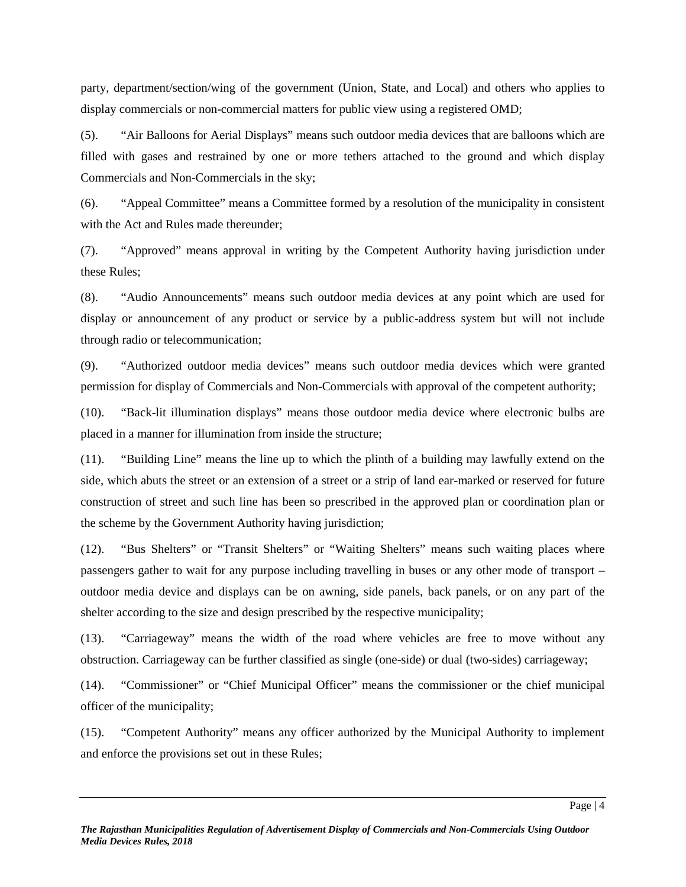party, department/section/wing of the government (Union, State, and Local) and others who applies to display commercials or non-commercial matters for public view using a registered OMD;

(5). "Air Balloons for Aerial Displays" means such outdoor media devices that are balloons which are filled with gases and restrained by one or more tethers attached to the ground and which display Commercials and Non-Commercials in the sky;

(6). "Appeal Committee" means a Committee formed by a resolution of the municipality in consistent with the Act and Rules made thereunder;

(7). "Approved" means approval in writing by the Competent Authority having jurisdiction under these Rules;

(8). "Audio Announcements" means such outdoor media devices at any point which are used for display or announcement of any product or service by a public-address system but will not include through radio or telecommunication;

(9). "Authorized outdoor media devices" means such outdoor media devices which were granted permission for display of Commercials and Non-Commercials with approval of the competent authority;

(10). "Back-lit illumination displays" means those outdoor media device where electronic bulbs are placed in a manner for illumination from inside the structure;

(11). "Building Line" means the line up to which the plinth of a building may lawfully extend on the side, which abuts the street or an extension of a street or a strip of land ear-marked or reserved for future construction of street and such line has been so prescribed in the approved plan or coordination plan or the scheme by the Government Authority having jurisdiction;

(12). "Bus Shelters" or "Transit Shelters" or "Waiting Shelters" means such waiting places where passengers gather to wait for any purpose including travelling in buses or any other mode of transport – outdoor media device and displays can be on awning, side panels, back panels, or on any part of the shelter according to the size and design prescribed by the respective municipality;

(13). "Carriageway" means the width of the road where vehicles are free to move without any obstruction. Carriageway can be further classified as single (one-side) or dual (two-sides) carriageway;

(14). "Commissioner" or "Chief Municipal Officer" means the commissioner or the chief municipal officer of the municipality;

(15). "Competent Authority" means any officer authorized by the Municipal Authority to implement and enforce the provisions set out in these Rules;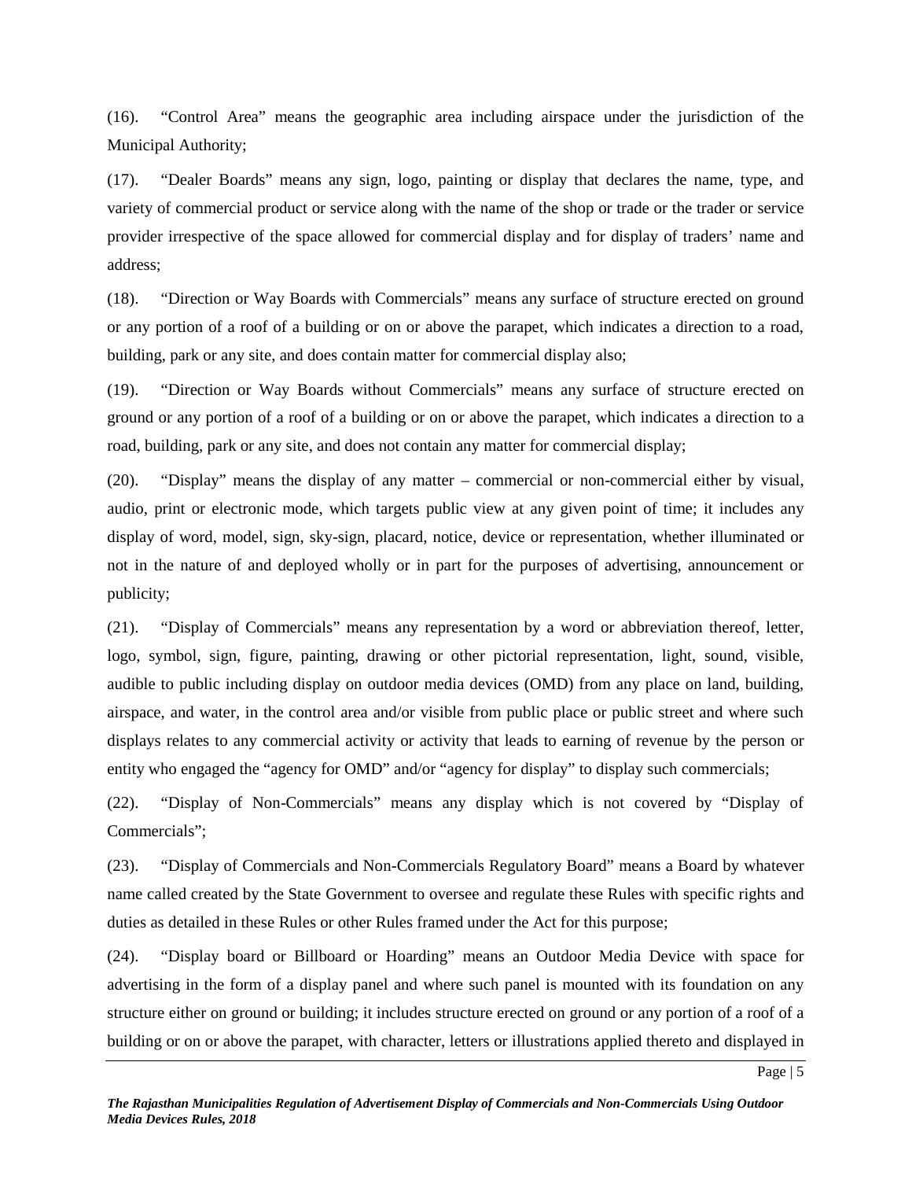(16). “Control Area” means the geographic area including airspace under the jurisdiction of the Municipal Authority;

(17). “Dealer Boards” means any sign, logo, painting or display that declares the name, type, and variety of commercial product or service along with the name of the shop or trade or the trader or service provider irrespective of the space allowed for commercial display and for display of traders’ name and address;

(18). “Direction or Way Boards with Commercials” means any surface of structure erected on ground or any portion of a roof of a building or on or above the parapet, which indicates a direction to a road, building, park or any site, and does contain matter for commercial display also;

(19). “Direction or Way Boards without Commercials” means any surface of structure erected on ground or any portion of a roof of a building or on or above the parapet, which indicates a direction to a road, building, park or any site, and does not contain any matter for commercial display;

(20). “Display” means the display of any matter – commercial or non-commercial either by visual, audio, print or electronic mode, which targets public view at any given point of time; it includes any display of word, model, sign, sky-sign, placard, notice, device or representation, whether illuminated or not in the nature of and deployed wholly or in part for the purposes of advertising, announcement or publicity;

(21). “Display of Commercials” means any representation by a word or abbreviation thereof, letter, logo, symbol, sign, figure, painting, drawing or other pictorial representation, light, sound, visible, audible to public including display on outdoor media devices (OMD) from any place on land, building, airspace, and water, in the control area and/or visible from public place or public street and where such displays relates to any commercial activity or activity that leads to earning of revenue by the person or entity who engaged the “agency for OMD” and/or “agency for display” to display such commercials;

(22). “Display of Non-Commercials” means any display which is not covered by “Display of Commercials”;

(23). “Display of Commercials and Non-Commercials Regulatory Board” means a Board by whatever name called created by the State Government to oversee and regulate these Rules with specific rights and duties as detailed in these Rules or other Rules framed under the Act for this purpose;

(24). “Display board or Billboard or Hoarding” means an Outdoor Media Device with space for advertising in the form of a display panel and where such panel is mounted with its foundation on any structure either on ground or building; it includes structure erected on ground or any portion of a roof of a building or on or above the parapet, with character, letters or illustrations applied thereto and displayed in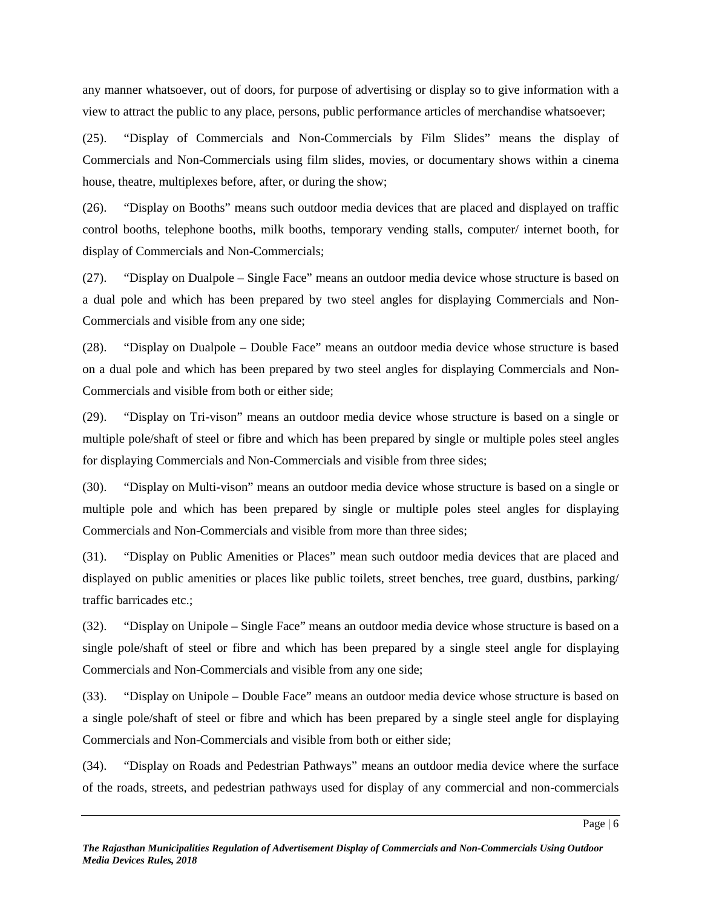any manner whatsoever, out of doors, for purpose of advertising or display so to give information with a view to attract the public to any place, persons, public performance articles of merchandise whatsoever;

(25). "Display of Commercials and Non-Commercials by Film Slides" means the display of Commercials and Non-Commercials using film slides, movies, or documentary shows within a cinema house, theatre, multiplexes before, after, or during the show;

(26). "Display on Booths" means such outdoor media devices that are placed and displayed on traffic control booths, telephone booths, milk booths, temporary vending stalls, computer/ internet booth, for display of Commercials and Non-Commercials;

(27). "Display on Dualpole – Single Face" means an outdoor media device whose structure is based on a dual pole and which has been prepared by two steel angles for displaying Commercials and Non-Commercials and visible from any one side;

(28). "Display on Dualpole – Double Face" means an outdoor media device whose structure is based on a dual pole and which has been prepared by two steel angles for displaying Commercials and Non-Commercials and visible from both or either side;

(29). "Display on Tri-vison" means an outdoor media device whose structure is based on a single or multiple pole/shaft of steel or fibre and which has been prepared by single or multiple poles steel angles for displaying Commercials and Non-Commercials and visible from three sides;

(30). "Display on Multi-vison" means an outdoor media device whose structure is based on a single or multiple pole and which has been prepared by single or multiple poles steel angles for displaying Commercials and Non-Commercials and visible from more than three sides;

(31). "Display on Public Amenities or Places" mean such outdoor media devices that are placed and displayed on public amenities or places like public toilets, street benches, tree guard, dustbins, parking/ traffic barricades etc.;

(32). "Display on Unipole – Single Face" means an outdoor media device whose structure is based on a single pole/shaft of steel or fibre and which has been prepared by a single steel angle for displaying Commercials and Non-Commercials and visible from any one side;

(33). "Display on Unipole – Double Face" means an outdoor media device whose structure is based on a single pole/shaft of steel or fibre and which has been prepared by a single steel angle for displaying Commercials and Non-Commercials and visible from both or either side;

(34). "Display on Roads and Pedestrian Pathways" means an outdoor media device where the surface of the roads, streets, and pedestrian pathways used for display of any commercial and non-commercials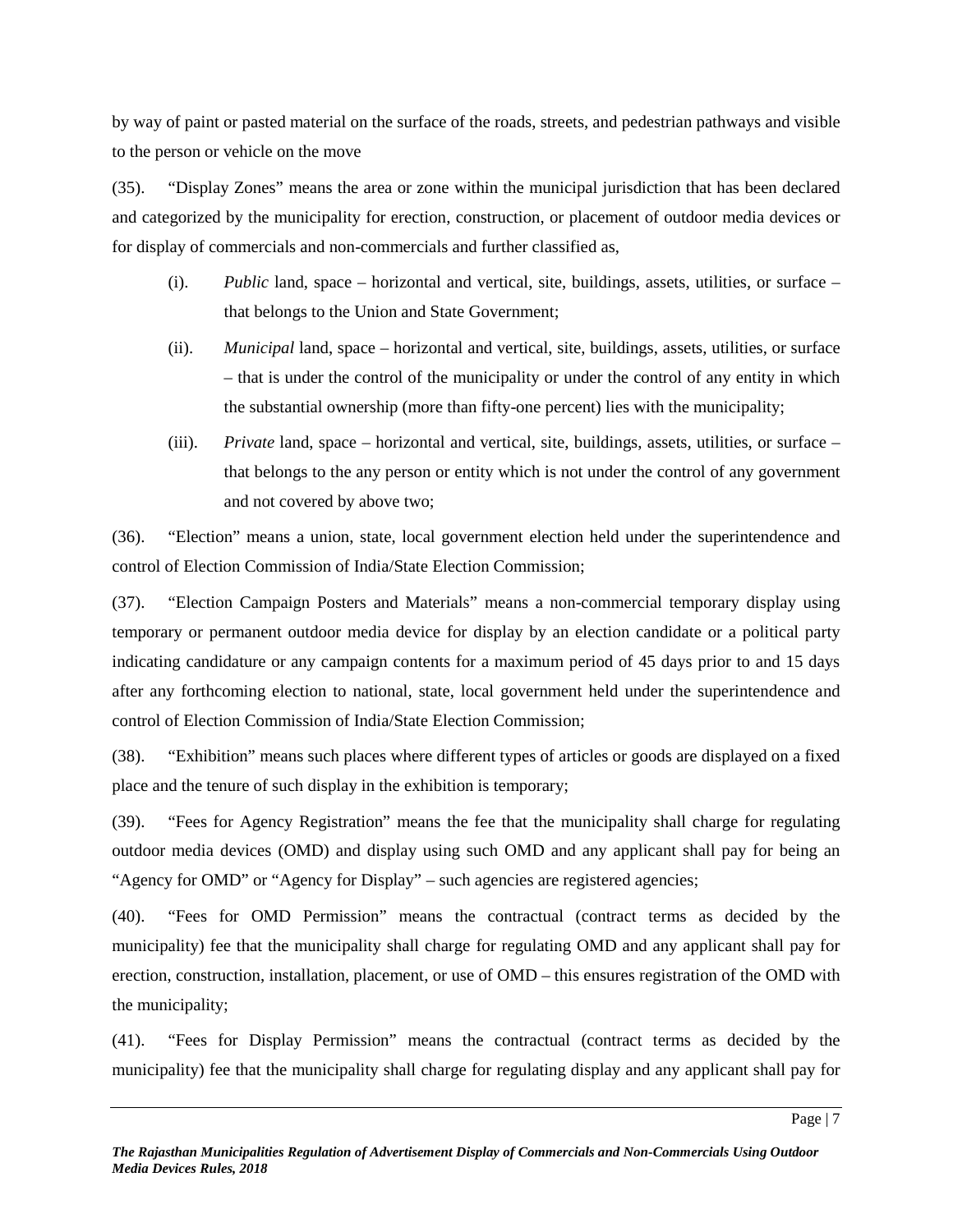by way of paint or pasted material on the surface of the roads, streets, and pedestrian pathways and visible to the person or vehicle on the move

(35). “Display Zones” means the area or zone within the municipal jurisdiction that has been declared and categorized by the municipality for erection, construction, or placement of outdoor media devices or for display of commercials and non-commercials and further classified as,

(i). *Public* land, space – horizontal and vertical, site, buildings, assets, utilities, or surface – that belongs to the Union and State Government;

(ii). *Municipal* land, space – horizontal and vertical, site, buildings, assets, utilities, or surface – that is under the control of the municipality or under the control of any entity in which the substantial ownership (more than fifty-one percent) lies with the municipality;

(iii). *Private* land, space – horizontal and vertical, site, buildings, assets, utilities, or surface – that belongs to the any person or entity which is not under the control of any government and not covered by above two;

(36). “Election” means a union, state, local government election held under the superintendence and control of Election Commission of India/State Election Commission;

(37). “Election Campaign Posters and Materials” means a non-commercial temporary display using temporary or permanent outdoor media device for display by an election candidate or a political party indicating candidature or any campaign contents for a maximum period of 45 days prior to and 15 days after any forthcoming election to national, state, local government held under the superintendence and control of Election Commission of India/State Election Commission;

(38). “Exhibition” means such places where different types of articles or goods are displayed on a fixed place and the tenure of such display in the exhibition is temporary;

(39). “Fees for Agency Registration” means the fee that the municipality shall charge for regulating outdoor media devices (OMD) and display using such OMD and any applicant shall pay for being an “Agency for OMD” or “Agency for Display” – such agencies are registered agencies;

(40). “Fees for OMD Permission” means the contractual (contract terms as decided by the municipality) fee that the municipality shall charge for regulating OMD and any applicant shall pay for erection, construction, installation, placement, or use of OMD – this ensures registration of the OMD with the municipality;

(41). “Fees for Display Permission” means the contractual (contract terms as decided by the municipality) fee that the municipality shall charge for regulating display and any applicant shall pay for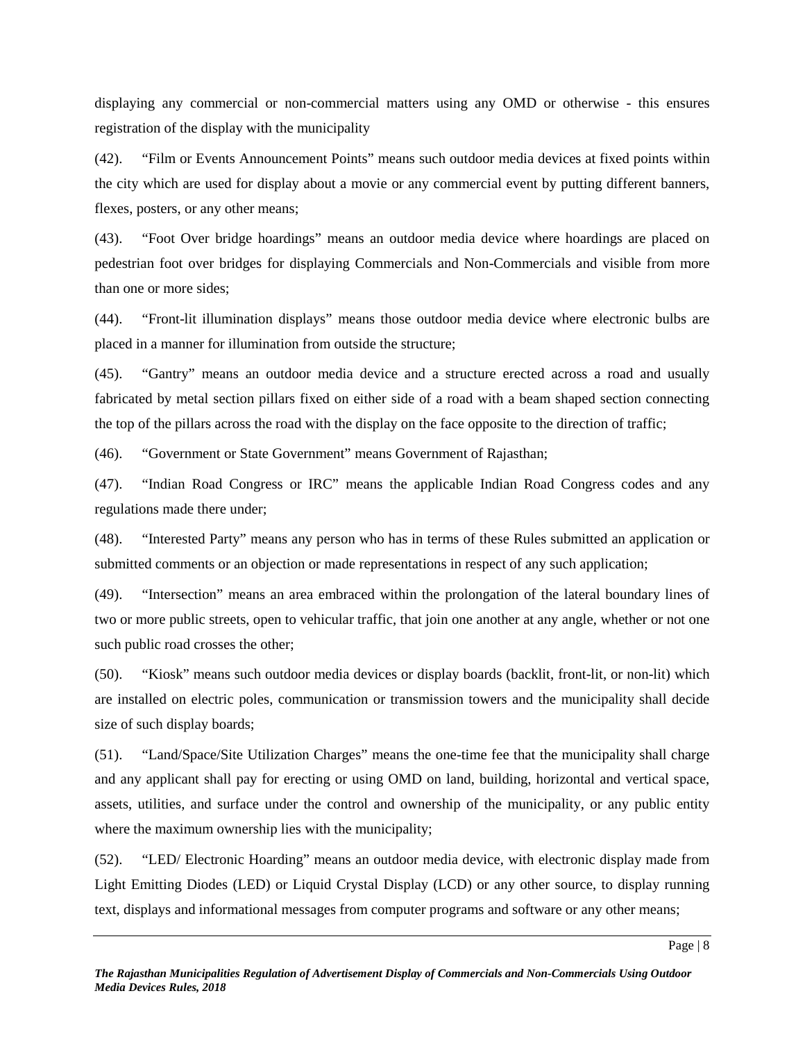displaying any commercial or non-commercial matters using any OMD or otherwise - this ensures registration of the display with the municipality

(42). "Film or Events Announcement Points" means such outdoor media devices at fixed points within the city which are used for display about a movie or any commercial event by putting different banners, flexes, posters, or any other means;

(43). "Foot Over bridge hoardings" means an outdoor media device where hoardings are placed on pedestrian foot over bridges for displaying Commercials and Non-Commercials and visible from more than one or more sides;

(44). "Front-lit illumination displays" means those outdoor media device where electronic bulbs are placed in a manner for illumination from outside the structure;

(45). "Gantry" means an outdoor media device and a structure erected across a road and usually fabricated by metal section pillars fixed on either side of a road with a beam shaped section connecting the top of the pillars across the road with the display on the face opposite to the direction of traffic;

(46). "Government or State Government" means Government of Rajasthan;

(47). "Indian Road Congress or IRC" means the applicable Indian Road Congress codes and any regulations made there under;

(48). "Interested Party" means any person who has in terms of these Rules submitted an application or submitted comments or an objection or made representations in respect of any such application;

(49). "Intersection" means an area embraced within the prolongation of the lateral boundary lines of two or more public streets, open to vehicular traffic, that join one another at any angle, whether or not one such public road crosses the other;

(50). "Kiosk" means such outdoor media devices or display boards (backlit, front-lit, or non-lit) which are installed on electric poles, communication or transmission towers and the municipality shall decide size of such display boards;

(51). "Land/Space/Site Utilization Charges" means the one-time fee that the municipality shall charge and any applicant shall pay for erecting or using OMD on land, building, horizontal and vertical space, assets, utilities, and surface under the control and ownership of the municipality, or any public entity where the maximum ownership lies with the municipality;

(52). "LED/ Electronic Hoarding" means an outdoor media device, with electronic display made from Light Emitting Diodes (LED) or Liquid Crystal Display (LCD) or any other source, to display running text, displays and informational messages from computer programs and software or any other means;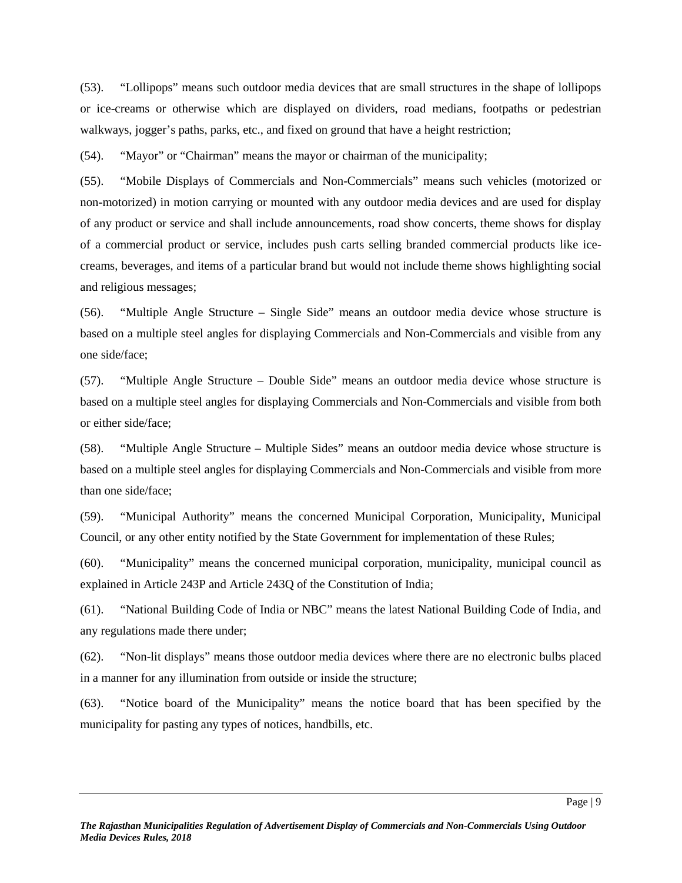(53). “Lollipops” means such outdoor media devices that are small structures in the shape of lollipops or ice-creams or otherwise which are displayed on dividers, road medians, footpaths or pedestrian walkways, jogger’s paths, parks, etc., and fixed on ground that have a height restriction;

(54). “Mayor” or “Chairman” means the mayor or chairman of the municipality;

(55). “Mobile Displays of Commercials and Non-Commercials” means such vehicles (motorized or non-motorized) in motion carrying or mounted with any outdoor media devices and are used for display of any product or service and shall include announcements, road show concerts, theme shows for display of a commercial product or service, includes push carts selling branded commercial products like ice-creams, beverages, and items of a particular brand but would not include theme shows highlighting social and religious messages;

(56). “Multiple Angle Structure – Single Side” means an outdoor media device whose structure is based on a multiple steel angles for displaying Commercials and Non-Commercials and visible from any one side/face;

(57). “Multiple Angle Structure – Double Side” means an outdoor media device whose structure is based on a multiple steel angles for displaying Commercials and Non-Commercials and visible from both or either side/face;

(58). “Multiple Angle Structure – Multiple Sides” means an outdoor media device whose structure is based on a multiple steel angles for displaying Commercials and Non-Commercials and visible from more than one side/face;

(59). “Municipal Authority” means the concerned Municipal Corporation, Municipality, Municipal Council, or any other entity notified by the State Government for implementation of these Rules;

(60). “Municipality” means the concerned municipal corporation, municipality, municipal council as explained in Article 243P and Article 243Q of the Constitution of India;

(61). “National Building Code of India or NBC” means the latest National Building Code of India, and any regulations made there under;

(62). “Non-lit displays” means those outdoor media devices where there are no electronic bulbs placed in a manner for any illumination from outside or inside the structure;

(63). “Notice board of the Municipality” means the notice board that has been specified by the municipality for pasting any types of notices, handbills, etc.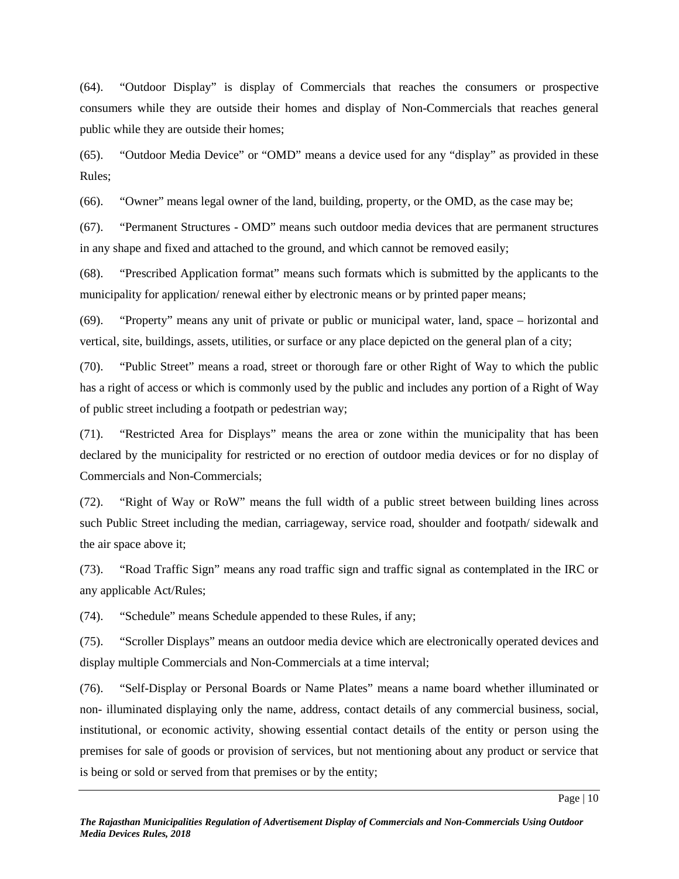(64). "Outdoor Display" is display of Commercials that reaches the consumers or prospective consumers while they are outside their homes and display of Non-Commercials that reaches general public while they are outside their homes;

(65). "Outdoor Media Device" or "OMD" means a device used for any "display" as provided in these Rules;

(66). "Owner" means legal owner of the land, building, property, or the OMD, as the case may be;

(67). "Permanent Structures - OMD" means such outdoor media devices that are permanent structures in any shape and fixed and attached to the ground, and which cannot be removed easily;

(68). "Prescribed Application format" means such formats which is submitted by the applicants to the municipality for application/ renewal either by electronic means or by printed paper means;

(69). "Property" means any unit of private or public or municipal water, land, space – horizontal and vertical, site, buildings, assets, utilities, or surface or any place depicted on the general plan of a city;

(70). "Public Street" means a road, street or thorough fare or other Right of Way to which the public has a right of access or which is commonly used by the public and includes any portion of a Right of Way of public street including a footpath or pedestrian way;

(71). "Restricted Area for Displays" means the area or zone within the municipality that has been declared by the municipality for restricted or no erection of outdoor media devices or for no display of Commercials and Non-Commercials;

(72). "Right of Way or RoW" means the full width of a public street between building lines across such Public Street including the median, carriageway, service road, shoulder and footpath/ sidewalk and the air space above it;

(73). "Road Traffic Sign" means any road traffic sign and traffic signal as contemplated in the IRC or any applicable Act/Rules;

(74). "Schedule" means Schedule appended to these Rules, if any;

(75). "Scroller Displays" means an outdoor media device which are electronically operated devices and display multiple Commercials and Non-Commercials at a time interval;

(76). "Self-Display or Personal Boards or Name Plates" means a name board whether illuminated or non- illuminated displaying only the name, address, contact details of any commercial business, social, institutional, or economic activity, showing essential contact details of the entity or person using the premises for sale of goods or provision of services, but not mentioning about any product or service that is being or sold or served from that premises or by the entity;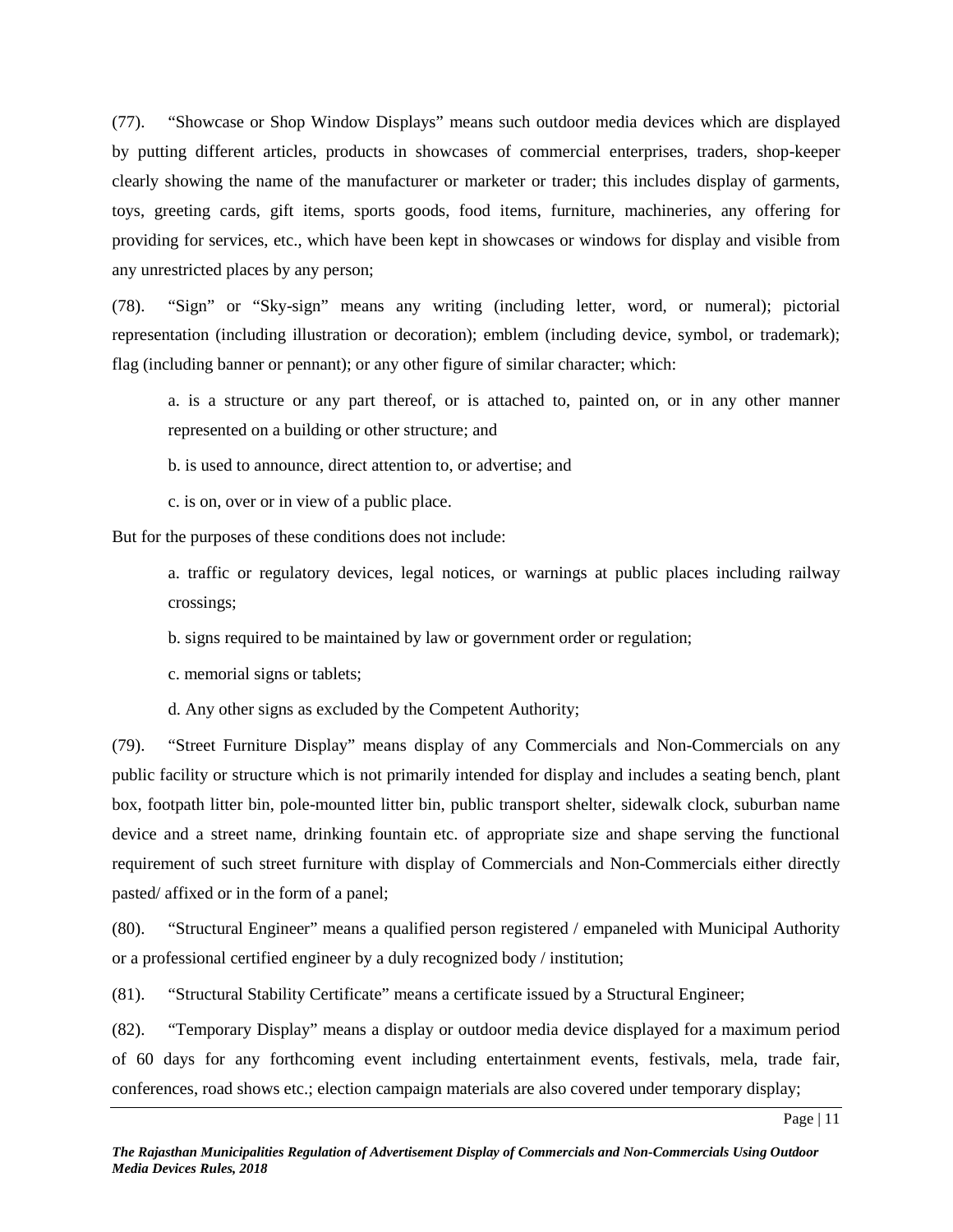(77). "Showcase or Shop Window Displays" means such outdoor media devices which are displayed by putting different articles, products in showcases of commercial enterprises, traders, shop-keeper clearly showing the name of the manufacturer or marketer or trader; this includes display of garments, toys, greeting cards, gift items, sports goods, food items, furniture, machineries, any offering for providing for services, etc., which have been kept in showcases or windows for display and visible from any unrestricted places by any person;

(78). "Sign" or "Sky-sign" means any writing (including letter, word, or numeral); pictorial representation (including illustration or decoration); emblem (including device, symbol, or trademark); flag (including banner or pennant); or any other figure of similar character; which:

> a. is a structure or any part thereof, or is attached to, painted on, or in any other manner represented on a building or other structure; and
>
> b. is used to announce, direct attention to, or advertise; and
>
> c. is on, over or in view of a public place.

But for the purposes of these conditions does not include:

> a. traffic or regulatory devices, legal notices, or warnings at public places including railway crossings;
>
> b. signs required to be maintained by law or government order or regulation;
>
> c. memorial signs or tablets;
>
> d. Any other signs as excluded by the Competent Authority;

(79). "Street Furniture Display" means display of any Commercials and Non-Commercials on any public facility or structure which is not primarily intended for display and includes a seating bench, plant box, footpath litter bin, pole-mounted litter bin, public transport shelter, sidewalk clock, suburban name device and a street name, drinking fountain etc. of appropriate size and shape serving the functional requirement of such street furniture with display of Commercials and Non-Commercials either directly pasted/ affixed or in the form of a panel;

(80). "Structural Engineer" means a qualified person registered / empaneled with Municipal Authority or a professional certified engineer by a duly recognized body / institution;

(81). "Structural Stability Certificate" means a certificate issued by a Structural Engineer;

(82). "Temporary Display" means a display or outdoor media device displayed for a maximum period of 60 days for any forthcoming event including entertainment events, festivals, mela, trade fair, conferences, road shows etc.; election campaign materials are also covered under temporary display;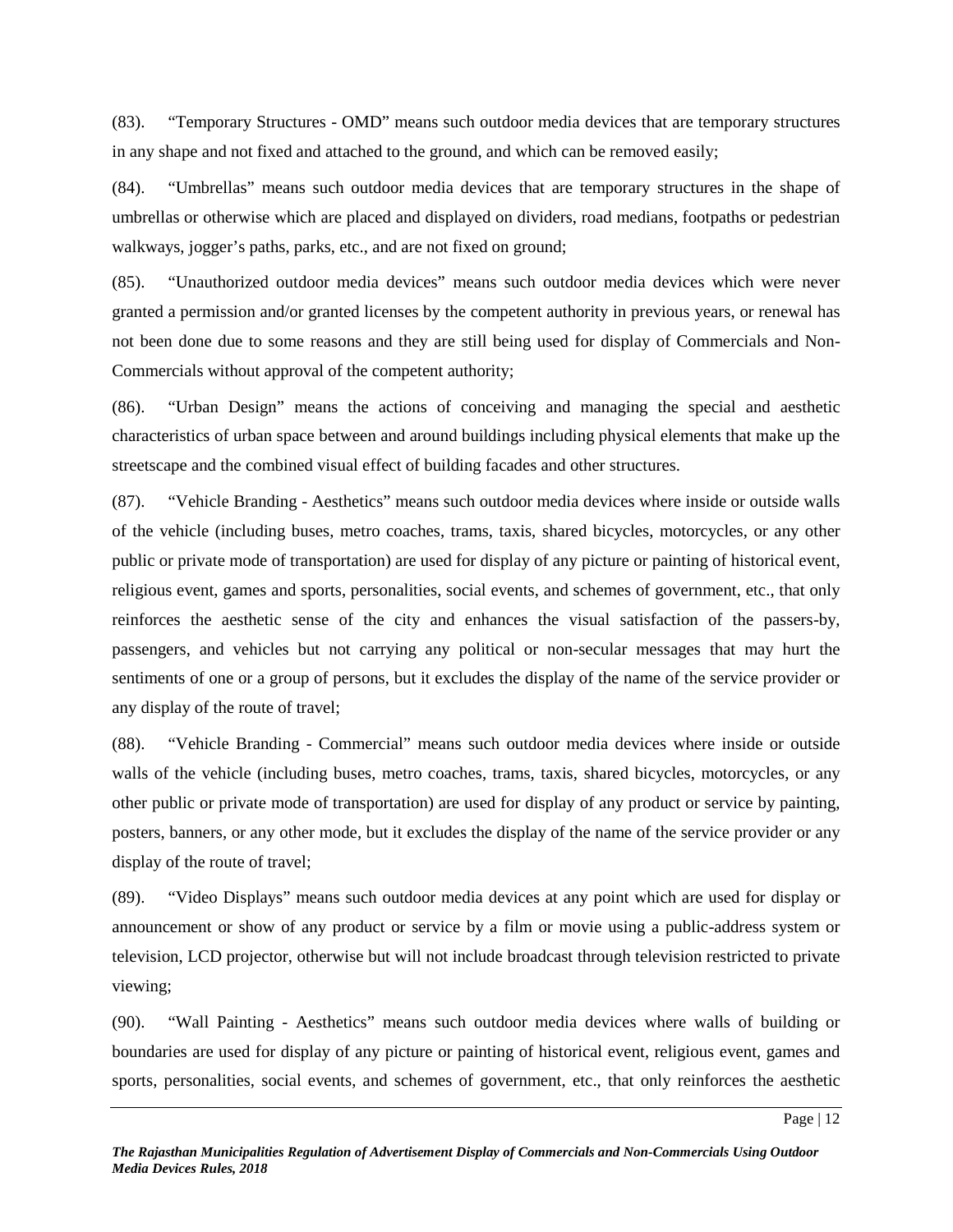(83). "Temporary Structures - OMD" means such outdoor media devices that are temporary structures in any shape and not fixed and attached to the ground, and which can be removed easily;

(84). "Umbrellas" means such outdoor media devices that are temporary structures in the shape of umbrellas or otherwise which are placed and displayed on dividers, road medians, footpaths or pedestrian walkways, jogger's paths, parks, etc., and are not fixed on ground;

(85). "Unauthorized outdoor media devices" means such outdoor media devices which were never granted a permission and/or granted licenses by the competent authority in previous years, or renewal has not been done due to some reasons and they are still being used for display of Commercials and Non-Commercials without approval of the competent authority;

(86). "Urban Design" means the actions of conceiving and managing the special and aesthetic characteristics of urban space between and around buildings including physical elements that make up the streetscape and the combined visual effect of building facades and other structures.

(87). "Vehicle Branding - Aesthetics" means such outdoor media devices where inside or outside walls of the vehicle (including buses, metro coaches, trams, taxis, shared bicycles, motorcycles, or any other public or private mode of transportation) are used for display of any picture or painting of historical event, religious event, games and sports, personalities, social events, and schemes of government, etc., that only reinforces the aesthetic sense of the city and enhances the visual satisfaction of the passers-by, passengers, and vehicles but not carrying any political or non-secular messages that may hurt the sentiments of one or a group of persons, but it excludes the display of the name of the service provider or any display of the route of travel;

(88). "Vehicle Branding - Commercial" means such outdoor media devices where inside or outside walls of the vehicle (including buses, metro coaches, trams, taxis, shared bicycles, motorcycles, or any other public or private mode of transportation) are used for display of any product or service by painting, posters, banners, or any other mode, but it excludes the display of the name of the service provider or any display of the route of travel;

(89). "Video Displays" means such outdoor media devices at any point which are used for display or announcement or show of any product or service by a film or movie using a public-address system or television, LCD projector, otherwise but will not include broadcast through television restricted to private viewing;

(90). "Wall Painting - Aesthetics" means such outdoor media devices where walls of building or boundaries are used for display of any picture or painting of historical event, religious event, games and sports, personalities, social events, and schemes of government, etc., that only reinforces the aesthetic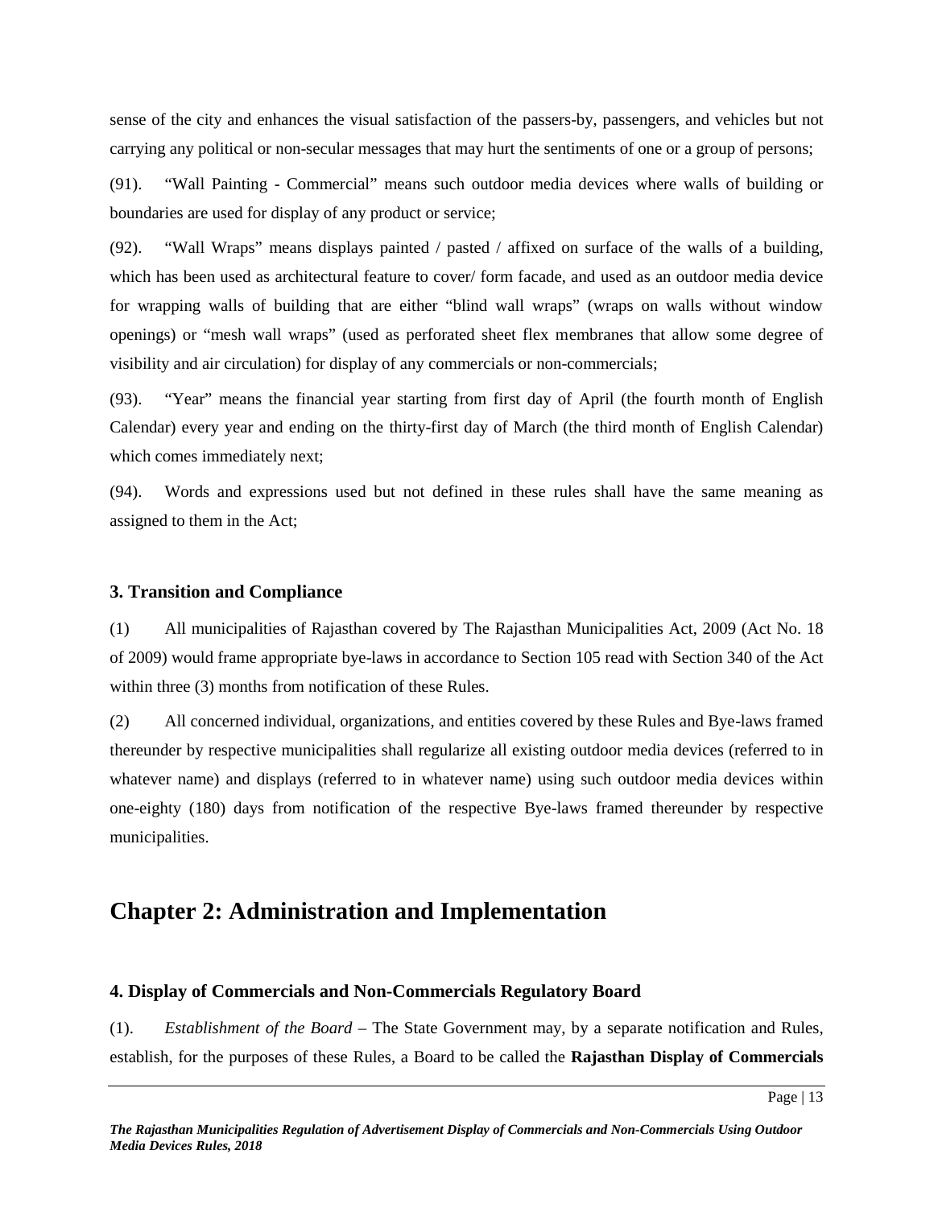sense of the city and enhances the visual satisfaction of the passers-by, passengers, and vehicles but not carrying any political or non-secular messages that may hurt the sentiments of one or a group of persons;

(91). "Wall Painting - Commercial" means such outdoor media devices where walls of building or boundaries are used for display of any product or service;

(92). "Wall Wraps" means displays painted / pasted / affixed on surface of the walls of a building, which has been used as architectural feature to cover/ form facade, and used as an outdoor media device for wrapping walls of building that are either "blind wall wraps" (wraps on walls without window openings) or "mesh wall wraps" (used as perforated sheet flex membranes that allow some degree of visibility and air circulation) for display of any commercials or non-commercials;

(93). "Year" means the financial year starting from first day of April (the fourth month of English Calendar) every year and ending on the thirty-first day of March (the third month of English Calendar) which comes immediately next;

(94). Words and expressions used but not defined in these rules shall have the same meaning as assigned to them in the Act;

### 3. Transition and Compliance

(1) All municipalities of Rajasthan covered by The Rajasthan Municipalities Act, 2009 (Act No. 18 of 2009) would frame appropriate bye-laws in accordance to Section 105 read with Section 340 of the Act within three (3) months from notification of these Rules.

(2) All concerned individual, organizations, and entities covered by these Rules and Bye-laws framed thereunder by respective municipalities shall regularize all existing outdoor media devices (referred to in whatever name) and displays (referred to in whatever name) using such outdoor media devices within one-eighty (180) days from notification of the respective Bye-laws framed thereunder by respective municipalities.

## Chapter 2: Administration and Implementation

### 4. Display of Commercials and Non-Commercials Regulatory Board

(1). *Establishment of the Board* – The State Government may, by a separate notification and Rules, establish, for the purposes of these Rules, a Board to be called the **Rajasthan Display of Commercials**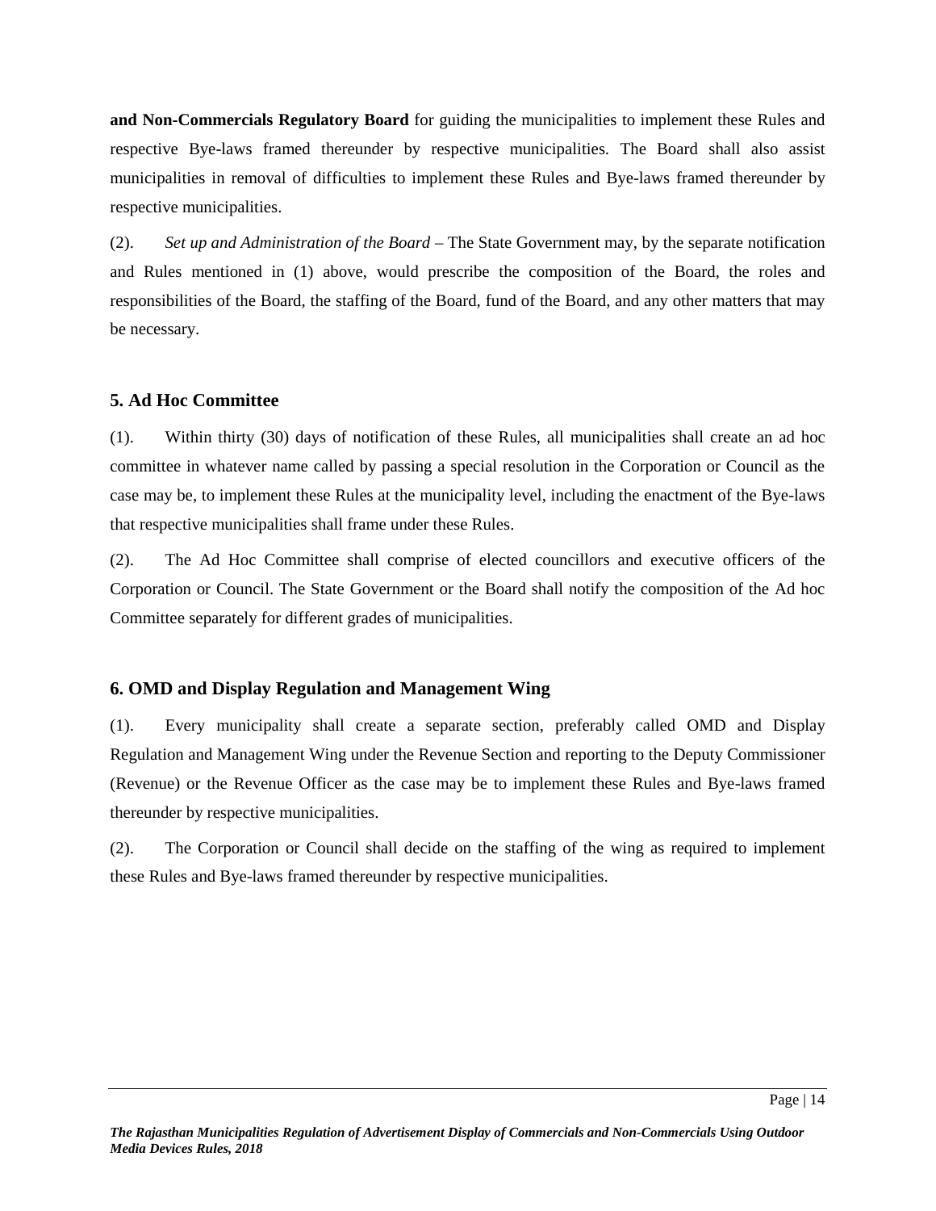**and Non-Commercials Regulatory Board** for guiding the municipalities to implement these Rules and respective Bye-laws framed thereunder by respective municipalities. The Board shall also assist municipalities in removal of difficulties to implement these Rules and Bye-laws framed thereunder by respective municipalities.

(2). *Set up and Administration of the Board* – The State Government may, by the separate notification and Rules mentioned in (1) above, would prescribe the composition of the Board, the roles and responsibilities of the Board, the staffing of the Board, fund of the Board, and any other matters that may be necessary.

## 5. Ad Hoc Committee

(1). Within thirty (30) days of notification of these Rules, all municipalities shall create an ad hoc committee in whatever name called by passing a special resolution in the Corporation or Council as the case may be, to implement these Rules at the municipality level, including the enactment of the Bye-laws that respective municipalities shall frame under these Rules.

(2). The Ad Hoc Committee shall comprise of elected councillors and executive officers of the Corporation or Council. The State Government or the Board shall notify the composition of the Ad hoc Committee separately for different grades of municipalities.

## 6. OMD and Display Regulation and Management Wing

(1). Every municipality shall create a separate section, preferably called OMD and Display Regulation and Management Wing under the Revenue Section and reporting to the Deputy Commissioner (Revenue) or the Revenue Officer as the case may be to implement these Rules and Bye-laws framed thereunder by respective municipalities.

(2). The Corporation or Council shall decide on the staffing of the wing as required to implement these Rules and Bye-laws framed thereunder by respective municipalities.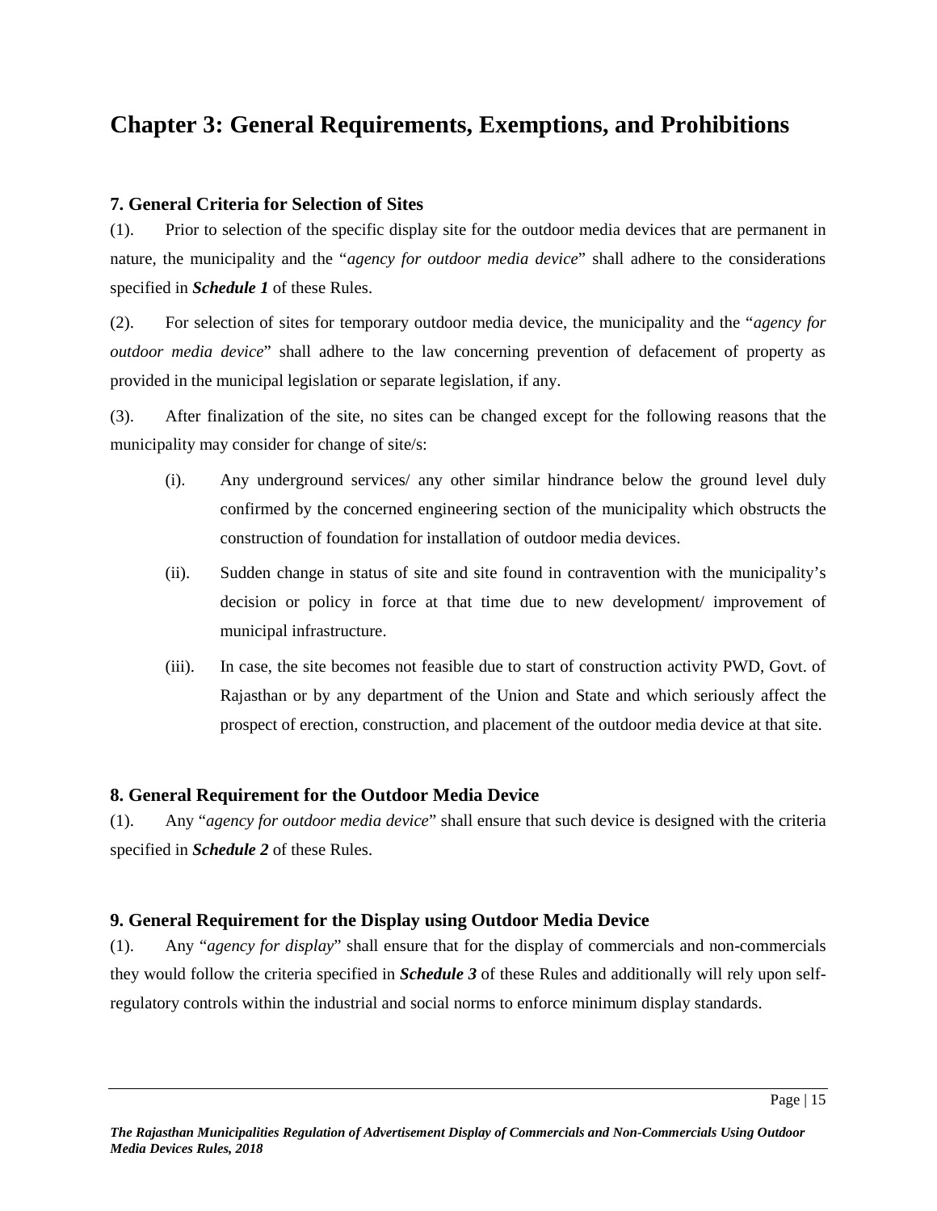# Chapter 3: General Requirements, Exemptions, and Prohibitions

### 7. General Criteria for Selection of Sites

(1). Prior to selection of the specific display site for the outdoor media devices that are permanent in nature, the municipality and the "*agency for outdoor media device*" shall adhere to the considerations specified in ***Schedule 1*** of these Rules.

(2). For selection of sites for temporary outdoor media device, the municipality and the "*agency for outdoor media device*" shall adhere to the law concerning prevention of defacement of property as provided in the municipal legislation or separate legislation, if any.

(3). After finalization of the site, no sites can be changed except for the following reasons that the municipality may consider for change of site/s:

(i). Any underground services/ any other similar hindrance below the ground level duly confirmed by the concerned engineering section of the municipality which obstructs the construction of foundation for installation of outdoor media devices.

(ii). Sudden change in status of site and site found in contravention with the municipality's decision or policy in force at that time due to new development/ improvement of municipal infrastructure.

(iii). In case, the site becomes not feasible due to start of construction activity PWD, Govt. of Rajasthan or by any department of the Union and State and which seriously affect the prospect of erection, construction, and placement of the outdoor media device at that site.

### 8. General Requirement for the Outdoor Media Device

(1). Any "*agency for outdoor media device*" shall ensure that such device is designed with the criteria specified in ***Schedule 2*** of these Rules.

### 9. General Requirement for the Display using Outdoor Media Device

(1). Any "*agency for display*" shall ensure that for the display of commercials and non-commercials they would follow the criteria specified in ***Schedule 3*** of these Rules and additionally will rely upon self-regulatory controls within the industrial and social norms to enforce minimum display standards.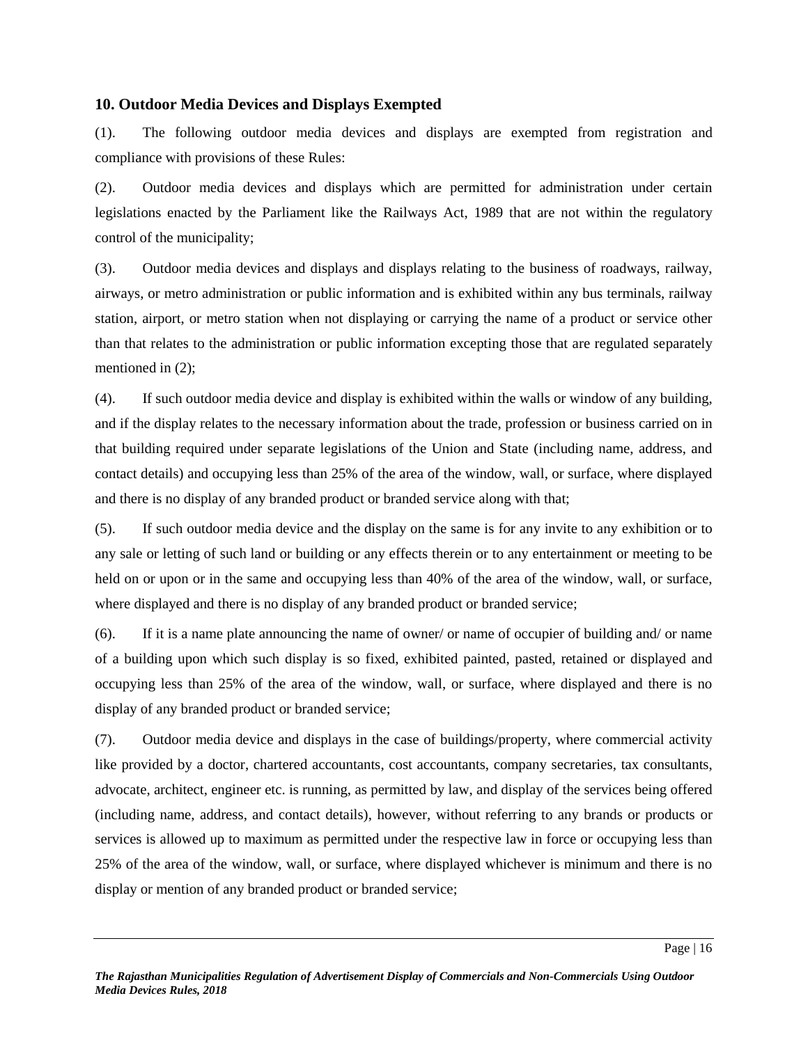### 10. Outdoor Media Devices and Displays Exempted

(1). The following outdoor media devices and displays are exempted from registration and compliance with provisions of these Rules:

(2). Outdoor media devices and displays which are permitted for administration under certain legislations enacted by the Parliament like the Railways Act, 1989 that are not within the regulatory control of the municipality;

(3). Outdoor media devices and displays and displays relating to the business of roadways, railway, airways, or metro administration or public information and is exhibited within any bus terminals, railway station, airport, or metro station when not displaying or carrying the name of a product or service other than that relates to the administration or public information excepting those that are regulated separately mentioned in (2);

(4). If such outdoor media device and display is exhibited within the walls or window of any building, and if the display relates to the necessary information about the trade, profession or business carried on in that building required under separate legislations of the Union and State (including name, address, and contact details) and occupying less than 25% of the area of the window, wall, or surface, where displayed and there is no display of any branded product or branded service along with that;

(5). If such outdoor media device and the display on the same is for any invite to any exhibition or to any sale or letting of such land or building or any effects therein or to any entertainment or meeting to be held on or upon or in the same and occupying less than 40% of the area of the window, wall, or surface, where displayed and there is no display of any branded product or branded service;

(6). If it is a name plate announcing the name of owner/ or name of occupier of building and/ or name of a building upon which such display is so fixed, exhibited painted, pasted, retained or displayed and occupying less than 25% of the area of the window, wall, or surface, where displayed and there is no display of any branded product or branded service;

(7). Outdoor media device and displays in the case of buildings/property, where commercial activity like provided by a doctor, chartered accountants, cost accountants, company secretaries, tax consultants, advocate, architect, engineer etc. is running, as permitted by law, and display of the services being offered (including name, address, and contact details), however, without referring to any brands or products or services is allowed up to maximum as permitted under the respective law in force or occupying less than 25% of the area of the window, wall, or surface, where displayed whichever is minimum and there is no display or mention of any branded product or branded service;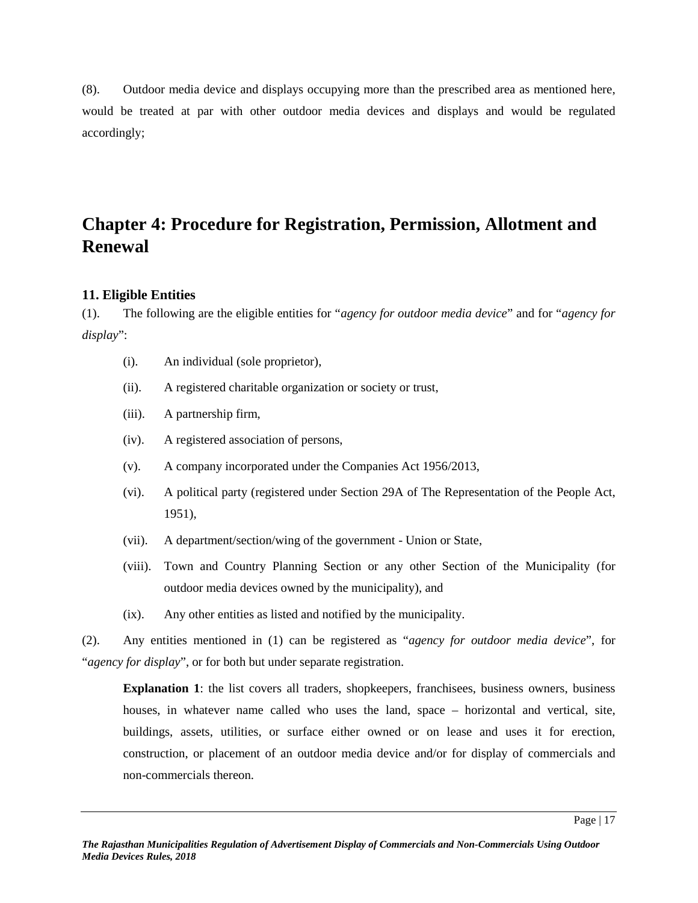(8). Outdoor media device and displays occupying more than the prescribed area as mentioned here, would be treated at par with other outdoor media devices and displays and would be regulated accordingly;

# Chapter 4: Procedure for Registration, Permission, Allotment and Renewal

### 11. Eligible Entities

(1). The following are the eligible entities for "*agency for outdoor media device*" and for "*agency for display*":

(i). An individual (sole proprietor),

(ii). A registered charitable organization or society or trust,

(iii). A partnership firm,

(iv). A registered association of persons,

(v). A company incorporated under the Companies Act 1956/2013,

(vi). A political party (registered under Section 29A of The Representation of the People Act, 1951),

(vii). A department/section/wing of the government - Union or State,

(viii). Town and Country Planning Section or any other Section of the Municipality (for outdoor media devices owned by the municipality), and

(ix). Any other entities as listed and notified by the municipality.

(2). Any entities mentioned in (1) can be registered as "*agency for outdoor media device*", for "*agency for display*", or for both but under separate registration.

> **Explanation 1**: the list covers all traders, shopkeepers, franchisees, business owners, business houses, in whatever name called who uses the land, space – horizontal and vertical, site, buildings, assets, utilities, or surface either owned or on lease and uses it for erection, construction, or placement of an outdoor media device and/or for display of commercials and non-commercials thereon.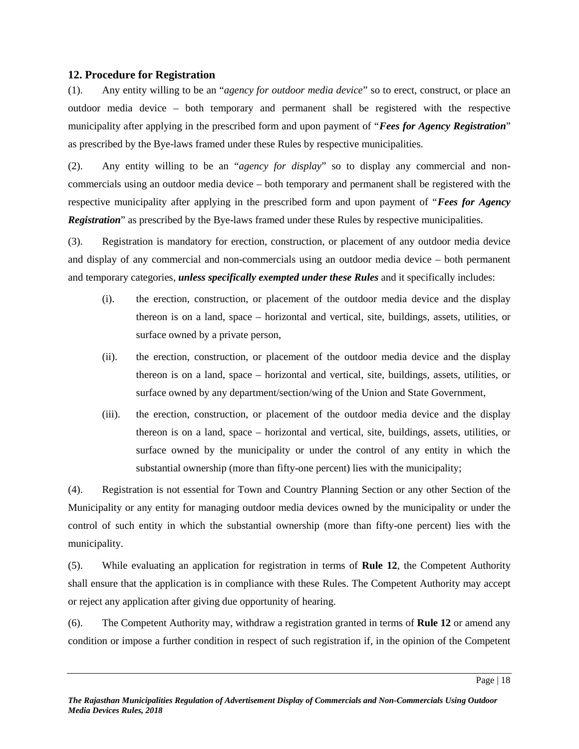### 12. Procedure for Registration

(1). Any entity willing to be an "*agency for outdoor media device*" so to erect, construct, or place an outdoor media device – both temporary and permanent shall be registered with the respective municipality after applying in the prescribed form and upon payment of "***Fees for Agency Registration***" as prescribed by the Bye-laws framed under these Rules by respective municipalities.

(2). Any entity willing to be an "*agency for display*" so to display any commercial and non-commercials using an outdoor media device – both temporary and permanent shall be registered with the respective municipality after applying in the prescribed form and upon payment of "***Fees for Agency Registration***" as prescribed by the Bye-laws framed under these Rules by respective municipalities.

(3). Registration is mandatory for erection, construction, or placement of any outdoor media device and display of any commercial and non-commercials using an outdoor media device – both permanent and temporary categories, ***unless specifically exempted under these Rules*** and it specifically includes:

- (i). the erection, construction, or placement of the outdoor media device and the display thereon is on a land, space – horizontal and vertical, site, buildings, assets, utilities, or surface owned by a private person,
- (ii). the erection, construction, or placement of the outdoor media device and the display thereon is on a land, space – horizontal and vertical, site, buildings, assets, utilities, or surface owned by any department/section/wing of the Union and State Government,
- (iii). the erection, construction, or placement of the outdoor media device and the display thereon is on a land, space – horizontal and vertical, site, buildings, assets, utilities, or surface owned by the municipality or under the control of any entity in which the substantial ownership (more than fifty-one percent) lies with the municipality;

(4). Registration is not essential for Town and Country Planning Section or any other Section of the Municipality or any entity for managing outdoor media devices owned by the municipality or under the control of such entity in which the substantial ownership (more than fifty-one percent) lies with the municipality.

(5). While evaluating an application for registration in terms of **Rule 12**, the Competent Authority shall ensure that the application is in compliance with these Rules. The Competent Authority may accept or reject any application after giving due opportunity of hearing.

(6). The Competent Authority may, withdraw a registration granted in terms of **Rule 12** or amend any condition or impose a further condition in respect of such registration if, in the opinion of the Competent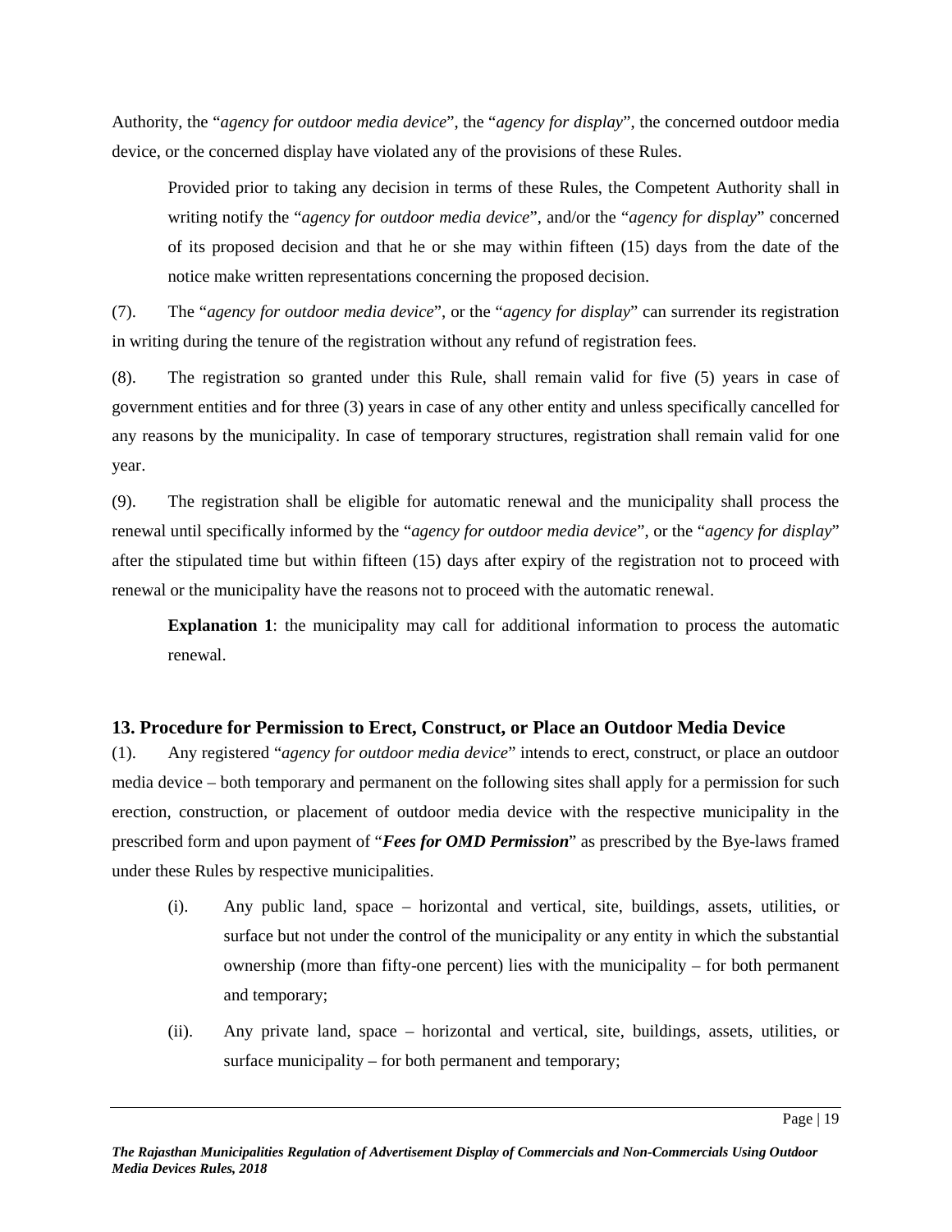Authority, the "*agency for outdoor media device*", the "*agency for display*", the concerned outdoor media device, or the concerned display have violated any of the provisions of these Rules.

> Provided prior to taking any decision in terms of these Rules, the Competent Authority shall in writing notify the "*agency for outdoor media device*", and/or the "*agency for display*" concerned of its proposed decision and that he or she may within fifteen (15) days from the date of the notice make written representations concerning the proposed decision.

(7). The "*agency for outdoor media device*", or the "*agency for display*" can surrender its registration in writing during the tenure of the registration without any refund of registration fees.

(8). The registration so granted under this Rule, shall remain valid for five (5) years in case of government entities and for three (3) years in case of any other entity and unless specifically cancelled for any reasons by the municipality. In case of temporary structures, registration shall remain valid for one year.

(9). The registration shall be eligible for automatic renewal and the municipality shall process the renewal until specifically informed by the "*agency for outdoor media device*", or the "*agency for display*" after the stipulated time but within fifteen (15) days after expiry of the registration not to proceed with renewal or the municipality have the reasons not to proceed with the automatic renewal.

> **Explanation 1**: the municipality may call for additional information to process the automatic renewal.

### 13. Procedure for Permission to Erect, Construct, or Place an Outdoor Media Device

(1). Any registered "*agency for outdoor media device*" intends to erect, construct, or place an outdoor media device – both temporary and permanent on the following sites shall apply for a permission for such erection, construction, or placement of outdoor media device with the respective municipality in the prescribed form and upon payment of "***Fees for OMD Permission***" as prescribed by the Bye-laws framed under these Rules by respective municipalities.

- (i). Any public land, space – horizontal and vertical, site, buildings, assets, utilities, or surface but not under the control of the municipality or any entity in which the substantial ownership (more than fifty-one percent) lies with the municipality – for both permanent and temporary;
- (ii). Any private land, space – horizontal and vertical, site, buildings, assets, utilities, or surface municipality – for both permanent and temporary;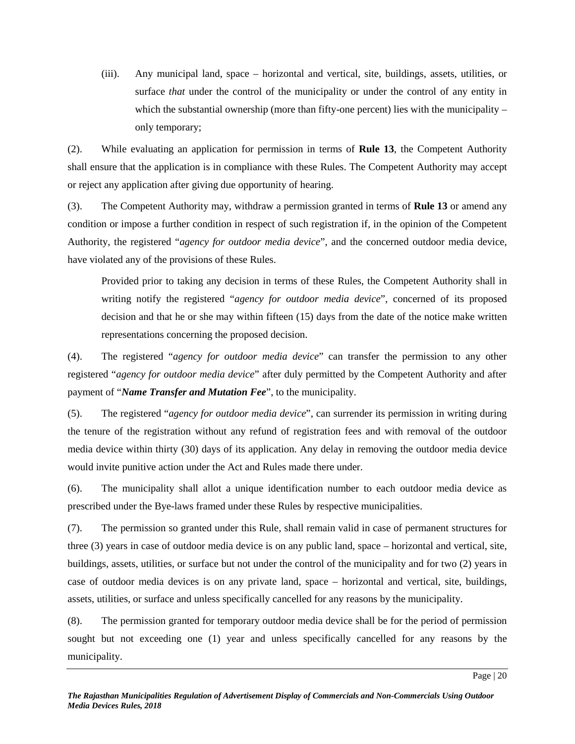(iii). Any municipal land, space – horizontal and vertical, site, buildings, assets, utilities, or surface *that* under the control of the municipality or under the control of any entity in which the substantial ownership (more than fifty-one percent) lies with the municipality – only temporary;

(2). While evaluating an application for permission in terms of **Rule 13**, the Competent Authority shall ensure that the application is in compliance with these Rules. The Competent Authority may accept or reject any application after giving due opportunity of hearing.

(3). The Competent Authority may, withdraw a permission granted in terms of **Rule 13** or amend any condition or impose a further condition in respect of such registration if, in the opinion of the Competent Authority, the registered "*agency for outdoor media device*", and the concerned outdoor media device, have violated any of the provisions of these Rules.

Provided prior to taking any decision in terms of these Rules, the Competent Authority shall in writing notify the registered "*agency for outdoor media device*", concerned of its proposed decision and that he or she may within fifteen (15) days from the date of the notice make written representations concerning the proposed decision.

(4). The registered "*agency for outdoor media device*" can transfer the permission to any other registered "*agency for outdoor media device*" after duly permitted by the Competent Authority and after payment of "***Name Transfer and Mutation Fee***", to the municipality.

(5). The registered "*agency for outdoor media device*", can surrender its permission in writing during the tenure of the registration without any refund of registration fees and with removal of the outdoor media device within thirty (30) days of its application. Any delay in removing the outdoor media device would invite punitive action under the Act and Rules made there under.

(6). The municipality shall allot a unique identification number to each outdoor media device as prescribed under the Bye-laws framed under these Rules by respective municipalities.

(7). The permission so granted under this Rule, shall remain valid in case of permanent structures for three (3) years in case of outdoor media device is on any public land, space – horizontal and vertical, site, buildings, assets, utilities, or surface but not under the control of the municipality and for two (2) years in case of outdoor media devices is on any private land, space – horizontal and vertical, site, buildings, assets, utilities, or surface and unless specifically cancelled for any reasons by the municipality.

(8). The permission granted for temporary outdoor media device shall be for the period of permission sought but not exceeding one (1) year and unless specifically cancelled for any reasons by the municipality.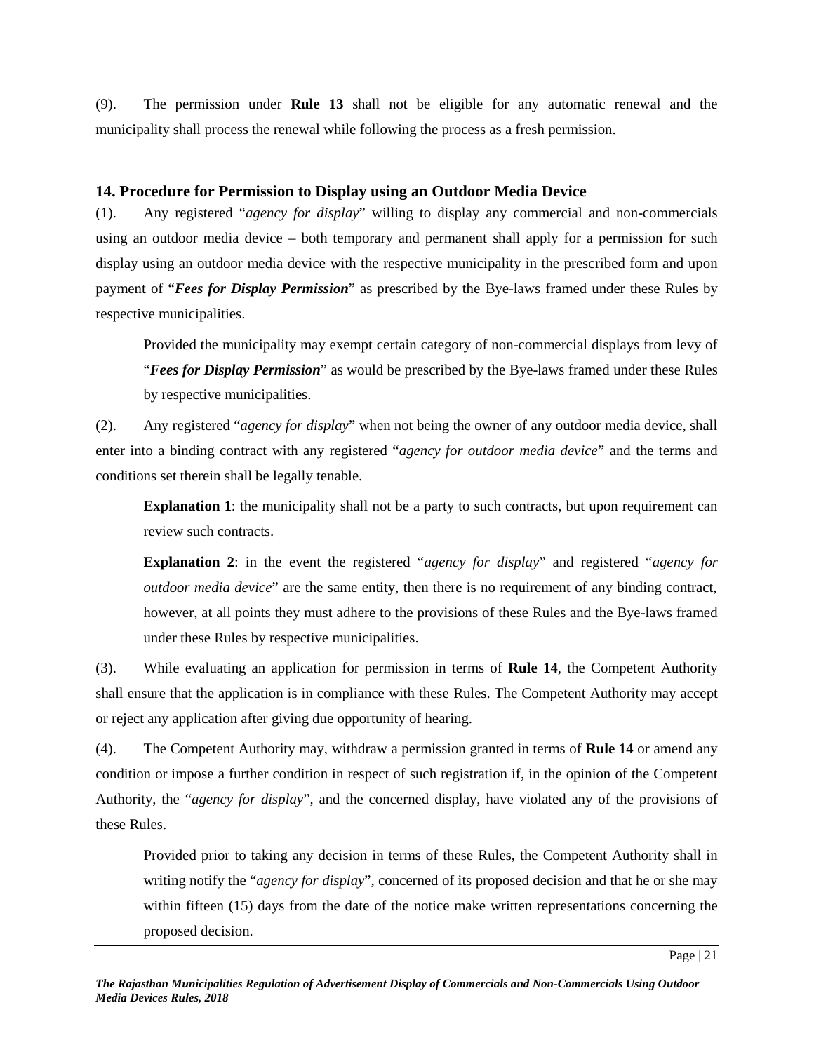(9). The permission under **Rule 13** shall not be eligible for any automatic renewal and the municipality shall process the renewal while following the process as a fresh permission.

### 14. Procedure for Permission to Display using an Outdoor Media Device

(1). Any registered "*agency for display*" willing to display any commercial and non-commercials using an outdoor media device – both temporary and permanent shall apply for a permission for such display using an outdoor media device with the respective municipality in the prescribed form and upon payment of "***Fees for Display Permission***" as prescribed by the Bye-laws framed under these Rules by respective municipalities.

> Provided the municipality may exempt certain category of non-commercial displays from levy of "***Fees for Display Permission***" as would be prescribed by the Bye-laws framed under these Rules by respective municipalities.

(2). Any registered "*agency for display*" when not being the owner of any outdoor media device, shall enter into a binding contract with any registered "*agency for outdoor media device*" and the terms and conditions set therein shall be legally tenable.

> **Explanation 1**: the municipality shall not be a party to such contracts, but upon requirement can review such contracts.
>
> **Explanation 2**: in the event the registered "*agency for display*" and registered "*agency for outdoor media device*" are the same entity, then there is no requirement of any binding contract, however, at all points they must adhere to the provisions of these Rules and the Bye-laws framed under these Rules by respective municipalities.

(3). While evaluating an application for permission in terms of **Rule 14**, the Competent Authority shall ensure that the application is in compliance with these Rules. The Competent Authority may accept or reject any application after giving due opportunity of hearing.

(4). The Competent Authority may, withdraw a permission granted in terms of **Rule 14** or amend any condition or impose a further condition in respect of such registration if, in the opinion of the Competent Authority, the "*agency for display*", and the concerned display, have violated any of the provisions of these Rules.

> Provided prior to taking any decision in terms of these Rules, the Competent Authority shall in writing notify the "*agency for display*", concerned of its proposed decision and that he or she may within fifteen (15) days from the date of the notice make written representations concerning the proposed decision.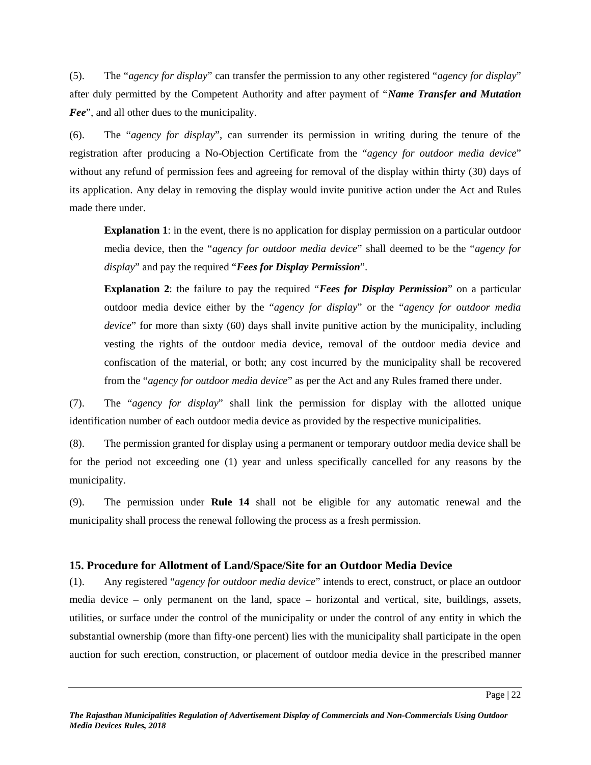(5). The "*agency for display*" can transfer the permission to any other registered "*agency for display*" after duly permitted by the Competent Authority and after payment of "***Name Transfer and Mutation Fee***", and all other dues to the municipality.

(6). The "*agency for display*", can surrender its permission in writing during the tenure of the registration after producing a No-Objection Certificate from the "*agency for outdoor media device*" without any refund of permission fees and agreeing for removal of the display within thirty (30) days of its application. Any delay in removing the display would invite punitive action under the Act and Rules made there under.

> **Explanation 1**: in the event, there is no application for display permission on a particular outdoor media device, then the "*agency for outdoor media device*" shall deemed to be the "*agency for display*" and pay the required "***Fees for Display Permission***".
>
> **Explanation 2**: the failure to pay the required "***Fees for Display Permission***" on a particular outdoor media device either by the "*agency for display*" or the "*agency for outdoor media device*" for more than sixty (60) days shall invite punitive action by the municipality, including vesting the rights of the outdoor media device, removal of the outdoor media device and confiscation of the material, or both; any cost incurred by the municipality shall be recovered from the "*agency for outdoor media device*" as per the Act and any Rules framed there under.

(7). The "*agency for display*" shall link the permission for display with the allotted unique identification number of each outdoor media device as provided by the respective municipalities.

(8). The permission granted for display using a permanent or temporary outdoor media device shall be for the period not exceeding one (1) year and unless specifically cancelled for any reasons by the municipality.

(9). The permission under **Rule 14** shall not be eligible for any automatic renewal and the municipality shall process the renewal following the process as a fresh permission.

### 15. Procedure for Allotment of Land/Space/Site for an Outdoor Media Device

(1). Any registered "*agency for outdoor media device*" intends to erect, construct, or place an outdoor media device – only permanent on the land, space – horizontal and vertical, site, buildings, assets, utilities, or surface under the control of the municipality or under the control of any entity in which the substantial ownership (more than fifty-one percent) lies with the municipality shall participate in the open auction for such erection, construction, or placement of outdoor media device in the prescribed manner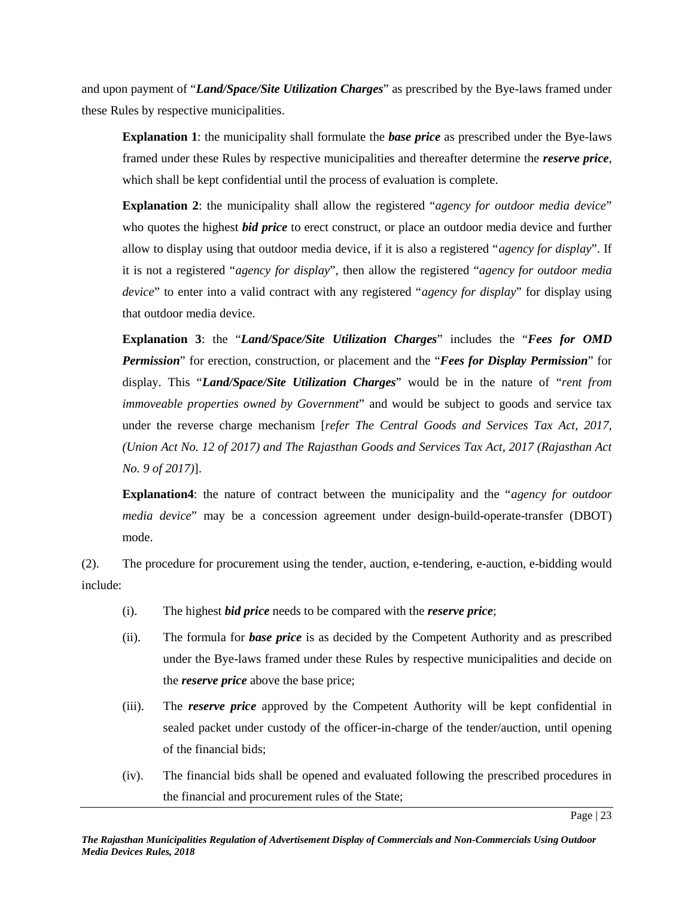and upon payment of "***Land/Space/Site Utilization Charges***" as prescribed by the Bye-laws framed under these Rules by respective municipalities.

**Explanation 1**: the municipality shall formulate the ***base price*** as prescribed under the Bye-laws framed under these Rules by respective municipalities and thereafter determine the ***reserve price***, which shall be kept confidential until the process of evaluation is complete.

**Explanation 2**: the municipality shall allow the registered "*agency for outdoor media device*" who quotes the highest ***bid price*** to erect construct, or place an outdoor media device and further allow to display using that outdoor media device, if it is also a registered "*agency for display*". If it is not a registered "*agency for display*", then allow the registered "*agency for outdoor media device*" to enter into a valid contract with any registered "*agency for display*" for display using that outdoor media device.

**Explanation 3**: the "***Land/Space/Site Utilization Charges***" includes the "***Fees for OMD Permission***" for erection, construction, or placement and the "***Fees for Display Permission***" for display. This "***Land/Space/Site Utilization Charges***" would be in the nature of "*rent from immoveable properties owned by Government*" and would be subject to goods and service tax under the reverse charge mechanism [*refer The Central Goods and Services Tax Act, 2017, (Union Act No. 12 of 2017) and The Rajasthan Goods and Services Tax Act, 2017 (Rajasthan Act No. 9 of 2017)*].

**Explanation4**: the nature of contract between the municipality and the "*agency for outdoor media device*" may be a concession agreement under design-build-operate-transfer (DBOT) mode.

(2). The procedure for procurement using the tender, auction, e-tendering, e-auction, e-bidding would include:

(i). The highest ***bid price*** needs to be compared with the ***reserve price***;

(ii). The formula for ***base price*** is as decided by the Competent Authority and as prescribed under the Bye-laws framed under these Rules by respective municipalities and decide on the ***reserve price*** above the base price;

(iii). The ***reserve price*** approved by the Competent Authority will be kept confidential in sealed packet under custody of the officer-in-charge of the tender/auction, until opening of the financial bids;

(iv). The financial bids shall be opened and evaluated following the prescribed procedures in the financial and procurement rules of the State;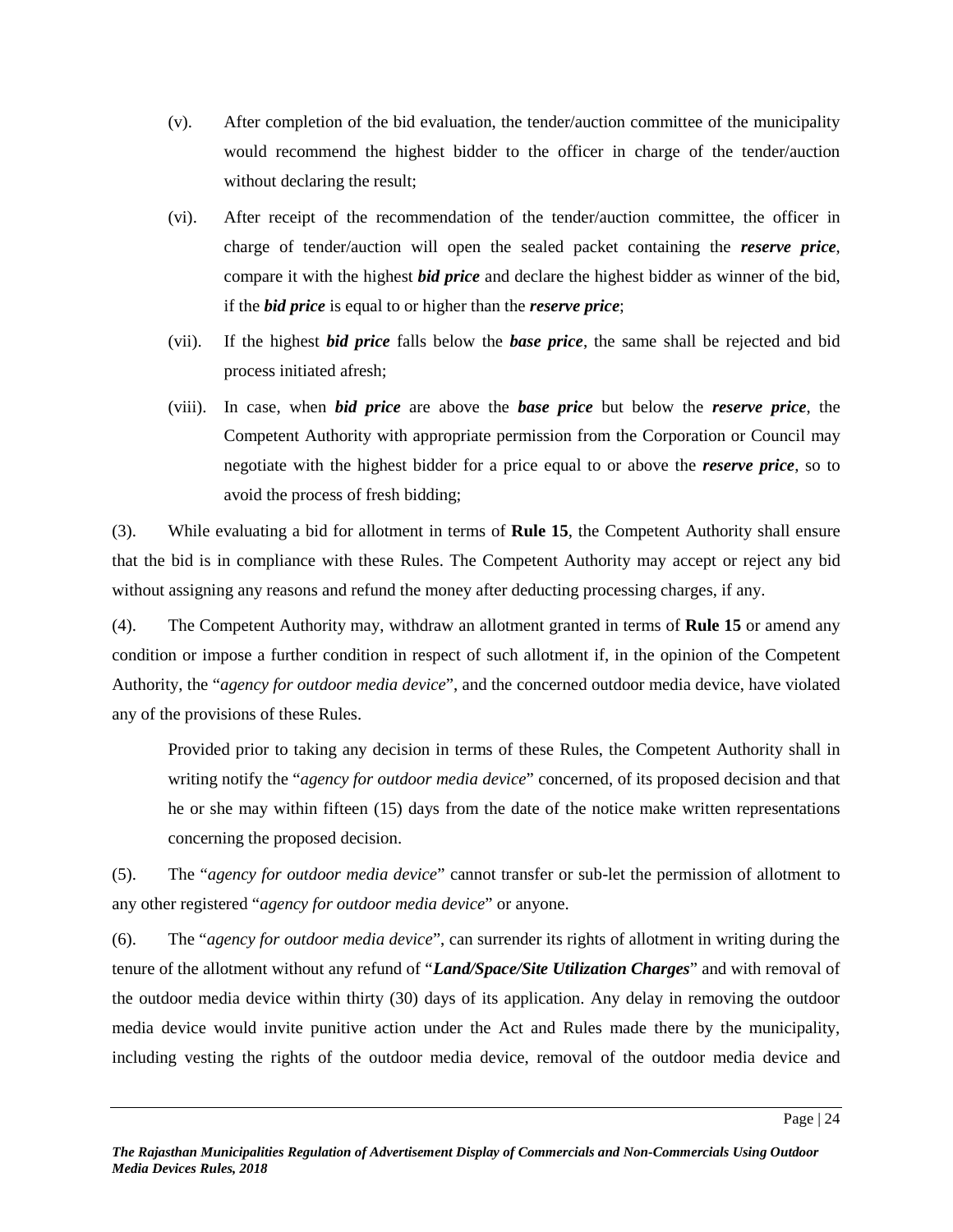(v). After completion of the bid evaluation, the tender/auction committee of the municipality would recommend the highest bidder to the officer in charge of the tender/auction without declaring the result;

(vi). After receipt of the recommendation of the tender/auction committee, the officer in charge of tender/auction will open the sealed packet containing the ***reserve price***, compare it with the highest ***bid price*** and declare the highest bidder as winner of the bid, if the ***bid price*** is equal to or higher than the ***reserve price***;

(vii). If the highest ***bid price*** falls below the ***base price***, the same shall be rejected and bid process initiated afresh;

(viii). In case, when ***bid price*** are above the ***base price*** but below the ***reserve price***, the Competent Authority with appropriate permission from the Corporation or Council may negotiate with the highest bidder for a price equal to or above the ***reserve price***, so to avoid the process of fresh bidding;

(3). While evaluating a bid for allotment in terms of **Rule 15**, the Competent Authority shall ensure that the bid is in compliance with these Rules. The Competent Authority may accept or reject any bid without assigning any reasons and refund the money after deducting processing charges, if any.

(4). The Competent Authority may, withdraw an allotment granted in terms of **Rule 15** or amend any condition or impose a further condition in respect of such allotment if, in the opinion of the Competent Authority, the "*agency for outdoor media device*", and the concerned outdoor media device, have violated any of the provisions of these Rules.

Provided prior to taking any decision in terms of these Rules, the Competent Authority shall in writing notify the "*agency for outdoor media device*" concerned, of its proposed decision and that he or she may within fifteen (15) days from the date of the notice make written representations concerning the proposed decision.

(5). The "*agency for outdoor media device*" cannot transfer or sub-let the permission of allotment to any other registered "*agency for outdoor media device*" or anyone.

(6). The "*agency for outdoor media device*", can surrender its rights of allotment in writing during the tenure of the allotment without any refund of "***Land/Space/Site Utilization Charges***" and with removal of the outdoor media device within thirty (30) days of its application. Any delay in removing the outdoor media device would invite punitive action under the Act and Rules made there by the municipality, including vesting the rights of the outdoor media device, removal of the outdoor media device and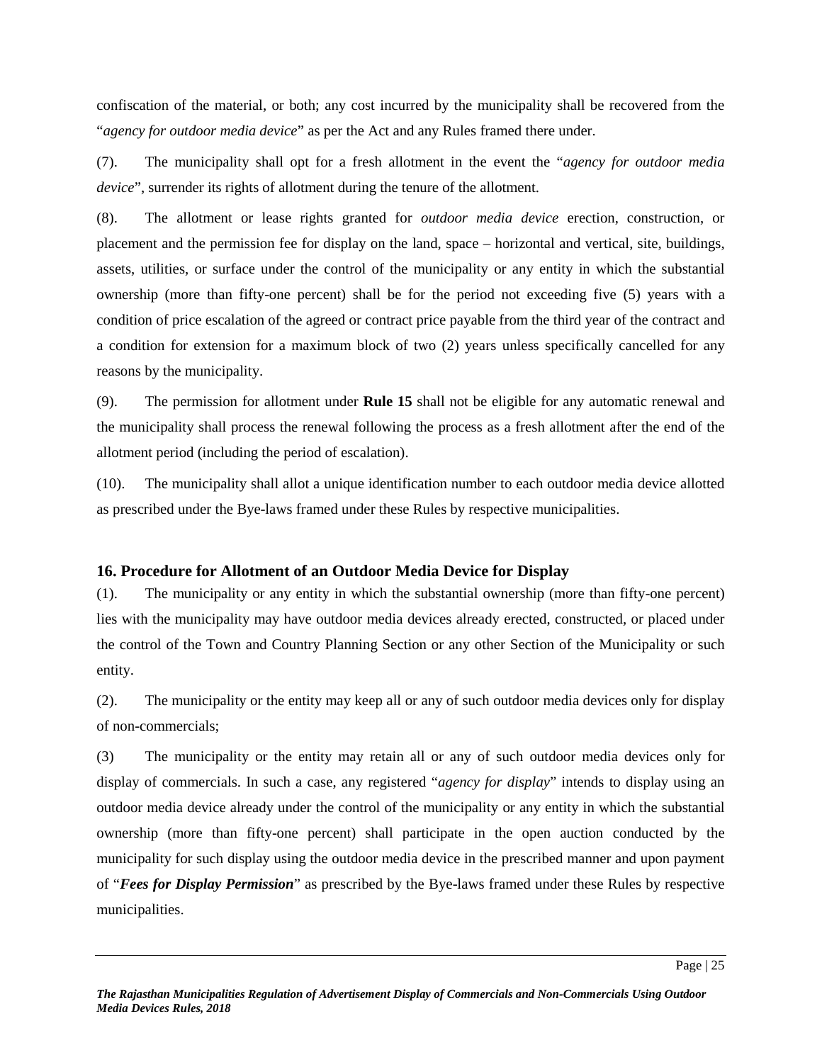confiscation of the material, or both; any cost incurred by the municipality shall be recovered from the "*agency for outdoor media device*" as per the Act and any Rules framed there under.

(7). The municipality shall opt for a fresh allotment in the event the "*agency for outdoor media device*", surrender its rights of allotment during the tenure of the allotment.

(8). The allotment or lease rights granted for *outdoor media device* erection, construction, or placement and the permission fee for display on the land, space – horizontal and vertical, site, buildings, assets, utilities, or surface under the control of the municipality or any entity in which the substantial ownership (more than fifty-one percent) shall be for the period not exceeding five (5) years with a condition of price escalation of the agreed or contract price payable from the third year of the contract and a condition for extension for a maximum block of two (2) years unless specifically cancelled for any reasons by the municipality.

(9). The permission for allotment under **Rule 15** shall not be eligible for any automatic renewal and the municipality shall process the renewal following the process as a fresh allotment after the end of the allotment period (including the period of escalation).

(10). The municipality shall allot a unique identification number to each outdoor media device allotted as prescribed under the Bye-laws framed under these Rules by respective municipalities.

### 16. Procedure for Allotment of an Outdoor Media Device for Display

(1). The municipality or any entity in which the substantial ownership (more than fifty-one percent) lies with the municipality may have outdoor media devices already erected, constructed, or placed under the control of the Town and Country Planning Section or any other Section of the Municipality or such entity.

(2). The municipality or the entity may keep all or any of such outdoor media devices only for display of non-commercials;

(3) The municipality or the entity may retain all or any of such outdoor media devices only for display of commercials. In such a case, any registered "*agency for display*" intends to display using an outdoor media device already under the control of the municipality or any entity in which the substantial ownership (more than fifty-one percent) shall participate in the open auction conducted by the municipality for such display using the outdoor media device in the prescribed manner and upon payment of "***Fees for Display Permission***" as prescribed by the Bye-laws framed under these Rules by respective municipalities.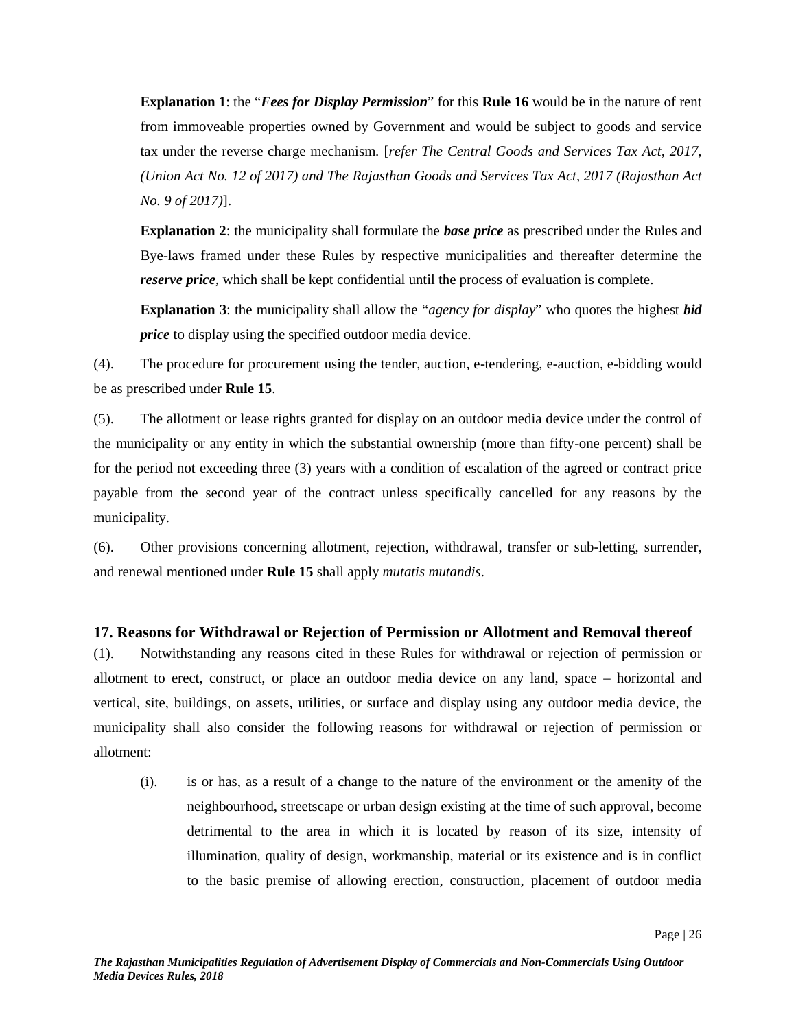**Explanation 1**: the "***Fees for Display Permission***" for this **Rule 16** would be in the nature of rent from immoveable properties owned by Government and would be subject to goods and service tax under the reverse charge mechanism. [*refer The Central Goods and Services Tax Act, 2017, (Union Act No. 12 of 2017) and The Rajasthan Goods and Services Tax Act, 2017 (Rajasthan Act No. 9 of 2017)*].

**Explanation 2**: the municipality shall formulate the ***base price*** as prescribed under the Rules and Bye-laws framed under these Rules by respective municipalities and thereafter determine the ***reserve price***, which shall be kept confidential until the process of evaluation is complete.

**Explanation 3**: the municipality shall allow the "*agency for display*" who quotes the highest ***bid price*** to display using the specified outdoor media device.

(4). The procedure for procurement using the tender, auction, e-tendering, e-auction, e-bidding would be as prescribed under **Rule 15**.

(5). The allotment or lease rights granted for display on an outdoor media device under the control of the municipality or any entity in which the substantial ownership (more than fifty-one percent) shall be for the period not exceeding three (3) years with a condition of escalation of the agreed or contract price payable from the second year of the contract unless specifically cancelled for any reasons by the municipality.

(6). Other provisions concerning allotment, rejection, withdrawal, transfer or sub-letting, surrender, and renewal mentioned under **Rule 15** shall apply *mutatis mutandis*.

### 17. Reasons for Withdrawal or Rejection of Permission or Allotment and Removal thereof

(1). Notwithstanding any reasons cited in these Rules for withdrawal or rejection of permission or allotment to erect, construct, or place an outdoor media device on any land, space – horizontal and vertical, site, buildings, on assets, utilities, or surface and display using any outdoor media device, the municipality shall also consider the following reasons for withdrawal or rejection of permission or allotment:

(i). is or has, as a result of a change to the nature of the environment or the amenity of the neighbourhood, streetscape or urban design existing at the time of such approval, become detrimental to the area in which it is located by reason of its size, intensity of illumination, quality of design, workmanship, material or its existence and is in conflict to the basic premise of allowing erection, construction, placement of outdoor media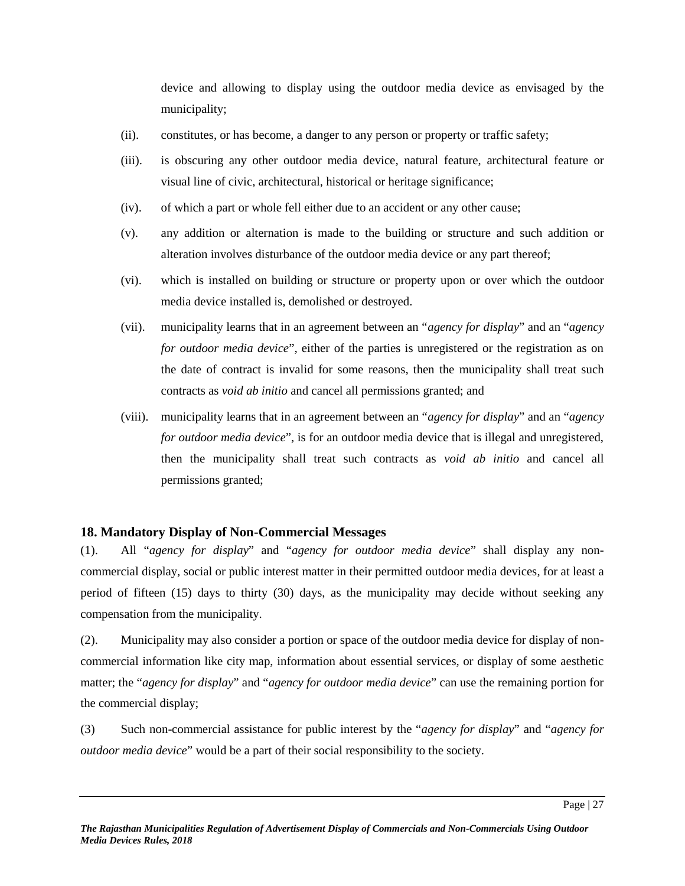device and allowing to display using the outdoor media device as envisaged by the municipality;

(ii). constitutes, or has become, a danger to any person or property or traffic safety;

(iii). is obscuring any other outdoor media device, natural feature, architectural feature or visual line of civic, architectural, historical or heritage significance;

(iv). of which a part or whole fell either due to an accident or any other cause;

(v). any addition or alternation is made to the building or structure and such addition or alteration involves disturbance of the outdoor media device or any part thereof;

(vi). which is installed on building or structure or property upon or over which the outdoor media device installed is, demolished or destroyed.

(vii). municipality learns that in an agreement between an "*agency for display*" and an "*agency for outdoor media device*", either of the parties is unregistered or the registration as on the date of contract is invalid for some reasons, then the municipality shall treat such contracts as *void ab initio* and cancel all permissions granted; and

(viii). municipality learns that in an agreement between an "*agency for display*" and an "*agency for outdoor media device*", is for an outdoor media device that is illegal and unregistered, then the municipality shall treat such contracts as *void ab initio* and cancel all permissions granted;

### 18. Mandatory Display of Non-Commercial Messages

(1). All "*agency for display*" and "*agency for outdoor media device*" shall display any non-commercial display, social or public interest matter in their permitted outdoor media devices, for at least a period of fifteen (15) days to thirty (30) days, as the municipality may decide without seeking any compensation from the municipality.

(2). Municipality may also consider a portion or space of the outdoor media device for display of non-commercial information like city map, information about essential services, or display of some aesthetic matter; the "*agency for display*" and "*agency for outdoor media device*" can use the remaining portion for the commercial display;

(3) Such non-commercial assistance for public interest by the "*agency for display*" and "*agency for outdoor media device*" would be a part of their social responsibility to the society.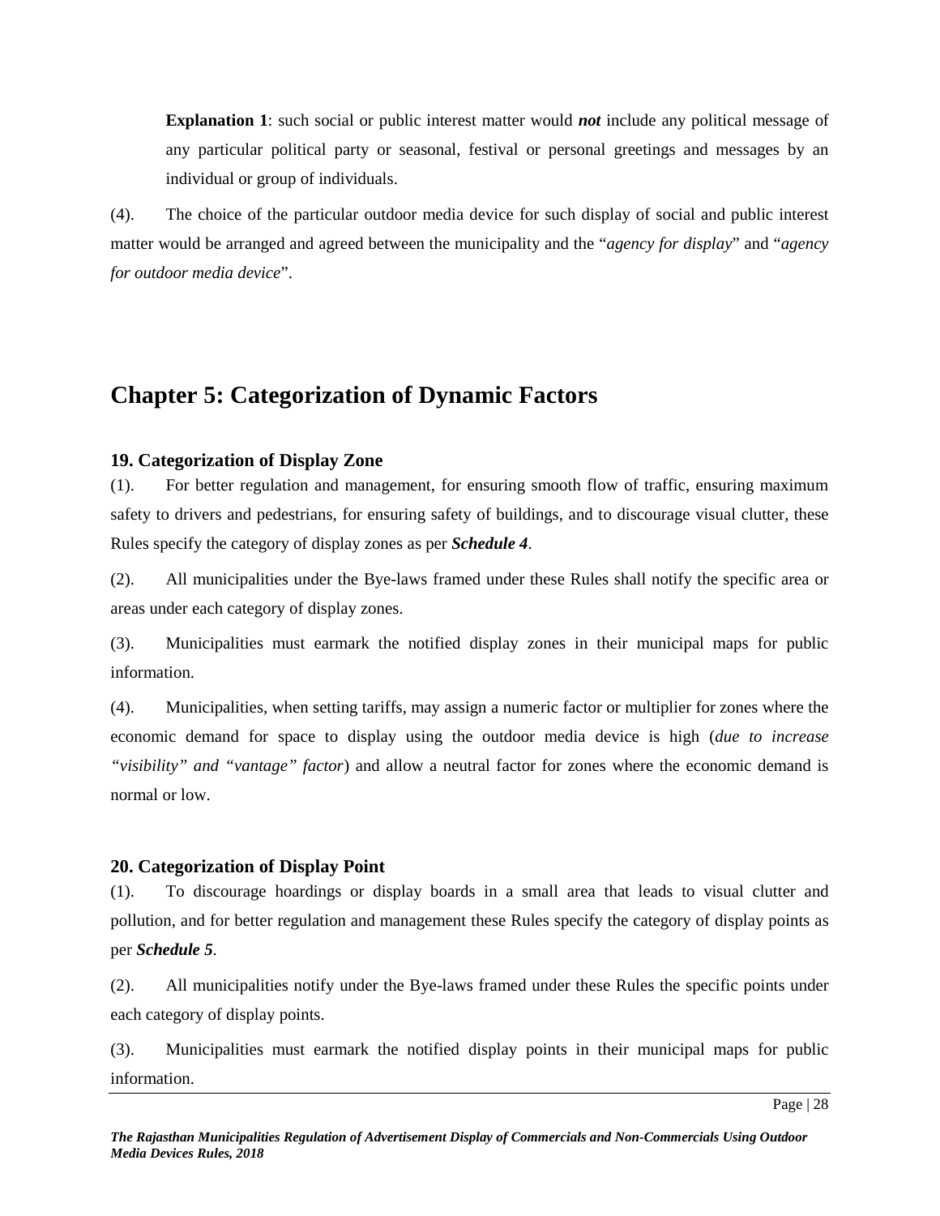> **Explanation 1**: such social or public interest matter would ***not*** include any political message of any particular political party or seasonal, festival or personal greetings and messages by an individual or group of individuals.

(4). The choice of the particular outdoor media device for such display of social and public interest matter would be arranged and agreed between the municipality and the "*agency for display*" and "*agency for outdoor media device*".

## Chapter 5: Categorization of Dynamic Factors

### 19. Categorization of Display Zone

(1). For better regulation and management, for ensuring smooth flow of traffic, ensuring maximum safety to drivers and pedestrians, for ensuring safety of buildings, and to discourage visual clutter, these Rules specify the category of display zones as per ***Schedule 4***.

(2). All municipalities under the Bye-laws framed under these Rules shall notify the specific area or areas under each category of display zones.

(3). Municipalities must earmark the notified display zones in their municipal maps for public information.

(4). Municipalities, when setting tariffs, may assign a numeric factor or multiplier for zones where the economic demand for space to display using the outdoor media device is high (*due to increase "visibility" and "vantage" factor*) and allow a neutral factor for zones where the economic demand is normal or low.

### 20. Categorization of Display Point

(1). To discourage hoardings or display boards in a small area that leads to visual clutter and pollution, and for better regulation and management these Rules specify the category of display points as per ***Schedule 5***.

(2). All municipalities notify under the Bye-laws framed under these Rules the specific points under each category of display points.

(3). Municipalities must earmark the notified display points in their municipal maps for public information.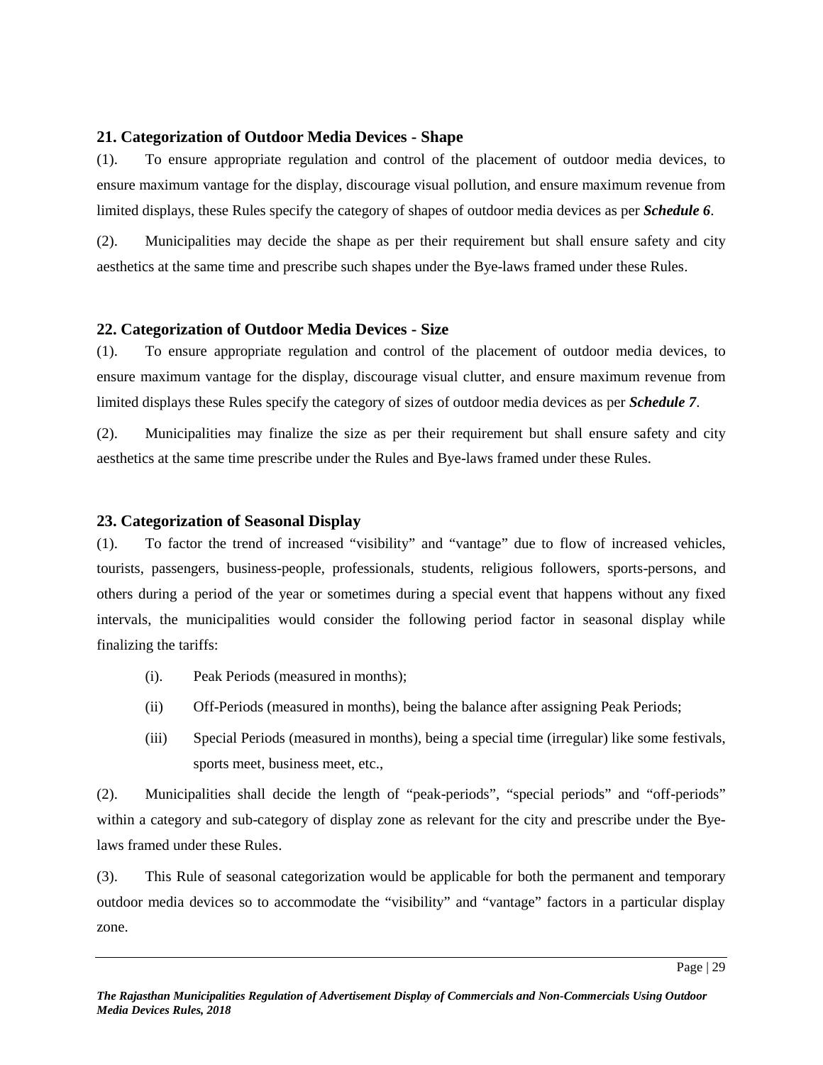### 21. Categorization of Outdoor Media Devices - Shape

(1). To ensure appropriate regulation and control of the placement of outdoor media devices, to ensure maximum vantage for the display, discourage visual pollution, and ensure maximum revenue from limited displays, these Rules specify the category of shapes of outdoor media devices as per ***Schedule 6***.

(2). Municipalities may decide the shape as per their requirement but shall ensure safety and city aesthetics at the same time and prescribe such shapes under the Bye-laws framed under these Rules.

### 22. Categorization of Outdoor Media Devices - Size

(1). To ensure appropriate regulation and control of the placement of outdoor media devices, to ensure maximum vantage for the display, discourage visual clutter, and ensure maximum revenue from limited displays these Rules specify the category of sizes of outdoor media devices as per ***Schedule 7***.

(2). Municipalities may finalize the size as per their requirement but shall ensure safety and city aesthetics at the same time prescribe under the Rules and Bye-laws framed under these Rules.

### 23. Categorization of Seasonal Display

(1). To factor the trend of increased "visibility" and "vantage" due to flow of increased vehicles, tourists, passengers, business-people, professionals, students, religious followers, sports-persons, and others during a period of the year or sometimes during a special event that happens without any fixed intervals, the municipalities would consider the following period factor in seasonal display while finalizing the tariffs:

- (i). Peak Periods (measured in months);
- (ii) Off-Periods (measured in months), being the balance after assigning Peak Periods;
- (iii) Special Periods (measured in months), being a special time (irregular) like some festivals, sports meet, business meet, etc.,

(2). Municipalities shall decide the length of "peak-periods", "special periods" and "off-periods" within a category and sub-category of display zone as relevant for the city and prescribe under the Bye-laws framed under these Rules.

(3). This Rule of seasonal categorization would be applicable for both the permanent and temporary outdoor media devices so to accommodate the "visibility" and "vantage" factors in a particular display zone.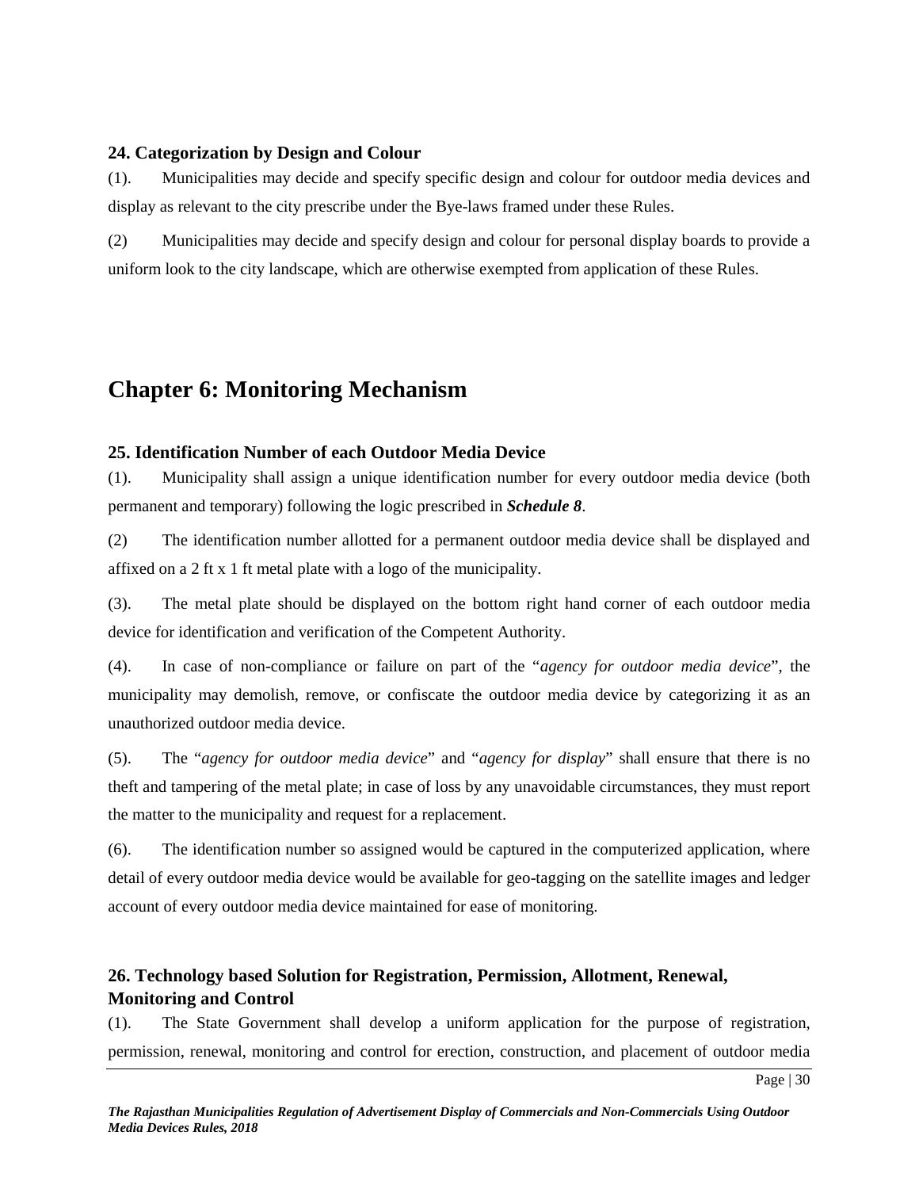### 24. Categorization by Design and Colour

(1). Municipalities may decide and specify specific design and colour for outdoor media devices and display as relevant to the city prescribe under the Bye-laws framed under these Rules.

(2) Municipalities may decide and specify design and colour for personal display boards to provide a uniform look to the city landscape, which are otherwise exempted from application of these Rules.

## Chapter 6: Monitoring Mechanism

### 25. Identification Number of each Outdoor Media Device

(1). Municipality shall assign a unique identification number for every outdoor media device (both permanent and temporary) following the logic prescribed in ***Schedule 8***.

(2) The identification number allotted for a permanent outdoor media device shall be displayed and affixed on a 2 ft x 1 ft metal plate with a logo of the municipality.

(3). The metal plate should be displayed on the bottom right hand corner of each outdoor media device for identification and verification of the Competent Authority.

(4). In case of non-compliance or failure on part of the "*agency for outdoor media device*", the municipality may demolish, remove, or confiscate the outdoor media device by categorizing it as an unauthorized outdoor media device.

(5). The "*agency for outdoor media device*" and "*agency for display*" shall ensure that there is no theft and tampering of the metal plate; in case of loss by any unavoidable circumstances, they must report the matter to the municipality and request for a replacement.

(6). The identification number so assigned would be captured in the computerized application, where detail of every outdoor media device would be available for geo-tagging on the satellite images and ledger account of every outdoor media device maintained for ease of monitoring.

### 26. Technology based Solution for Registration, Permission, Allotment, Renewal, Monitoring and Control

(1). The State Government shall develop a uniform application for the purpose of registration, permission, renewal, monitoring and control for erection, construction, and placement of outdoor media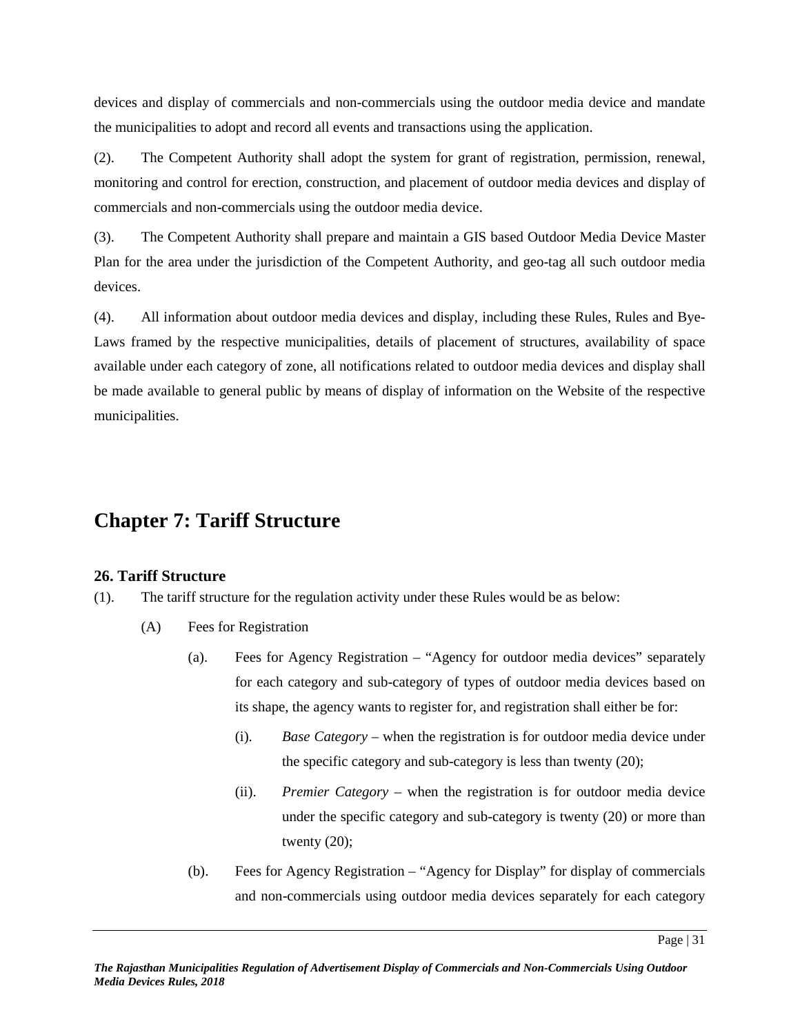devices and display of commercials and non-commercials using the outdoor media device and mandate the municipalities to adopt and record all events and transactions using the application.

(2). The Competent Authority shall adopt the system for grant of registration, permission, renewal, monitoring and control for erection, construction, and placement of outdoor media devices and display of commercials and non-commercials using the outdoor media device.

(3). The Competent Authority shall prepare and maintain a GIS based Outdoor Media Device Master Plan for the area under the jurisdiction of the Competent Authority, and geo-tag all such outdoor media devices.

(4). All information about outdoor media devices and display, including these Rules, Rules and Bye-Laws framed by the respective municipalities, details of placement of structures, availability of space available under each category of zone, all notifications related to outdoor media devices and display shall be made available to general public by means of display of information on the Website of the respective municipalities.

## Chapter 7: Tariff Structure

### 26. Tariff Structure

(1). The tariff structure for the regulation activity under these Rules would be as below:

(A) Fees for Registration

(a). Fees for Agency Registration – "Agency for outdoor media devices" separately for each category and sub-category of types of outdoor media devices based on its shape, the agency wants to register for, and registration shall either be for:

(i). *Base Category* – when the registration is for outdoor media device under the specific category and sub-category is less than twenty (20);

(ii). *Premier Category* – when the registration is for outdoor media device under the specific category and sub-category is twenty (20) or more than twenty (20);

(b). Fees for Agency Registration – "Agency for Display" for display of commercials and non-commercials using outdoor media devices separately for each category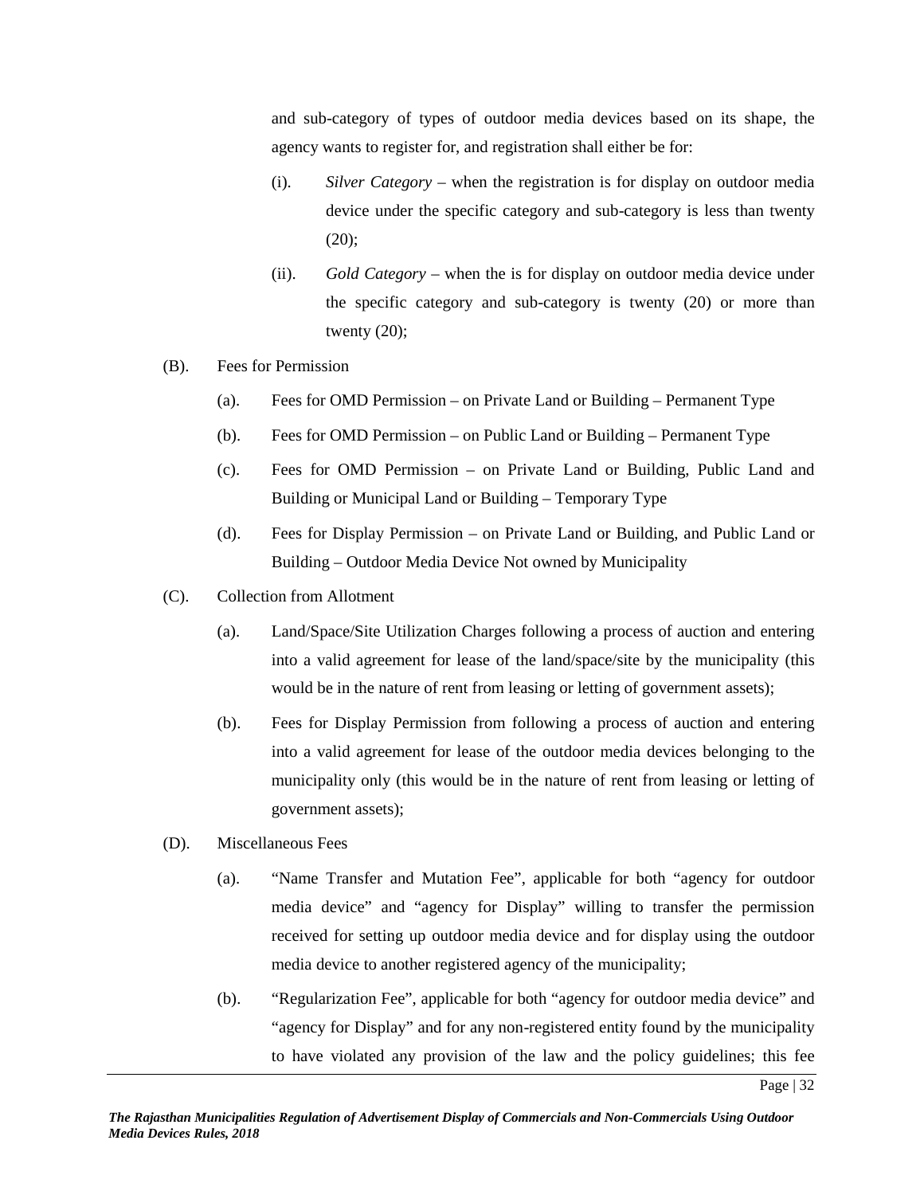and sub-category of types of outdoor media devices based on its shape, the agency wants to register for, and registration shall either be for:

(i). *Silver Category* – when the registration is for display on outdoor media device under the specific category and sub-category is less than twenty (20);

(ii). *Gold Category* – when the is for display on outdoor media device under the specific category and sub-category is twenty (20) or more than twenty (20);

(B). Fees for Permission

(a). Fees for OMD Permission – on Private Land or Building – Permanent Type

(b). Fees for OMD Permission – on Public Land or Building – Permanent Type

(c). Fees for OMD Permission – on Private Land or Building, Public Land and Building or Municipal Land or Building – Temporary Type

(d). Fees for Display Permission – on Private Land or Building, and Public Land or Building – Outdoor Media Device Not owned by Municipality

(C). Collection from Allotment

(a). Land/Space/Site Utilization Charges following a process of auction and entering into a valid agreement for lease of the land/space/site by the municipality (this would be in the nature of rent from leasing or letting of government assets);

(b). Fees for Display Permission from following a process of auction and entering into a valid agreement for lease of the outdoor media devices belonging to the municipality only (this would be in the nature of rent from leasing or letting of government assets);

(D). Miscellaneous Fees

(a). "Name Transfer and Mutation Fee", applicable for both "agency for outdoor media device" and "agency for Display" willing to transfer the permission received for setting up outdoor media device and for display using the outdoor media device to another registered agency of the municipality;

(b). "Regularization Fee", applicable for both "agency for outdoor media device" and "agency for Display" and for any non-registered entity found by the municipality to have violated any provision of the law and the policy guidelines; this fee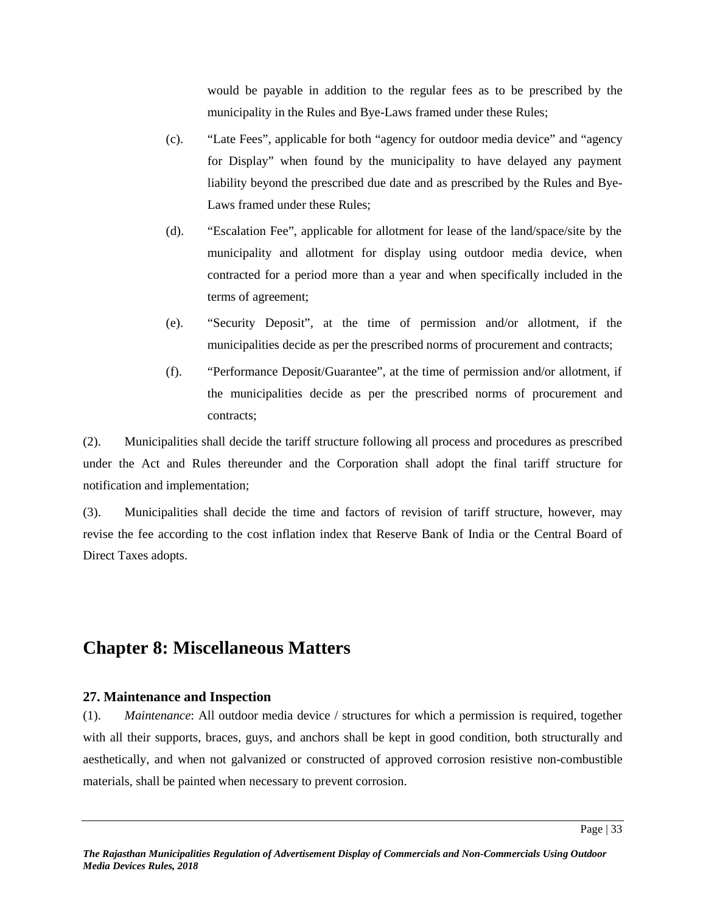would be payable in addition to the regular fees as to be prescribed by the municipality in the Rules and Bye-Laws framed under these Rules;

(c). "Late Fees", applicable for both "agency for outdoor media device" and "agency for Display" when found by the municipality to have delayed any payment liability beyond the prescribed due date and as prescribed by the Rules and Bye-Laws framed under these Rules;

(d). "Escalation Fee", applicable for allotment for lease of the land/space/site by the municipality and allotment for display using outdoor media device, when contracted for a period more than a year and when specifically included in the terms of agreement;

(e). "Security Deposit", at the time of permission and/or allotment, if the municipalities decide as per the prescribed norms of procurement and contracts;

(f). "Performance Deposit/Guarantee", at the time of permission and/or allotment, if the municipalities decide as per the prescribed norms of procurement and contracts;

(2). Municipalities shall decide the tariff structure following all process and procedures as prescribed under the Act and Rules thereunder and the Corporation shall adopt the final tariff structure for notification and implementation;

(3). Municipalities shall decide the time and factors of revision of tariff structure, however, may revise the fee according to the cost inflation index that Reserve Bank of India or the Central Board of Direct Taxes adopts.

## Chapter 8: Miscellaneous Matters

### 27. Maintenance and Inspection

(1). *Maintenance*: All outdoor media device / structures for which a permission is required, together with all their supports, braces, guys, and anchors shall be kept in good condition, both structurally and aesthetically, and when not galvanized or constructed of approved corrosion resistive non-combustible materials, shall be painted when necessary to prevent corrosion.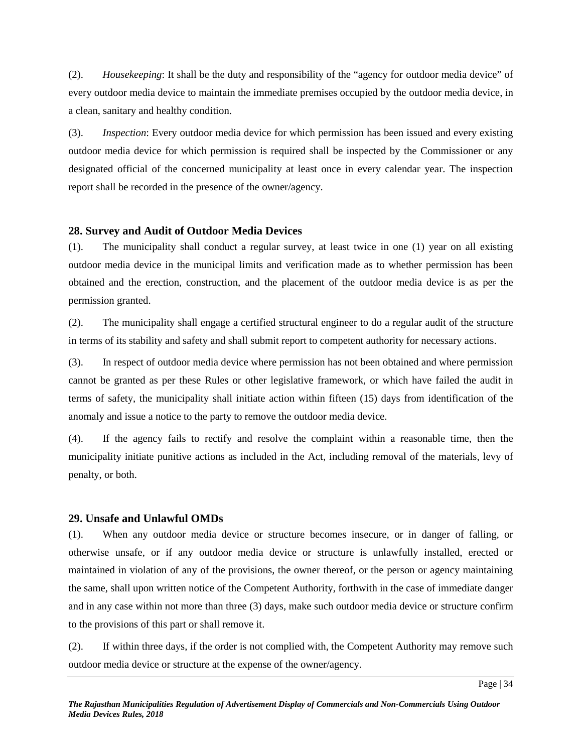(2). *Housekeeping*: It shall be the duty and responsibility of the "agency for outdoor media device" of every outdoor media device to maintain the immediate premises occupied by the outdoor media device, in a clean, sanitary and healthy condition.

(3). *Inspection*: Every outdoor media device for which permission has been issued and every existing outdoor media device for which permission is required shall be inspected by the Commissioner or any designated official of the concerned municipality at least once in every calendar year. The inspection report shall be recorded in the presence of the owner/agency.

### 28. Survey and Audit of Outdoor Media Devices

(1). The municipality shall conduct a regular survey, at least twice in one (1) year on all existing outdoor media device in the municipal limits and verification made as to whether permission has been obtained and the erection, construction, and the placement of the outdoor media device is as per the permission granted.

(2). The municipality shall engage a certified structural engineer to do a regular audit of the structure in terms of its stability and safety and shall submit report to competent authority for necessary actions.

(3). In respect of outdoor media device where permission has not been obtained and where permission cannot be granted as per these Rules or other legislative framework, or which have failed the audit in terms of safety, the municipality shall initiate action within fifteen (15) days from identification of the anomaly and issue a notice to the party to remove the outdoor media device.

(4). If the agency fails to rectify and resolve the complaint within a reasonable time, then the municipality initiate punitive actions as included in the Act, including removal of the materials, levy of penalty, or both.

### 29. Unsafe and Unlawful OMDs

(1). When any outdoor media device or structure becomes insecure, or in danger of falling, or otherwise unsafe, or if any outdoor media device or structure is unlawfully installed, erected or maintained in violation of any of the provisions, the owner thereof, or the person or agency maintaining the same, shall upon written notice of the Competent Authority, forthwith in the case of immediate danger and in any case within not more than three (3) days, make such outdoor media device or structure confirm to the provisions of this part or shall remove it.

(2). If within three days, if the order is not complied with, the Competent Authority may remove such outdoor media device or structure at the expense of the owner/agency.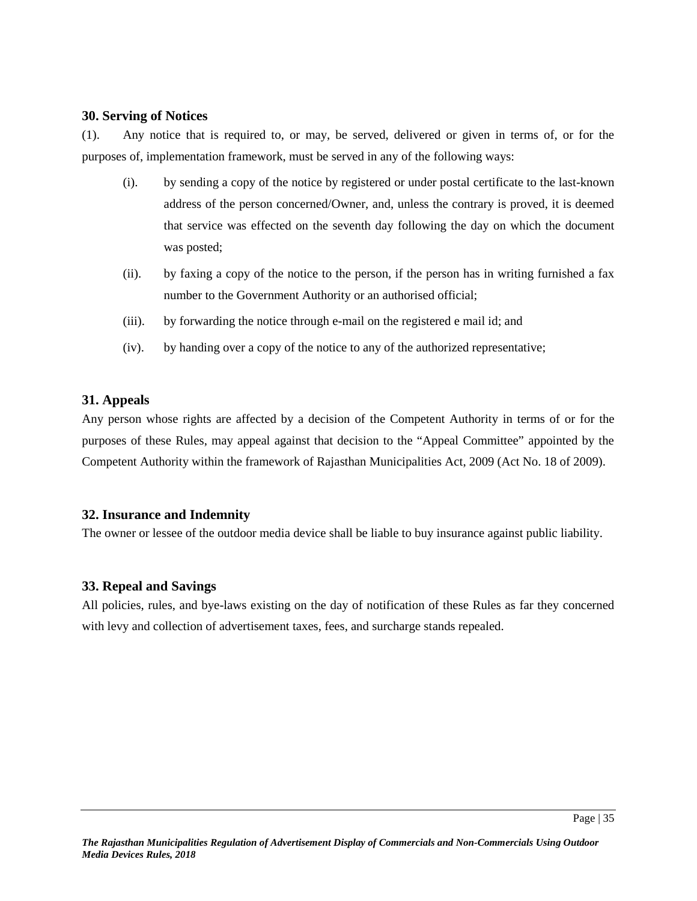### 30. Serving of Notices

(1). Any notice that is required to, or may, be served, delivered or given in terms of, or for the purposes of, implementation framework, must be served in any of the following ways:

- (i). by sending a copy of the notice by registered or under postal certificate to the last-known address of the person concerned/Owner, and, unless the contrary is proved, it is deemed that service was effected on the seventh day following the day on which the document was posted;
- (ii). by faxing a copy of the notice to the person, if the person has in writing furnished a fax number to the Government Authority or an authorised official;
- (iii). by forwarding the notice through e-mail on the registered e mail id; and
- (iv). by handing over a copy of the notice to any of the authorized representative;

### 31. Appeals

Any person whose rights are affected by a decision of the Competent Authority in terms of or for the purposes of these Rules, may appeal against that decision to the "Appeal Committee" appointed by the Competent Authority within the framework of Rajasthan Municipalities Act, 2009 (Act No. 18 of 2009).

### 32. Insurance and Indemnity

The owner or lessee of the outdoor media device shall be liable to buy insurance against public liability.

### 33. Repeal and Savings

All policies, rules, and bye-laws existing on the day of notification of these Rules as far they concerned with levy and collection of advertisement taxes, fees, and surcharge stands repealed.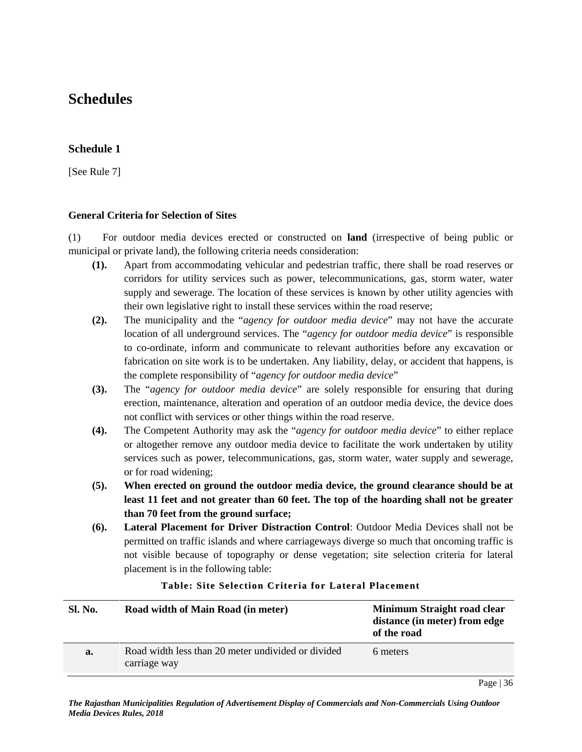# Schedules

## Schedule 1

[See Rule 7]

**General Criteria for Selection of Sites**

(1) For outdoor media devices erected or constructed on **land** (irrespective of being public or municipal or private land), the following criteria needs consideration:

**(1).** Apart from accommodating vehicular and pedestrian traffic, there shall be road reserves or corridors for utility services such as power, telecommunications, gas, storm water, water supply and sewerage. The location of these services is known by other utility agencies with their own legislative right to install these services within the road reserve;

**(2).** The municipality and the "*agency for outdoor media device*" may not have the accurate location of all underground services. The "*agency for outdoor media device*" is responsible to co-ordinate, inform and communicate to relevant authorities before any excavation or fabrication on site work is to be undertaken. Any liability, delay, or accident that happens, is the complete responsibility of "*agency for outdoor media device*"

**(3).** The "*agency for outdoor media device*" are solely responsible for ensuring that during erection, maintenance, alteration and operation of an outdoor media device, the device does not conflict with services or other things within the road reserve.

**(4).** The Competent Authority may ask the "*agency for outdoor media device*" to either replace or altogether remove any outdoor media device to facilitate the work undertaken by utility services such as power, telecommunications, gas, storm water, water supply and sewerage, or for road widening;

**(5). When erected on ground the outdoor media device, the ground clearance should be at least 11 feet and not greater than 60 feet. The top of the hoarding shall not be greater than 70 feet from the ground surface;**

**(6). Lateral Placement for Driver Distraction Control**: Outdoor Media Devices shall not be permitted on traffic islands and where carriageways diverge so much that oncoming traffic is not visible because of topography or dense vegetation; site selection criteria for lateral placement is in the following table:

**Table: Site Selection Criteria for Lateral Placement**

| Sl. No. | Road width of Main Road (in meter) | Minimum Straight road clear distance (in meter) from edge of the road |
|---|---|---|
| a. | Road width less than 20 meter undivided or divided carriage way | 6 meters |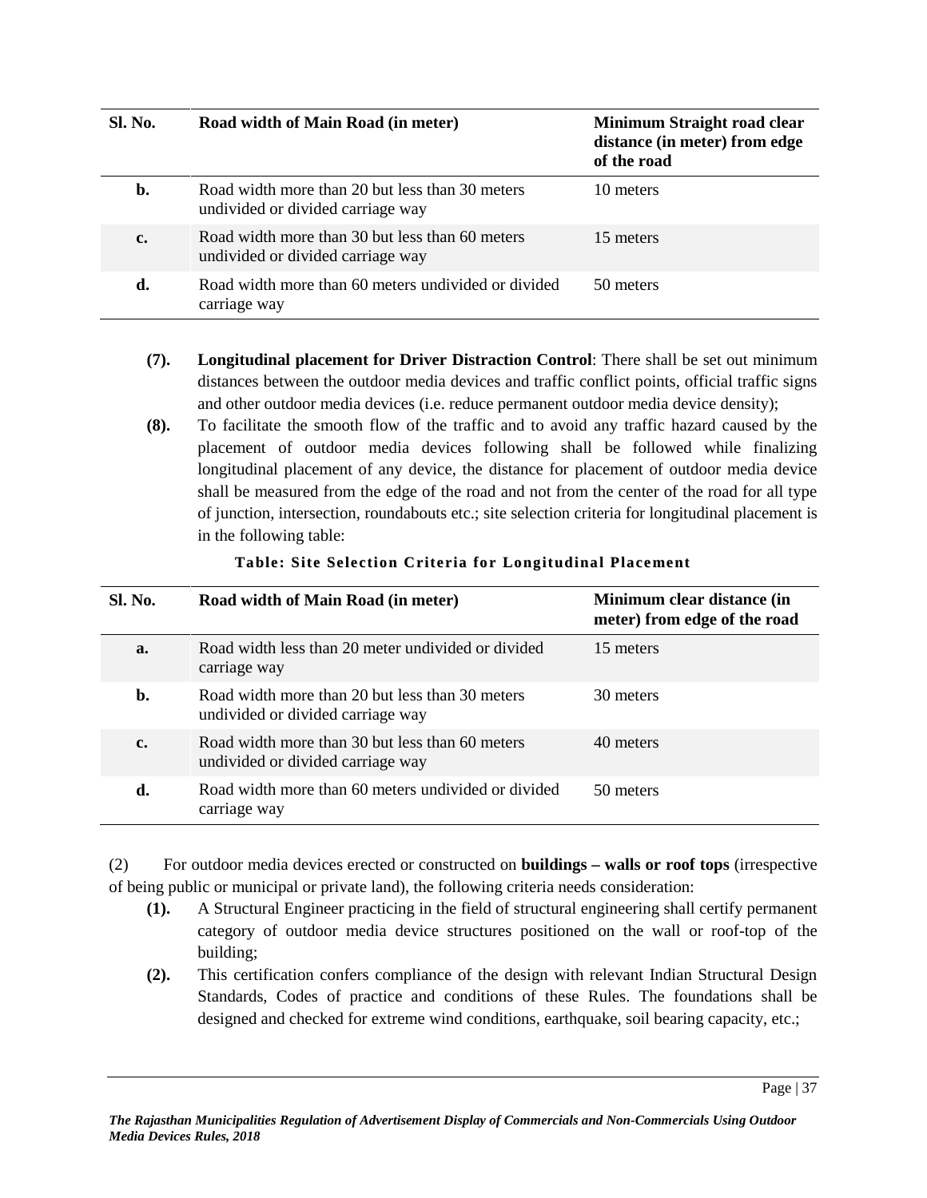| Sl. No. | Road width of Main Road (in meter) | Minimum Straight road clear distance (in meter) from edge of the road |
|---|---|---|
| b. | Road width more than 20 but less than 30 meters undivided or divided carriage way | 10 meters |
| c. | Road width more than 30 but less than 60 meters undivided or divided carriage way | 15 meters |
| d. | Road width more than 60 meters undivided or divided carriage way | 50 meters |

**(7).** **Longitudinal placement for Driver Distraction Control**: There shall be set out minimum distances between the outdoor media devices and traffic conflict points, official traffic signs and other outdoor media devices (i.e. reduce permanent outdoor media device density);

**(8).** To facilitate the smooth flow of the traffic and to avoid any traffic hazard caused by the placement of outdoor media devices following shall be followed while finalizing longitudinal placement of any device, the distance for placement of outdoor media device shall be measured from the edge of the road and not from the center of the road for all type of junction, intersection, roundabouts etc.; site selection criteria for longitudinal placement is in the following table:

**Table: Site Selection Criteria for Longitudinal Placement**

| Sl. No. | Road width of Main Road (in meter) | Minimum clear distance (in meter) from edge of the road |
|---|---|---|
| a. | Road width less than 20 meter undivided or divided carriage way | 15 meters |
| b. | Road width more than 20 but less than 30 meters undivided or divided carriage way | 30 meters |
| c. | Road width more than 30 but less than 60 meters undivided or divided carriage way | 40 meters |
| d. | Road width more than 60 meters undivided or divided carriage way | 50 meters |

(2) For outdoor media devices erected or constructed on **buildings – walls or roof tops** (irrespective of being public or municipal or private land), the following criteria needs consideration:

**(1).** A Structural Engineer practicing in the field of structural engineering shall certify permanent category of outdoor media device structures positioned on the wall or roof-top of the building;

**(2).** This certification confers compliance of the design with relevant Indian Structural Design Standards, Codes of practice and conditions of these Rules. The foundations shall be designed and checked for extreme wind conditions, earthquake, soil bearing capacity, etc.;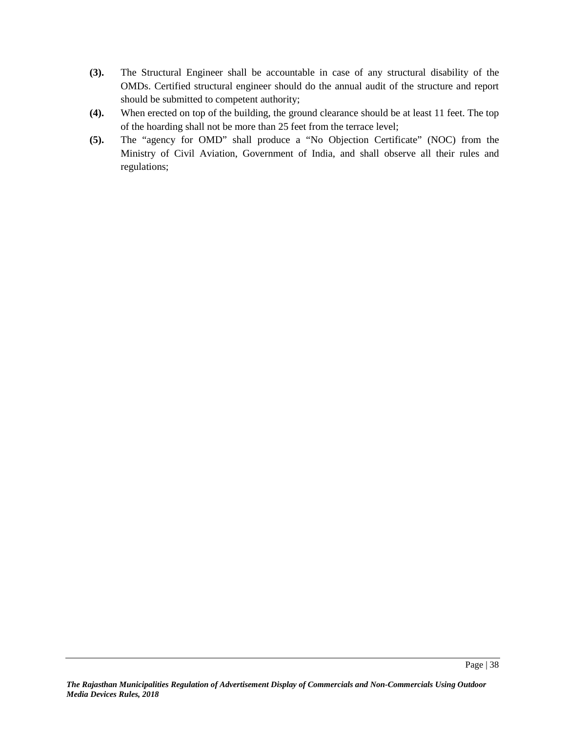**(3).** The Structural Engineer shall be accountable in case of any structural disability of the OMDs. Certified structural engineer should do the annual audit of the structure and report should be submitted to competent authority;

**(4).** When erected on top of the building, the ground clearance should be at least 11 feet. The top of the hoarding shall not be more than 25 feet from the terrace level;

**(5).** The "agency for OMD" shall produce a "No Objection Certificate" (NOC) from the Ministry of Civil Aviation, Government of India, and shall observe all their rules and regulations;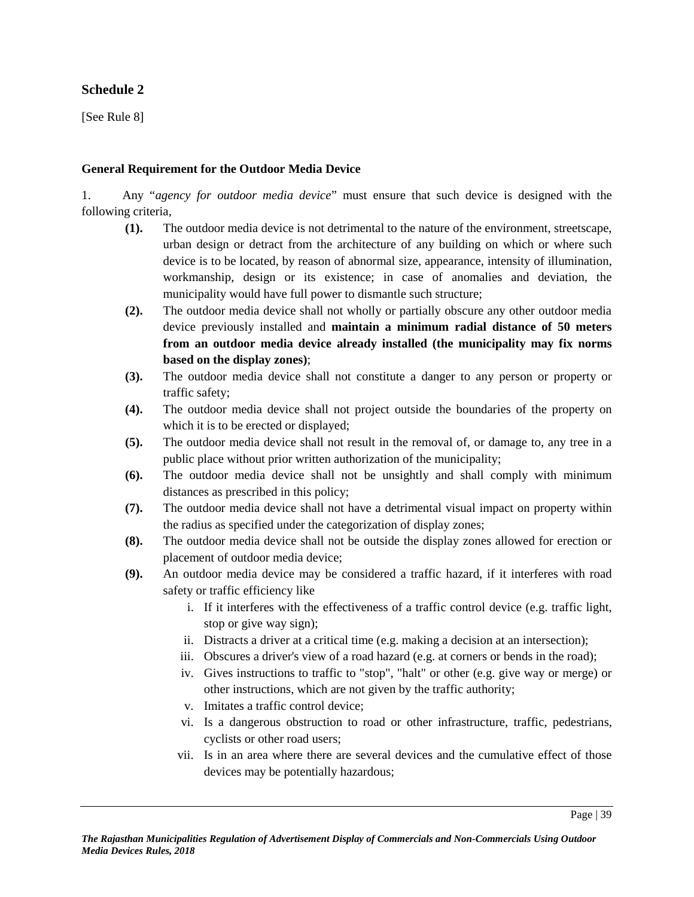## Schedule 2

[See Rule 8]

**General Requirement for the Outdoor Media Device**

1. Any "*agency for outdoor media device*" must ensure that such device is designed with the following criteria,

**(1).** The outdoor media device is not detrimental to the nature of the environment, streetscape, urban design or detract from the architecture of any building on which or where such device is to be located, by reason of abnormal size, appearance, intensity of illumination, workmanship, design or its existence; in case of anomalies and deviation, the municipality would have full power to dismantle such structure;

**(2).** The outdoor media device shall not wholly or partially obscure any other outdoor media device previously installed and **maintain a minimum radial distance of 50 meters from an outdoor media device already installed (the municipality may fix norms based on the display zones)**;

**(3).** The outdoor media device shall not constitute a danger to any person or property or traffic safety;

**(4).** The outdoor media device shall not project outside the boundaries of the property on which it is to be erected or displayed;

**(5).** The outdoor media device shall not result in the removal of, or damage to, any tree in a public place without prior written authorization of the municipality;

**(6).** The outdoor media device shall not be unsightly and shall comply with minimum distances as prescribed in this policy;

**(7).** The outdoor media device shall not have a detrimental visual impact on property within the radius as specified under the categorization of display zones;

**(8).** The outdoor media device shall not be outside the display zones allowed for erection or placement of outdoor media device;

**(9).** An outdoor media device may be considered a traffic hazard, if it interferes with road safety or traffic efficiency like

i. If it interferes with the effectiveness of a traffic control device (e.g. traffic light, stop or give way sign);

ii. Distracts a driver at a critical time (e.g. making a decision at an intersection);

iii. Obscures a driver's view of a road hazard (e.g. at corners or bends in the road);

iv. Gives instructions to traffic to "stop", "halt" or other (e.g. give way or merge) or other instructions, which are not given by the traffic authority;

v. Imitates a traffic control device;

vi. Is a dangerous obstruction to road or other infrastructure, traffic, pedestrians, cyclists or other road users;

vii. Is in an area where there are several devices and the cumulative effect of those devices may be potentially hazardous;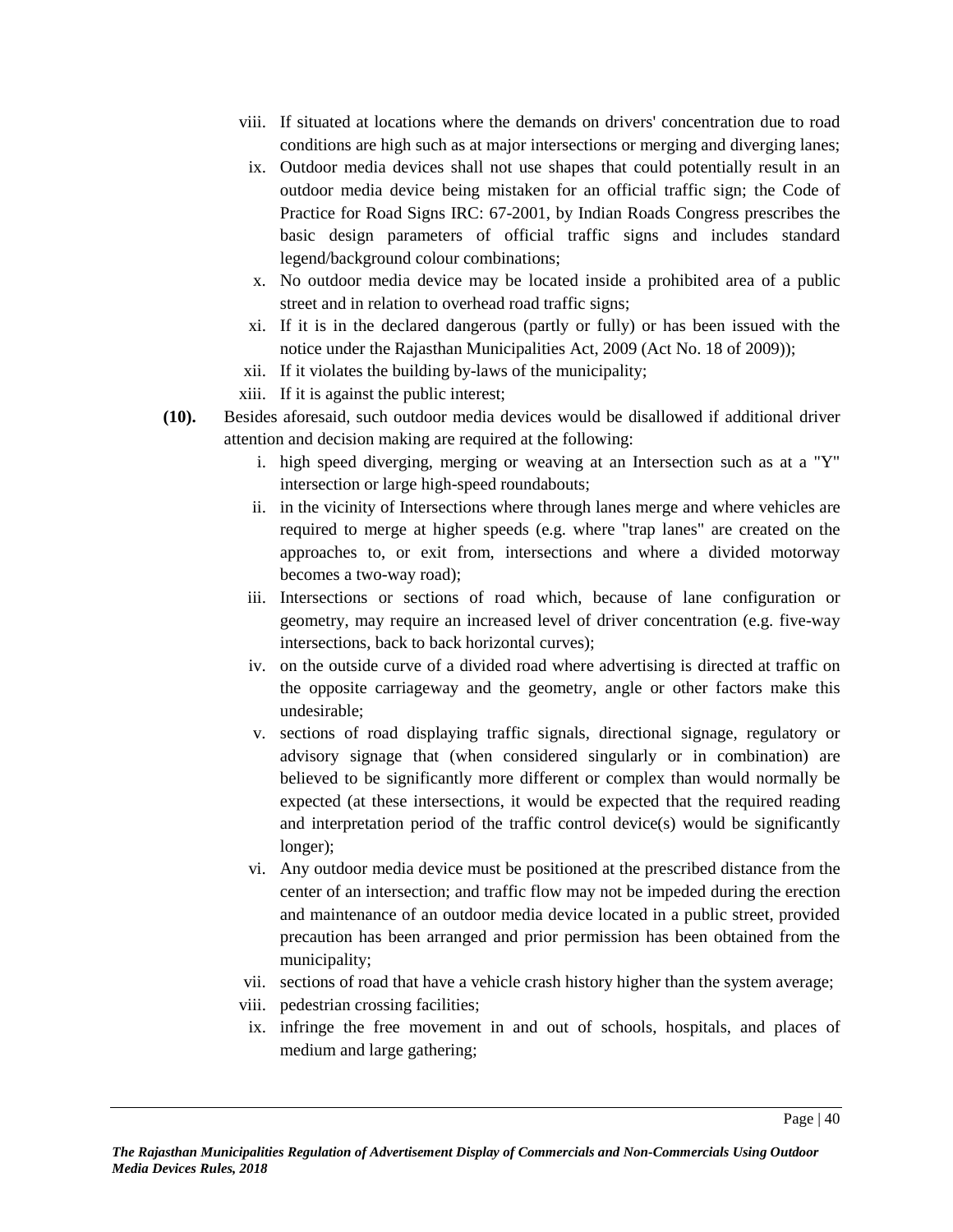viii. If situated at locations where the demands on drivers' concentration due to road conditions are high such as at major intersections or merging and diverging lanes;

ix. Outdoor media devices shall not use shapes that could potentially result in an outdoor media device being mistaken for an official traffic sign; the Code of Practice for Road Signs IRC: 67-2001, by Indian Roads Congress prescribes the basic design parameters of official traffic signs and includes standard legend/background colour combinations;

x. No outdoor media device may be located inside a prohibited area of a public street and in relation to overhead road traffic signs;

xi. If it is in the declared dangerous (partly or fully) or has been issued with the notice under the Rajasthan Municipalities Act, 2009 (Act No. 18 of 2009));

xii. If it violates the building by-laws of the municipality;

xiii. If it is against the public interest;

**(10).** Besides aforesaid, such outdoor media devices would be disallowed if additional driver attention and decision making are required at the following:

i. high speed diverging, merging or weaving at an Intersection such as at a "Y" intersection or large high-speed roundabouts;

ii. in the vicinity of Intersections where through lanes merge and where vehicles are required to merge at higher speeds (e.g. where "trap lanes" are created on the approaches to, or exit from, intersections and where a divided motorway becomes a two-way road);

iii. Intersections or sections of road which, because of lane configuration or geometry, may require an increased level of driver concentration (e.g. five-way intersections, back to back horizontal curves);

iv. on the outside curve of a divided road where advertising is directed at traffic on the opposite carriageway and the geometry, angle or other factors make this undesirable;

v. sections of road displaying traffic signals, directional signage, regulatory or advisory signage that (when considered singularly or in combination) are believed to be significantly more different or complex than would normally be expected (at these intersections, it would be expected that the required reading and interpretation period of the traffic control device(s) would be significantly longer);

vi. Any outdoor media device must be positioned at the prescribed distance from the center of an intersection; and traffic flow may not be impeded during the erection and maintenance of an outdoor media device located in a public street, provided precaution has been arranged and prior permission has been obtained from the municipality;

vii. sections of road that have a vehicle crash history higher than the system average;

viii. pedestrian crossing facilities;

ix. infringe the free movement in and out of schools, hospitals, and places of medium and large gathering;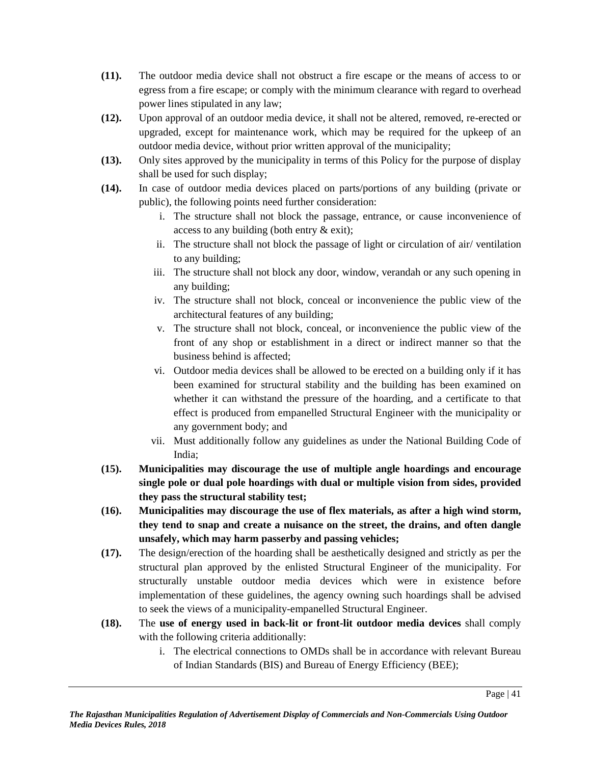**(11).** The outdoor media device shall not obstruct a fire escape or the means of access to or egress from a fire escape; or comply with the minimum clearance with regard to overhead power lines stipulated in any law;

**(12).** Upon approval of an outdoor media device, it shall not be altered, removed, re-erected or upgraded, except for maintenance work, which may be required for the upkeep of an outdoor media device, without prior written approval of the municipality;

**(13).** Only sites approved by the municipality in terms of this Policy for the purpose of display shall be used for such display;

**(14).** In case of outdoor media devices placed on parts/portions of any building (private or public), the following points need further consideration:

i. The structure shall not block the passage, entrance, or cause inconvenience of access to any building (both entry & exit);

ii. The structure shall not block the passage of light or circulation of air/ ventilation to any building;

iii. The structure shall not block any door, window, verandah or any such opening in any building;

iv. The structure shall not block, conceal or inconvenience the public view of the architectural features of any building;

v. The structure shall not block, conceal, or inconvenience the public view of the front of any shop or establishment in a direct or indirect manner so that the business behind is affected;

vi. Outdoor media devices shall be allowed to be erected on a building only if it has been examined for structural stability and the building has been examined on whether it can withstand the pressure of the hoarding, and a certificate to that effect is produced from empanelled Structural Engineer with the municipality or any government body; and

vii. Must additionally follow any guidelines as under the National Building Code of India;

**(15). Municipalities may discourage the use of multiple angle hoardings and encourage single pole or dual pole hoardings with dual or multiple vision from sides, provided they pass the structural stability test;**

**(16). Municipalities may discourage the use of flex materials, as after a high wind storm, they tend to snap and create a nuisance on the street, the drains, and often dangle unsafely, which may harm passerby and passing vehicles;**

**(17).** The design/erection of the hoarding shall be aesthetically designed and strictly as per the structural plan approved by the enlisted Structural Engineer of the municipality. For structurally unstable outdoor media devices which were in existence before implementation of these guidelines, the agency owning such hoardings shall be advised to seek the views of a municipality-empanelled Structural Engineer.

**(18).** The **use of energy used in back-lit or front-lit outdoor media devices** shall comply with the following criteria additionally:

i. The electrical connections to OMDs shall be in accordance with relevant Bureau of Indian Standards (BIS) and Bureau of Energy Efficiency (BEE);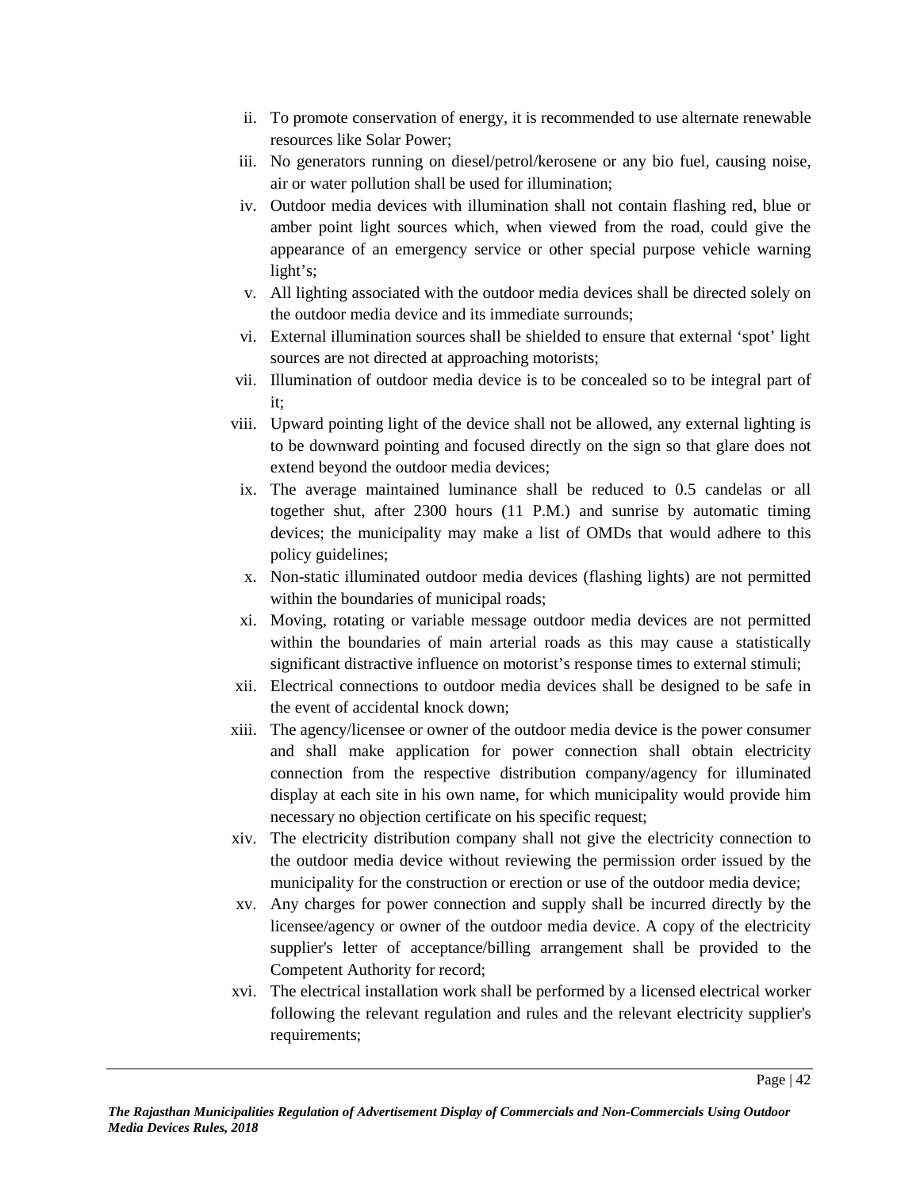ii. To promote conservation of energy, it is recommended to use alternate renewable resources like Solar Power;

iii. No generators running on diesel/petrol/kerosene or any bio fuel, causing noise, air or water pollution shall be used for illumination;

iv. Outdoor media devices with illumination shall not contain flashing red, blue or amber point light sources which, when viewed from the road, could give the appearance of an emergency service or other special purpose vehicle warning light's;

v. All lighting associated with the outdoor media devices shall be directed solely on the outdoor media device and its immediate surrounds;

vi. External illumination sources shall be shielded to ensure that external 'spot' light sources are not directed at approaching motorists;

vii. Illumination of outdoor media device is to be concealed so to be integral part of it;

viii. Upward pointing light of the device shall not be allowed, any external lighting is to be downward pointing and focused directly on the sign so that glare does not extend beyond the outdoor media devices;

ix. The average maintained luminance shall be reduced to 0.5 candelas or all together shut, after 2300 hours (11 P.M.) and sunrise by automatic timing devices; the municipality may make a list of OMDs that would adhere to this policy guidelines;

x. Non-static illuminated outdoor media devices (flashing lights) are not permitted within the boundaries of municipal roads;

xi. Moving, rotating or variable message outdoor media devices are not permitted within the boundaries of main arterial roads as this may cause a statistically significant distractive influence on motorist's response times to external stimuli;

xii. Electrical connections to outdoor media devices shall be designed to be safe in the event of accidental knock down;

xiii. The agency/licensee or owner of the outdoor media device is the power consumer and shall make application for power connection shall obtain electricity connection from the respective distribution company/agency for illuminated display at each site in his own name, for which municipality would provide him necessary no objection certificate on his specific request;

xiv. The electricity distribution company shall not give the electricity connection to the outdoor media device without reviewing the permission order issued by the municipality for the construction or erection or use of the outdoor media device;

xv. Any charges for power connection and supply shall be incurred directly by the licensee/agency or owner of the outdoor media device. A copy of the electricity supplier's letter of acceptance/billing arrangement shall be provided to the Competent Authority for record;

xvi. The electrical installation work shall be performed by a licensed electrical worker following the relevant regulation and rules and the relevant electricity supplier's requirements;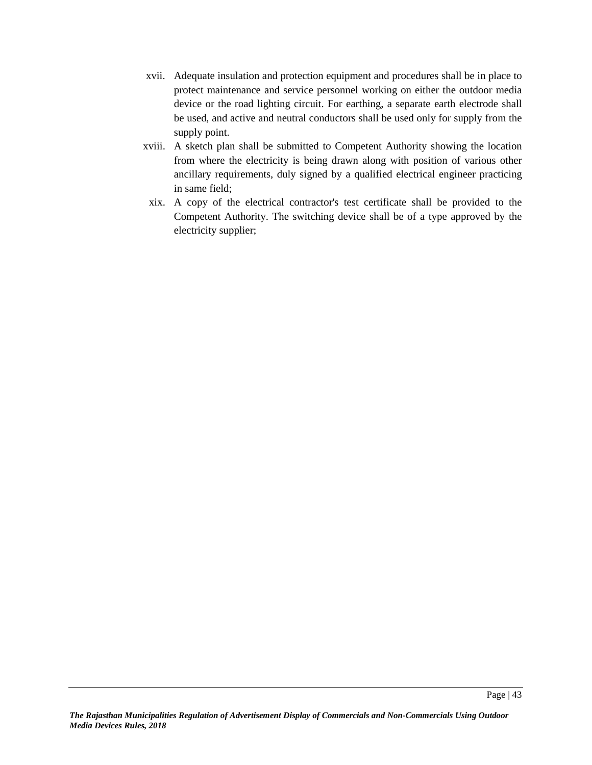xvii. Adequate insulation and protection equipment and procedures shall be in place to protect maintenance and service personnel working on either the outdoor media device or the road lighting circuit. For earthing, a separate earth electrode shall be used, and active and neutral conductors shall be used only for supply from the supply point.

xviii. A sketch plan shall be submitted to Competent Authority showing the location from where the electricity is being drawn along with position of various other ancillary requirements, duly signed by a qualified electrical engineer practicing in same field;

xix. A copy of the electrical contractor's test certificate shall be provided to the Competent Authority. The switching device shall be of a type approved by the electricity supplier;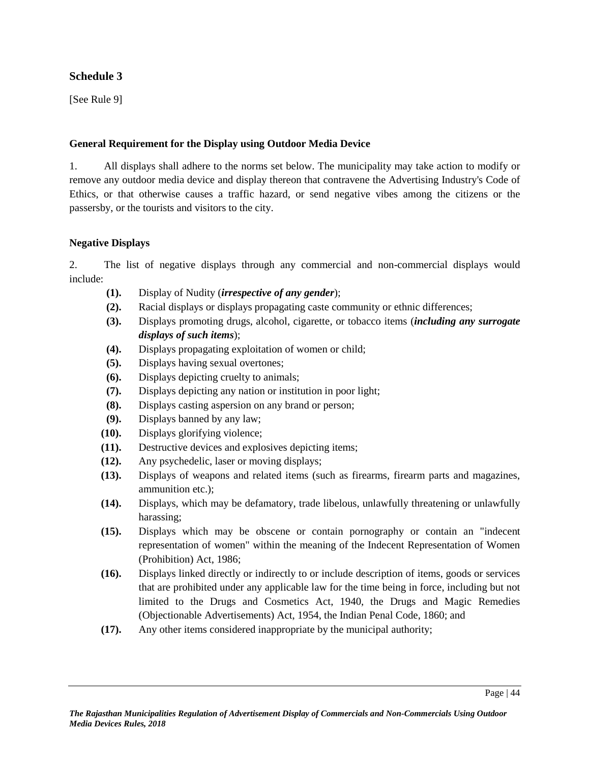## Schedule 3

[See Rule 9]

### General Requirement for the Display using Outdoor Media Device

1. All displays shall adhere to the norms set below. The municipality may take action to modify or remove any outdoor media device and display thereon that contravene the Advertising Industry's Code of Ethics, or that otherwise causes a traffic hazard, or send negative vibes among the citizens or the passersby, or the tourists and visitors to the city.

### Negative Displays

2. The list of negative displays through any commercial and non-commercial displays would include:

- **(1).** Display of Nudity (***irrespective of any gender***);
- **(2).** Racial displays or displays propagating caste community or ethnic differences;
- **(3).** Displays promoting drugs, alcohol, cigarette, or tobacco items (***including any surrogate displays of such items***);
- **(4).** Displays propagating exploitation of women or child;
- **(5).** Displays having sexual overtones;
- **(6).** Displays depicting cruelty to animals;
- **(7).** Displays depicting any nation or institution in poor light;
- **(8).** Displays casting aspersion on any brand or person;
- **(9).** Displays banned by any law;
- **(10).** Displays glorifying violence;
- **(11).** Destructive devices and explosives depicting items;
- **(12).** Any psychedelic, laser or moving displays;
- **(13).** Displays of weapons and related items (such as firearms, firearm parts and magazines, ammunition etc.);
- **(14).** Displays, which may be defamatory, trade libelous, unlawfully threatening or unlawfully harassing;
- **(15).** Displays which may be obscene or contain pornography or contain an "indecent representation of women" within the meaning of the Indecent Representation of Women (Prohibition) Act, 1986;
- **(16).** Displays linked directly or indirectly to or include description of items, goods or services that are prohibited under any applicable law for the time being in force, including but not limited to the Drugs and Cosmetics Act, 1940, the Drugs and Magic Remedies (Objectionable Advertisements) Act, 1954, the Indian Penal Code, 1860; and
- **(17).** Any other items considered inappropriate by the municipal authority;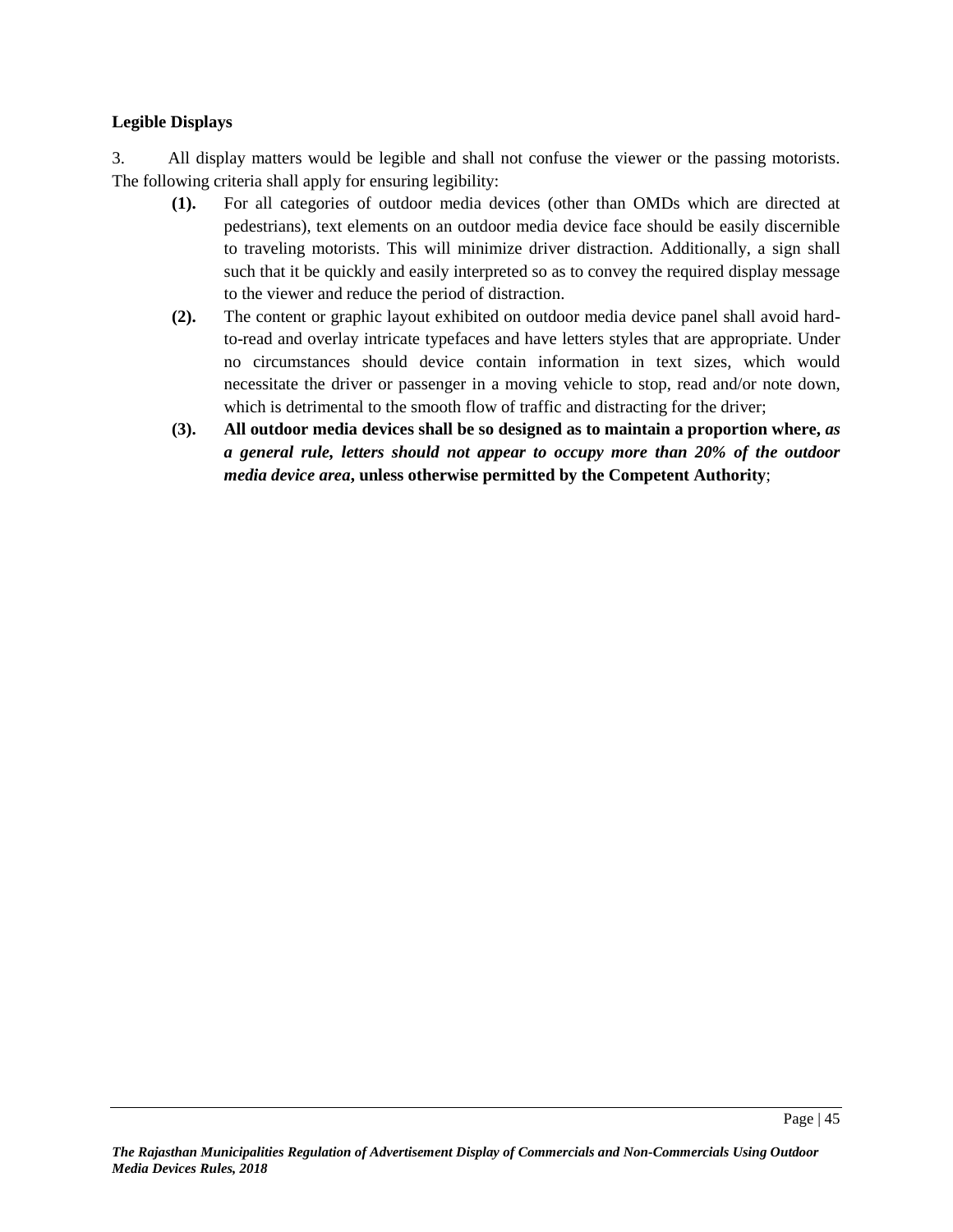**Legible Displays**

3. All display matters would be legible and shall not confuse the viewer or the passing motorists. The following criteria shall apply for ensuring legibility:

- **(1).** For all categories of outdoor media devices (other than OMDs which are directed at pedestrians), text elements on an outdoor media device face should be easily discernible to traveling motorists. This will minimize driver distraction. Additionally, a sign shall such that it be quickly and easily interpreted so as to convey the required display message to the viewer and reduce the period of distraction.
- **(2).** The content or graphic layout exhibited on outdoor media device panel shall avoid hard-to-read and overlay intricate typefaces and have letters styles that are appropriate. Under no circumstances should device contain information in text sizes, which would necessitate the driver or passenger in a moving vehicle to stop, read and/or note down, which is detrimental to the smooth flow of traffic and distracting for the driver;
- **(3).** **All outdoor media devices shall be so designed as to maintain a proportion where, *as a general rule, letters should not appear to occupy more than 20% of the outdoor media device area*, unless otherwise permitted by the Competent Authority**;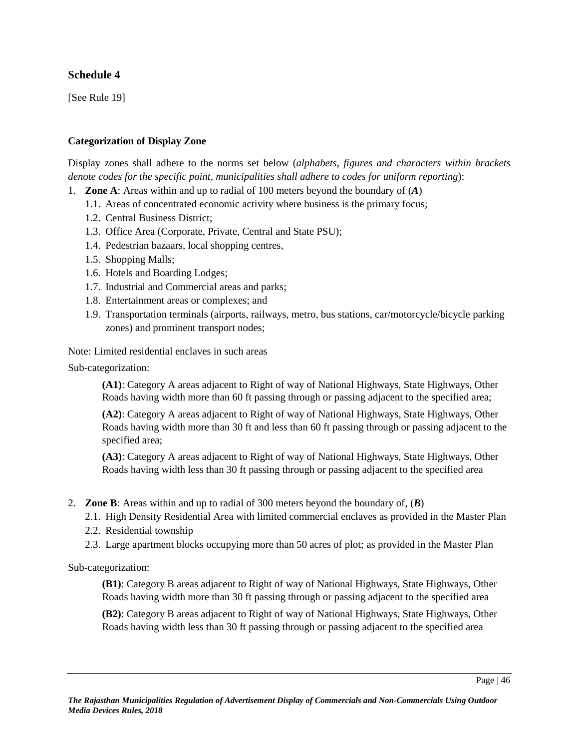## Schedule 4

[See Rule 19]

**Categorization of Display Zone**

Display zones shall adhere to the norms set below (*alphabets, figures and characters within brackets denote codes for the specific point, municipalities shall adhere to codes for uniform reporting*):

1. **Zone A**: Areas within and up to radial of 100 meters beyond the boundary of (***A***)
   1.1. Areas of concentrated economic activity where business is the primary focus;
   1.2. Central Business District;
   1.3. Office Area (Corporate, Private, Central and State PSU);
   1.4. Pedestrian bazaars, local shopping centres,
   1.5. Shopping Malls;
   1.6. Hotels and Boarding Lodges;
   1.7. Industrial and Commercial areas and parks;
   1.8. Entertainment areas or complexes; and
   1.9. Transportation terminals (airports, railways, metro, bus stations, car/motorcycle/bicycle parking zones) and prominent transport nodes;

Note: Limited residential enclaves in such areas

Sub-categorization:

> **(A1)**: Category A areas adjacent to Right of way of National Highways, State Highways, Other Roads having width more than 60 ft passing through or passing adjacent to the specified area;
>
> **(A2)**: Category A areas adjacent to Right of way of National Highways, State Highways, Other Roads having width more than 30 ft and less than 60 ft passing through or passing adjacent to the specified area;
>
> **(A3)**: Category A areas adjacent to Right of way of National Highways, State Highways, Other Roads having width less than 30 ft passing through or passing adjacent to the specified area

2. **Zone B**: Areas within and up to radial of 300 meters beyond the boundary of, (***B***)
   2.1. High Density Residential Area with limited commercial enclaves as provided in the Master Plan
   2.2. Residential township
   2.3. Large apartment blocks occupying more than 50 acres of plot; as provided in the Master Plan

Sub-categorization:

> **(B1)**: Category B areas adjacent to Right of way of National Highways, State Highways, Other Roads having width more than 30 ft passing through or passing adjacent to the specified area
>
> **(B2)**: Category B areas adjacent to Right of way of National Highways, State Highways, Other Roads having width less than 30 ft passing through or passing adjacent to the specified area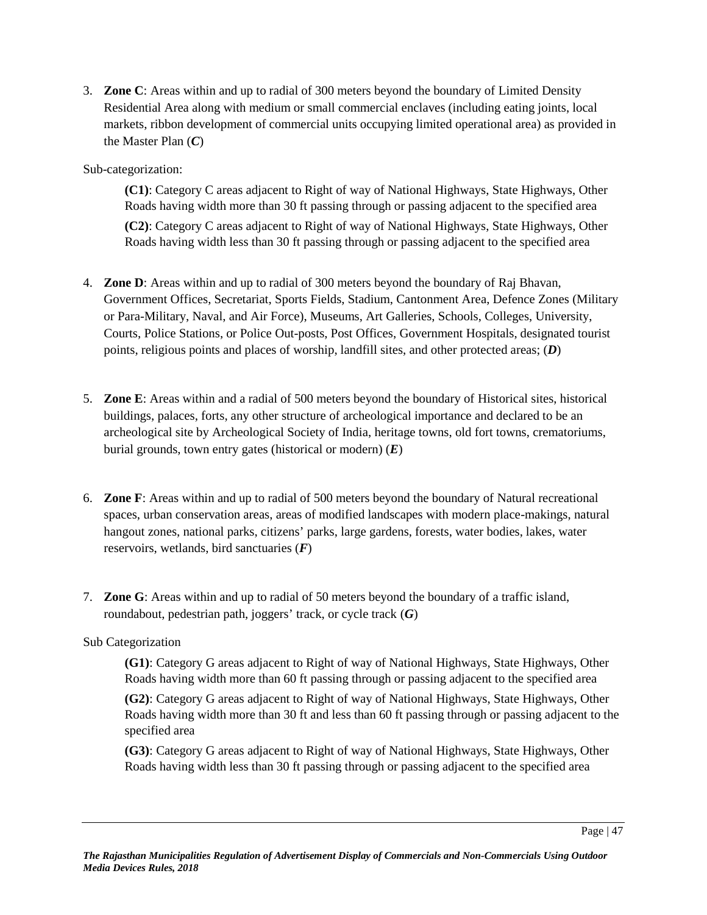3. **Zone C**: Areas within and up to radial of 300 meters beyond the boundary of Limited Density Residential Area along with medium or small commercial enclaves (including eating joints, local markets, ribbon development of commercial units occupying limited operational area) as provided in the Master Plan (***C***)

Sub-categorization:

> **(C1)**: Category C areas adjacent to Right of way of National Highways, State Highways, Other Roads having width more than 30 ft passing through or passing adjacent to the specified area
>
> **(C2)**: Category C areas adjacent to Right of way of National Highways, State Highways, Other Roads having width less than 30 ft passing through or passing adjacent to the specified area

4. **Zone D**: Areas within and up to radial of 300 meters beyond the boundary of Raj Bhavan, Government Offices, Secretariat, Sports Fields, Stadium, Cantonment Area, Defence Zones (Military or Para-Military, Naval, and Air Force), Museums, Art Galleries, Schools, Colleges, University, Courts, Police Stations, or Police Out-posts, Post Offices, Government Hospitals, designated tourist points, religious points and places of worship, landfill sites, and other protected areas; (***D***)

5. **Zone E**: Areas within and a radial of 500 meters beyond the boundary of Historical sites, historical buildings, palaces, forts, any other structure of archeological importance and declared to be an archeological site by Archeological Society of India, heritage towns, old fort towns, crematoriums, burial grounds, town entry gates (historical or modern) (***E***)

6. **Zone F**: Areas within and up to radial of 500 meters beyond the boundary of Natural recreational spaces, urban conservation areas, areas of modified landscapes with modern place-makings, natural hangout zones, national parks, citizens' parks, large gardens, forests, water bodies, lakes, water reservoirs, wetlands, bird sanctuaries (***F***)

7. **Zone G**: Areas within and up to radial of 50 meters beyond the boundary of a traffic island, roundabout, pedestrian path, joggers' track, or cycle track (***G***)

Sub Categorization

> **(G1)**: Category G areas adjacent to Right of way of National Highways, State Highways, Other Roads having width more than 60 ft passing through or passing adjacent to the specified area
>
> **(G2)**: Category G areas adjacent to Right of way of National Highways, State Highways, Other Roads having width more than 30 ft and less than 60 ft passing through or passing adjacent to the specified area
>
> **(G3)**: Category G areas adjacent to Right of way of National Highways, State Highways, Other Roads having width less than 30 ft passing through or passing adjacent to the specified area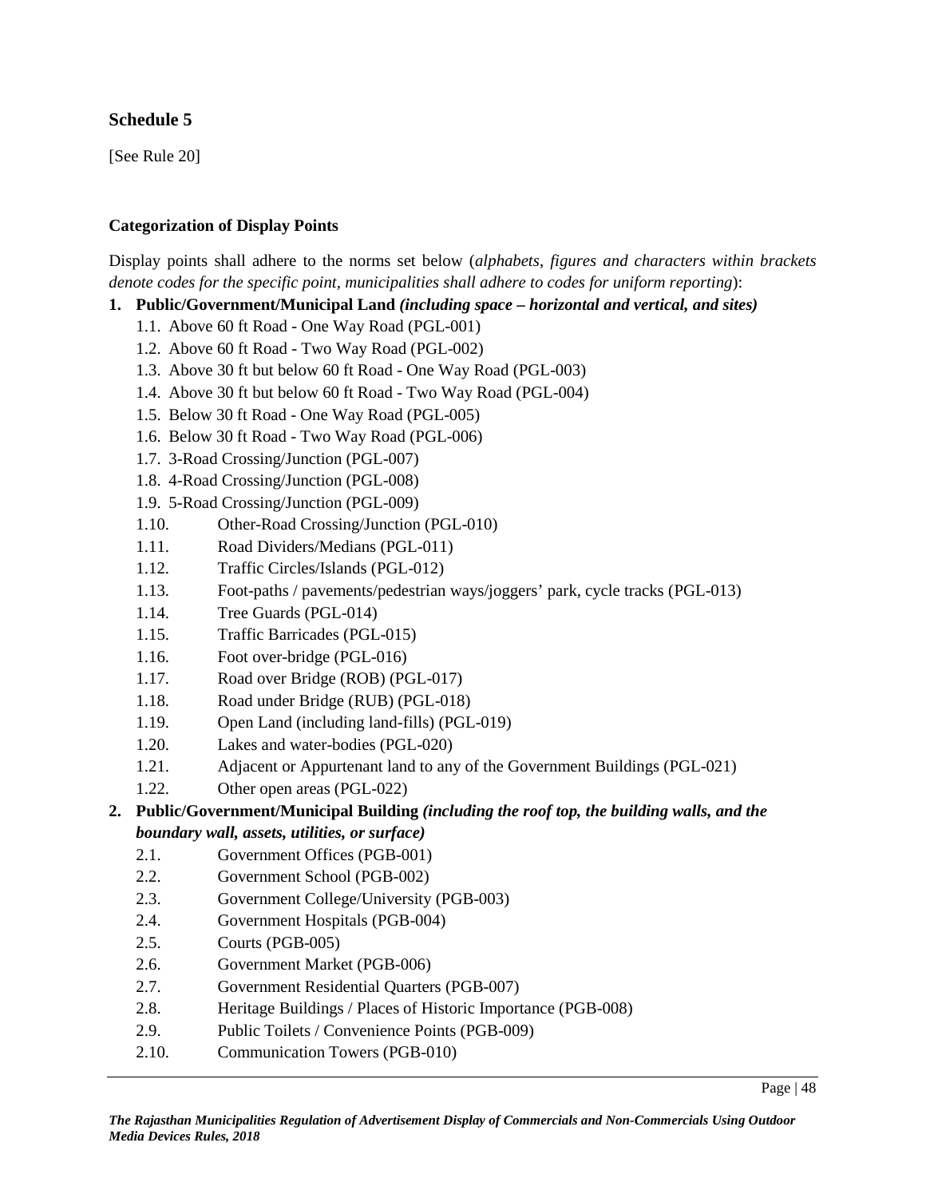## Schedule 5

[See Rule 20]

**Categorization of Display Points**

Display points shall adhere to the norms set below (*alphabets, figures and characters within brackets denote codes for the specific point, municipalities shall adhere to codes for uniform reporting*):

1. **Public/Government/Municipal Land** ***(including space – horizontal and vertical, and sites)***
   - 1.1. Above 60 ft Road - One Way Road (PGL-001)
   - 1.2. Above 60 ft Road - Two Way Road (PGL-002)
   - 1.3. Above 30 ft but below 60 ft Road - One Way Road (PGL-003)
   - 1.4. Above 30 ft but below 60 ft Road - Two Way Road (PGL-004)
   - 1.5. Below 30 ft Road - One Way Road (PGL-005)
   - 1.6. Below 30 ft Road - Two Way Road (PGL-006)
   - 1.7. 3-Road Crossing/Junction (PGL-007)
   - 1.8. 4-Road Crossing/Junction (PGL-008)
   - 1.9. 5-Road Crossing/Junction (PGL-009)
   - 1.10. Other-Road Crossing/Junction (PGL-010)
   - 1.11. Road Dividers/Medians (PGL-011)
   - 1.12. Traffic Circles/Islands (PGL-012)
   - 1.13. Foot-paths / pavements/pedestrian ways/joggers' park, cycle tracks (PGL-013)
   - 1.14. Tree Guards (PGL-014)
   - 1.15. Traffic Barricades (PGL-015)
   - 1.16. Foot over-bridge (PGL-016)
   - 1.17. Road over Bridge (ROB) (PGL-017)
   - 1.18. Road under Bridge (RUB) (PGL-018)
   - 1.19. Open Land (including land-fills) (PGL-019)
   - 1.20. Lakes and water-bodies (PGL-020)
   - 1.21. Adjacent or Appurtenant land to any of the Government Buildings (PGL-021)
   - 1.22. Other open areas (PGL-022)
2. **Public/Government/Municipal Building** ***(including the roof top, the building walls, and the boundary wall, assets, utilities, or surface)***
   - 2.1. Government Offices (PGB-001)
   - 2.2. Government School (PGB-002)
   - 2.3. Government College/University (PGB-003)
   - 2.4. Government Hospitals (PGB-004)
   - 2.5. Courts (PGB-005)
   - 2.6. Government Market (PGB-006)
   - 2.7. Government Residential Quarters (PGB-007)
   - 2.8. Heritage Buildings / Places of Historic Importance (PGB-008)
   - 2.9. Public Toilets / Convenience Points (PGB-009)
   - 2.10. Communication Towers (PGB-010)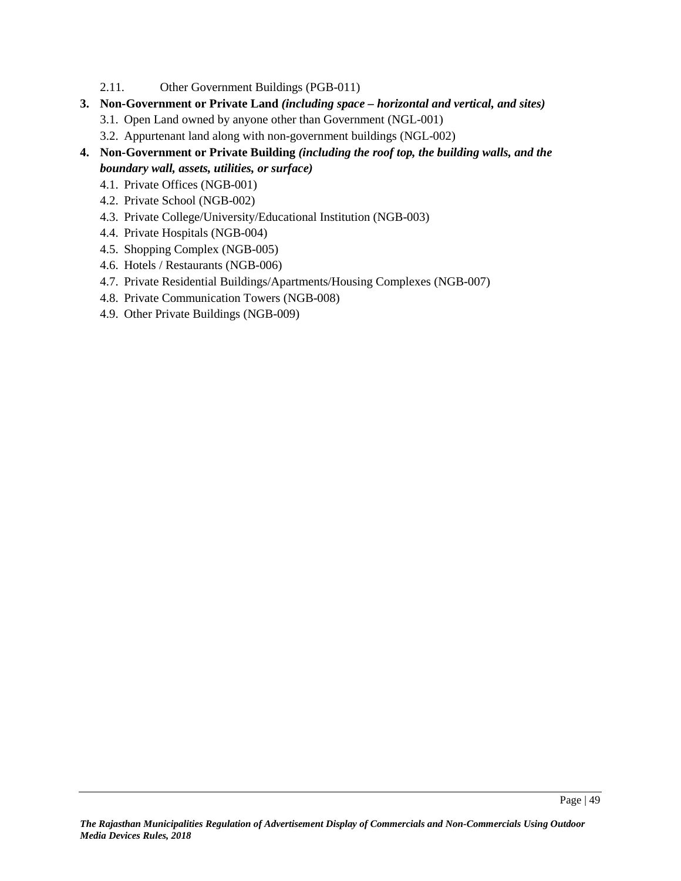2.11. Other Government Buildings (PGB-011)

3. **Non-Government or Private Land** ***(including space – horizontal and vertical, and sites)***
    3.1. Open Land owned by anyone other than Government (NGL-001)
    3.2. Appurtenant land along with non-government buildings (NGL-002)

4. **Non-Government or Private Building** ***(including the roof top, the building walls, and the boundary wall, assets, utilities, or surface)***
    4.1. Private Offices (NGB-001)
    4.2. Private School (NGB-002)
    4.3. Private College/University/Educational Institution (NGB-003)
    4.4. Private Hospitals (NGB-004)
    4.5. Shopping Complex (NGB-005)
    4.6. Hotels / Restaurants (NGB-006)
    4.7. Private Residential Buildings/Apartments/Housing Complexes (NGB-007)
    4.8. Private Communication Towers (NGB-008)
    4.9. Other Private Buildings (NGB-009)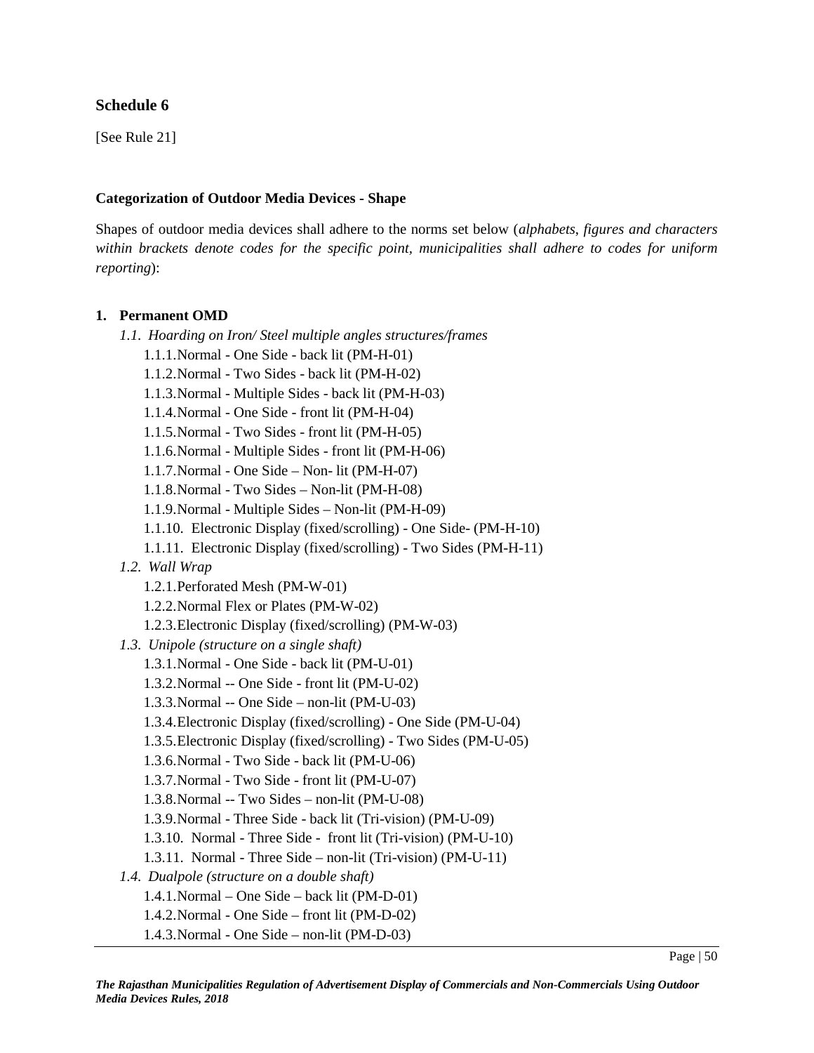## Schedule 6

[See Rule 21]

**Categorization of Outdoor Media Devices - Shape**

Shapes of outdoor media devices shall adhere to the norms set below (*alphabets, figures and characters within brackets denote codes for the specific point, municipalities shall adhere to codes for uniform reporting*):

**1. Permanent OMD**

- *1.1. Hoarding on Iron/ Steel multiple angles structures/frames*
  - 1.1.1. Normal - One Side - back lit (PM-H-01)
  - 1.1.2. Normal - Two Sides - back lit (PM-H-02)
  - 1.1.3. Normal - Multiple Sides - back lit (PM-H-03)
  - 1.1.4. Normal - One Side - front lit (PM-H-04)
  - 1.1.5. Normal - Two Sides - front lit (PM-H-05)
  - 1.1.6. Normal - Multiple Sides - front lit (PM-H-06)
  - 1.1.7. Normal - One Side – Non- lit (PM-H-07)
  - 1.1.8. Normal - Two Sides – Non-lit (PM-H-08)
  - 1.1.9. Normal - Multiple Sides – Non-lit (PM-H-09)
  - 1.1.10. Electronic Display (fixed/scrolling) - One Side- (PM-H-10)
  - 1.1.11. Electronic Display (fixed/scrolling) - Two Sides (PM-H-11)
- *1.2. Wall Wrap*
  - 1.2.1. Perforated Mesh (PM-W-01)
  - 1.2.2. Normal Flex or Plates (PM-W-02)
  - 1.2.3. Electronic Display (fixed/scrolling) (PM-W-03)
- *1.3. Unipole (structure on a single shaft)*
  - 1.3.1. Normal - One Side - back lit (PM-U-01)
  - 1.3.2. Normal -- One Side - front lit (PM-U-02)
  - 1.3.3. Normal -- One Side – non-lit (PM-U-03)
  - 1.3.4. Electronic Display (fixed/scrolling) - One Side (PM-U-04)
  - 1.3.5. Electronic Display (fixed/scrolling) - Two Sides (PM-U-05)
  - 1.3.6. Normal - Two Side - back lit (PM-U-06)
  - 1.3.7. Normal - Two Side - front lit (PM-U-07)
  - 1.3.8. Normal -- Two Sides – non-lit (PM-U-08)
  - 1.3.9. Normal - Three Side - back lit (Tri-vision) (PM-U-09)
  - 1.3.10. Normal - Three Side - front lit (Tri-vision) (PM-U-10)
  - 1.3.11. Normal - Three Side – non-lit (Tri-vision) (PM-U-11)
- *1.4. Dualpole (structure on a double shaft)*
  - 1.4.1. Normal – One Side – back lit (PM-D-01)
  - 1.4.2. Normal - One Side – front lit (PM-D-02)
  - 1.4.3. Normal - One Side – non-lit (PM-D-03)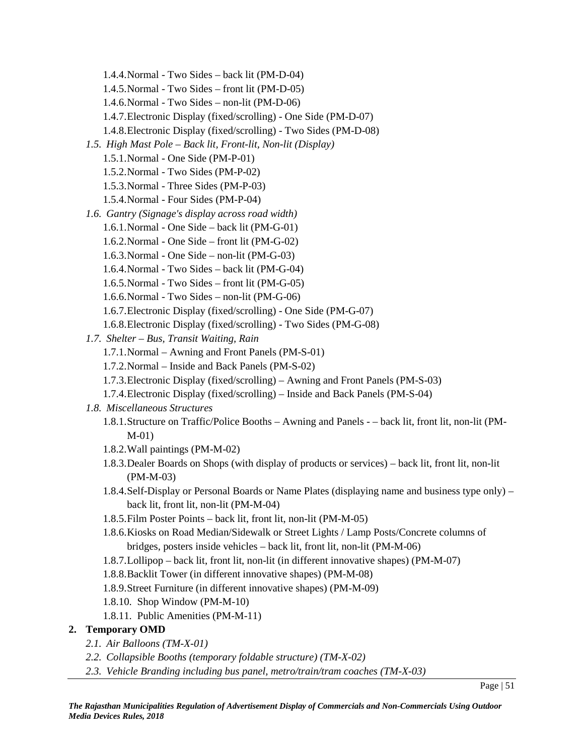- 1.4.4. Normal - Two Sides – back lit (PM-D-04)
- 1.4.5. Normal - Two Sides – front lit (PM-D-05)
- 1.4.6. Normal - Two Sides – non-lit (PM-D-06)
- 1.4.7. Electronic Display (fixed/scrolling) - One Side (PM-D-07)
- 1.4.8. Electronic Display (fixed/scrolling) - Two Sides (PM-D-08)

*1.5. High Mast Pole – Back lit, Front-lit, Non-lit (Display)*

- 1.5.1. Normal - One Side (PM-P-01)
- 1.5.2. Normal - Two Sides (PM-P-02)
- 1.5.3. Normal - Three Sides (PM-P-03)
- 1.5.4. Normal - Four Sides (PM-P-04)

*1.6. Gantry (Signage's display across road width)*

- 1.6.1. Normal - One Side – back lit (PM-G-01)
- 1.6.2. Normal - One Side – front lit (PM-G-02)
- 1.6.3. Normal - One Side – non-lit (PM-G-03)
- 1.6.4. Normal - Two Sides – back lit (PM-G-04)
- 1.6.5. Normal - Two Sides – front lit (PM-G-05)
- 1.6.6. Normal - Two Sides – non-lit (PM-G-06)
- 1.6.7. Electronic Display (fixed/scrolling) - One Side (PM-G-07)
- 1.6.8. Electronic Display (fixed/scrolling) - Two Sides (PM-G-08)

*1.7. Shelter – Bus, Transit Waiting, Rain*

- 1.7.1. Normal – Awning and Front Panels (PM-S-01)
- 1.7.2. Normal – Inside and Back Panels (PM-S-02)
- 1.7.3. Electronic Display (fixed/scrolling) – Awning and Front Panels (PM-S-03)
- 1.7.4. Electronic Display (fixed/scrolling) – Inside and Back Panels (PM-S-04)

*1.8. Miscellaneous Structures*

- 1.8.1. Structure on Traffic/Police Booths – Awning and Panels - – back lit, front lit, non-lit (PM-M-01)
- 1.8.2. Wall paintings (PM-M-02)
- 1.8.3. Dealer Boards on Shops (with display of products or services) – back lit, front lit, non-lit (PM-M-03)
- 1.8.4. Self-Display or Personal Boards or Name Plates (displaying name and business type only) – back lit, front lit, non-lit (PM-M-04)
- 1.8.5. Film Poster Points – back lit, front lit, non-lit (PM-M-05)
- 1.8.6. Kiosks on Road Median/Sidewalk or Street Lights / Lamp Posts/Concrete columns of bridges, posters inside vehicles – back lit, front lit, non-lit (PM-M-06)
- 1.8.7. Lollipop – back lit, front lit, non-lit (in different innovative shapes) (PM-M-07)
- 1.8.8. Backlit Tower (in different innovative shapes) (PM-M-08)
- 1.8.9. Street Furniture (in different innovative shapes) (PM-M-09)
- 1.8.10. Shop Window (PM-M-10)
- 1.8.11. Public Amenities (PM-M-11)

**2. Temporary OMD**

*2.1. Air Balloons (TM-X-01)*

*2.2. Collapsible Booths (temporary foldable structure) (TM-X-02)*

*2.3. Vehicle Branding including bus panel, metro/train/tram coaches (TM-X-03)*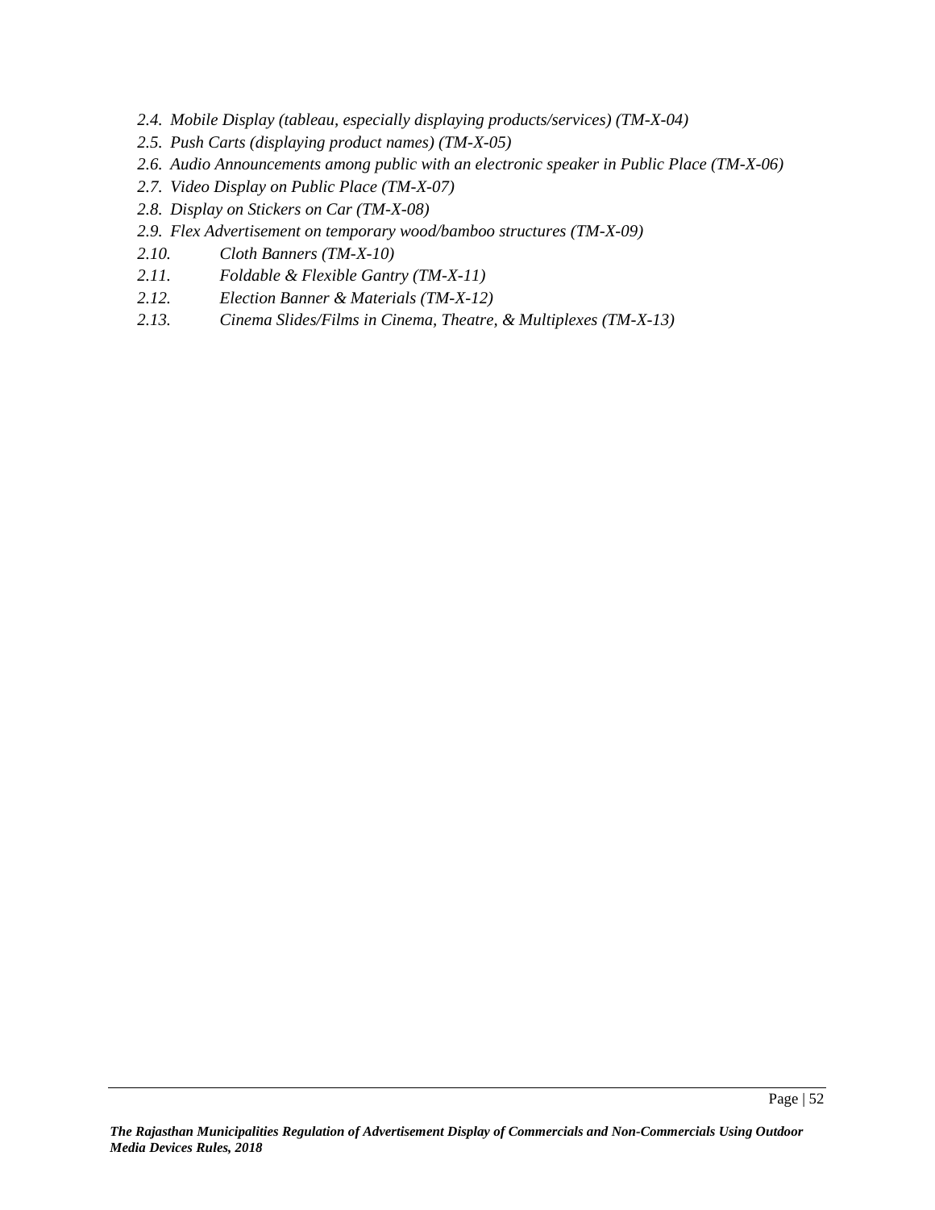*2.4. Mobile Display (tableau, especially displaying products/services) (TM-X-04)*

*2.5. Push Carts (displaying product names) (TM-X-05)*

*2.6. Audio Announcements among public with an electronic speaker in Public Place (TM-X-06)*

*2.7. Video Display on Public Place (TM-X-07)*

*2.8. Display on Stickers on Car (TM-X-08)*

*2.9. Flex Advertisement on temporary wood/bamboo structures (TM-X-09)*

*2.10. Cloth Banners (TM-X-10)*

*2.11. Foldable & Flexible Gantry (TM-X-11)*

*2.12. Election Banner & Materials (TM-X-12)*

*2.13. Cinema Slides/Films in Cinema, Theatre, & Multiplexes (TM-X-13)*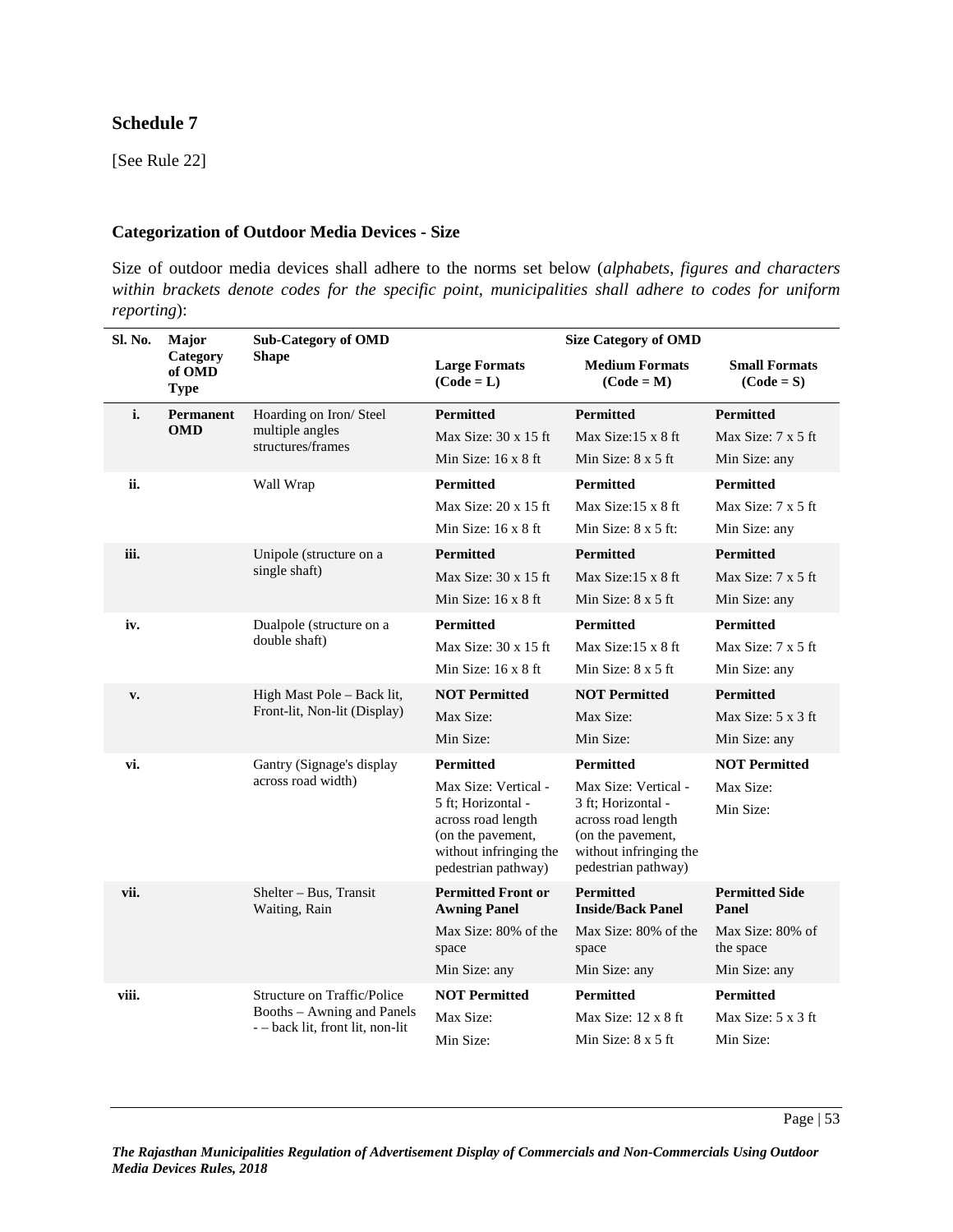## Schedule 7

[See Rule 22]

### Categorization of Outdoor Media Devices - Size

Size of outdoor media devices shall adhere to the norms set below (*alphabets, figures and characters within brackets denote codes for the specific point, municipalities shall adhere to codes for uniform reporting*):

| Sl. No. | Major Category of OMD Type | Sub-Category of OMD Shape | Size Category of OMD | | |
|---|---|---|---|---|---|
| | | | **Large Formats (Code = L)** | **Medium Formats (Code = M)** | **Small Formats (Code = S)** |
| **i.** | **Permanent OMD** | Hoarding on Iron/ Steel multiple angles structures/frames | **Permitted** Max Size: 30 x 15 ft Min Size: 16 x 8 ft | **Permitted** Max Size:15 x 8 ft Min Size: 8 x 5 ft | **Permitted** Max Size: 7 x 5 ft Min Size: any |
| **ii.** | | Wall Wrap | **Permitted** Max Size: 20 x 15 ft Min Size: 16 x 8 ft | **Permitted** Max Size:15 x 8 ft Min Size: 8 x 5 ft: | **Permitted** Max Size: 7 x 5 ft Min Size: any |
| **iii.** | | Unipole (structure on a single shaft) | **Permitted** Max Size: 30 x 15 ft Min Size: 16 x 8 ft | **Permitted** Max Size:15 x 8 ft Min Size: 8 x 5 ft | **Permitted** Max Size: 7 x 5 ft Min Size: any |
| **iv.** | | Dualpole (structure on a double shaft) | **Permitted** Max Size: 30 x 15 ft Min Size: 16 x 8 ft | **Permitted** Max Size:15 x 8 ft Min Size: 8 x 5 ft | **Permitted** Max Size: 7 x 5 ft Min Size: any |
| **v.** | | High Mast Pole – Back lit, Front-lit, Non-lit (Display) | **NOT Permitted** Max Size: Min Size: | **NOT Permitted** Max Size: Min Size: | **Permitted** Max Size: 5 x 3 ft Min Size: any |
| **vi.** | | Gantry (Signage's display across road width) | **Permitted** Max Size: Vertical - 5 ft; Horizontal - across road length (on the pavement, without infringing the pedestrian pathway) | **Permitted** Max Size: Vertical - 3 ft; Horizontal - across road length (on the pavement, without infringing the pedestrian pathway) | **NOT Permitted** Max Size: Min Size: |
| **vii.** | | Shelter – Bus, Transit Waiting, Rain | **Permitted Front or Awning Panel** Max Size: 80% of the space Min Size: any | **Permitted Inside/Back Panel** Max Size: 80% of the space Min Size: any | **Permitted Side Panel** Max Size: 80% of the space Min Size: any |
| **viii.** | | Structure on Traffic/Police Booths – Awning and Panels - – back lit, front lit, non-lit | **NOT Permitted** Max Size: Min Size: | **Permitted** Max Size: 12 x 8 ft Min Size: 8 x 5 ft | **Permitted** Max Size: 5 x 3 ft Min Size: |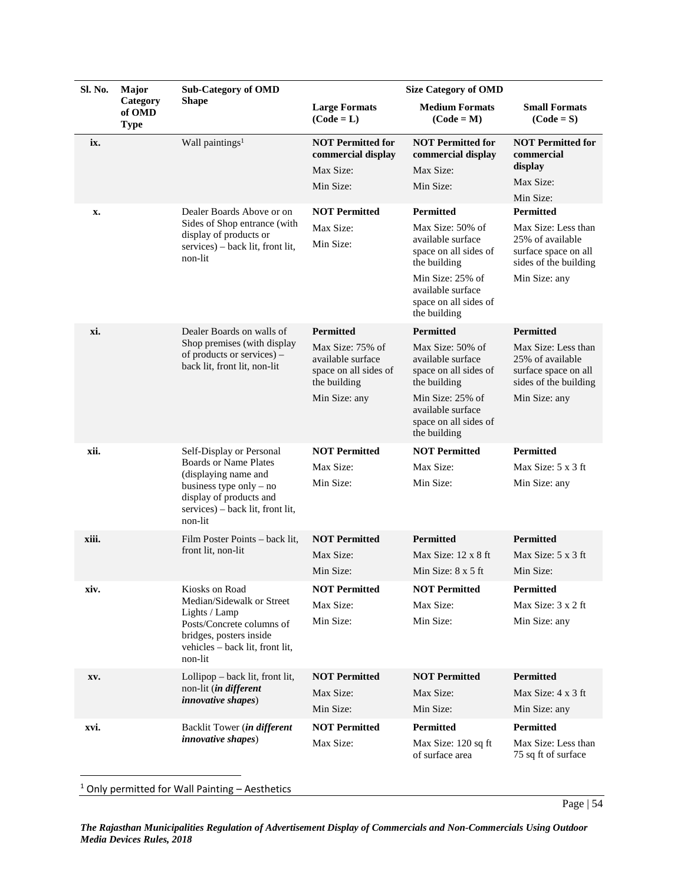| Sl. No. | Major Category of OMD Type | Sub-Category of OMD Shape | Size Category of OMD | | |
|---|---|---|---|---|---|
| | | | Large Formats (Code = L) | Medium Formats (Code = M) | Small Formats (Code = S) |
| ix. | | Wall paintings[1] | **NOT Permitted for commercial display**<br>Max Size:<br>Min Size: | **NOT Permitted for commercial display**<br>Max Size:<br>Min Size: | **NOT Permitted for commercial display**<br>Max Size:<br>Min Size: |
| x. | | Dealer Boards Above or on Sides of Shop entrance (with display of products or services) – back lit, front lit, non-lit | **NOT Permitted**<br>Max Size:<br>Min Size: | **Permitted**<br>Max Size: 50% of available surface space on all sides of the building<br>Min Size: 25% of available surface space on all sides of the building | **Permitted**<br>Max Size: Less than 25% of available surface space on all sides of the building<br>Min Size: any |
| xi. | | Dealer Boards on walls of Shop premises (with display of products or services) – back lit, front lit, non-lit | **Permitted**<br>Max Size: 75% of available surface space on all sides of the building<br>Min Size: any | **Permitted**<br>Max Size: 50% of available surface space on all sides of the building<br>Min Size: 25% of available surface space on all sides of the building | **Permitted**<br>Max Size: Less than 25% of available surface space on all sides of the building<br>Min Size: any |
| xii. | | Self-Display or Personal Boards or Name Plates (displaying name and business type only – no display of products and services) – back lit, front lit, non-lit | **NOT Permitted**<br>Max Size:<br>Min Size: | **NOT Permitted**<br>Max Size:<br>Min Size: | **Permitted**<br>Max Size: 5 x 3 ft<br>Min Size: any |
| xiii. | | Film Poster Points – back lit, front lit, non-lit | **NOT Permitted**<br>Max Size:<br>Min Size: | **Permitted**<br>Max Size: 12 x 8 ft<br>Min Size: 8 x 5 ft | **Permitted**<br>Max Size: 5 x 3 ft<br>Min Size: |
| xiv. | | Kiosks on Road Median/Sidewalk or Street Lights / Lamp Posts/Concrete columns of bridges, posters inside vehicles – back lit, front lit, non-lit | **NOT Permitted**<br>Max Size:<br>Min Size: | **NOT Permitted**<br>Max Size:<br>Min Size: | **Permitted**<br>Max Size: 3 x 2 ft<br>Min Size: any |
| xv. | | Lollipop – back lit, front lit, non-lit (***in different innovative shapes***) | **NOT Permitted**<br>Max Size:<br>Min Size: | **NOT Permitted**<br>Max Size:<br>Min Size: | **Permitted**<br>Max Size: 4 x 3 ft<br>Min Size: any |
| xvi. | | Backlit Tower (***in different innovative shapes***) | **NOT Permitted**<br>Max Size: | **Permitted**<br>Max Size: 120 sq ft of surface area | **Permitted**<br>Max Size: Less than 75 sq ft of surface |

[1] Only permitted for Wall Painting – Aesthetics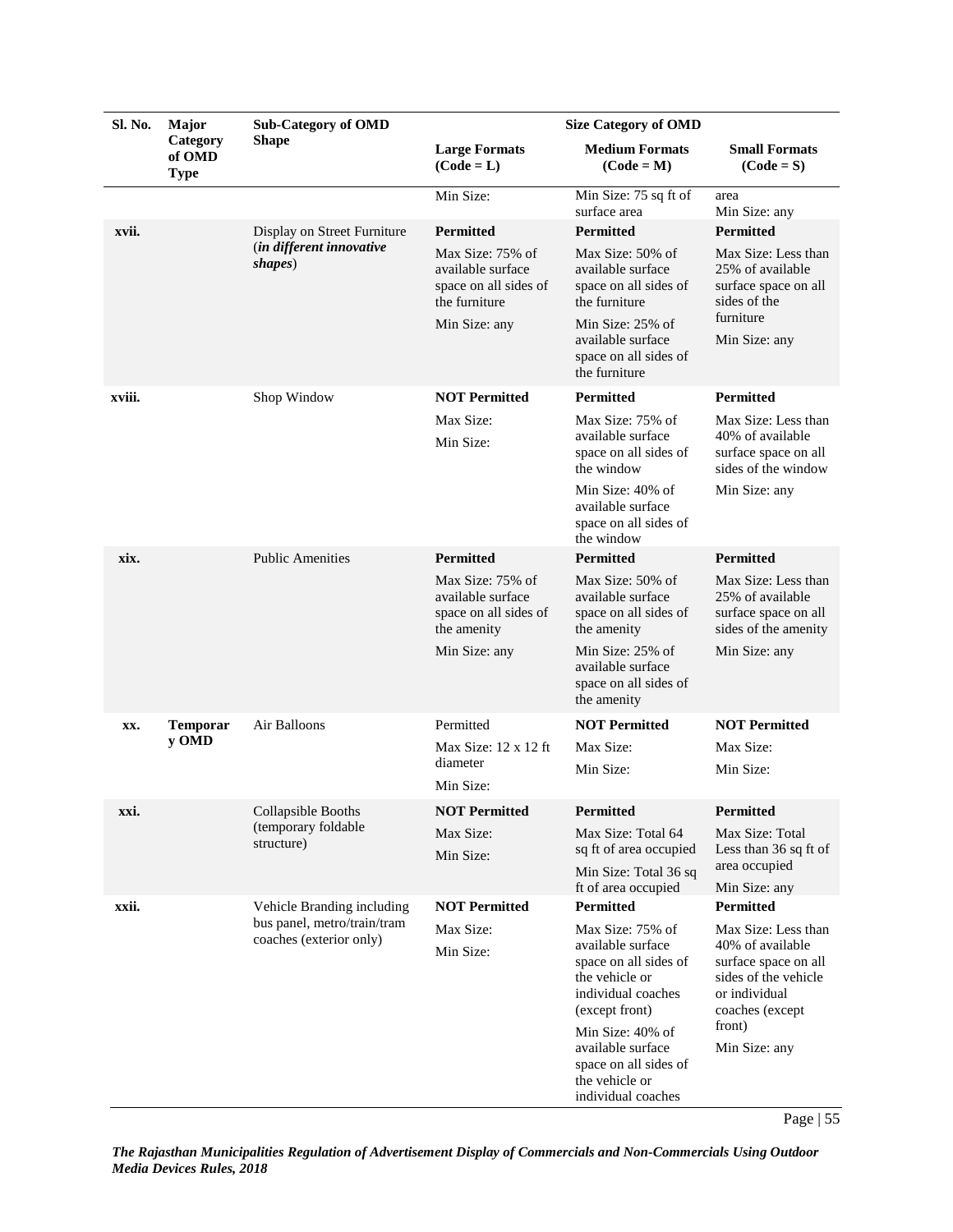| Sl. No. | Major Category of OMD Type | Sub-Category of OMD Shape | Size Category of OMD | | |
|---|---|---|---|---|---|
| | | | **Large Formats (Code = L)** | **Medium Formats (Code = M)** | **Small Formats (Code = S)** |
| | | | Min Size: | Min Size: 75 sq ft of surface area | area<br>Min Size: any |
| **xvii.** | | Display on Street Furniture (***in different innovative shapes***) | **Permitted**<br>Max Size: 75% of available surface space on all sides of the furniture<br>Min Size: any | **Permitted**<br>Max Size: 50% of available surface space on all sides of the furniture<br>Min Size: 25% of available surface space on all sides of the furniture | **Permitted**<br>Max Size: Less than 25% of available surface space on all sides of the furniture<br>Min Size: any |
| **xviii.** | | Shop Window | **NOT Permitted**<br>Max Size:<br>Min Size: | **Permitted**<br>Max Size: 75% of available surface space on all sides of the window<br>Min Size: 40% of available surface space on all sides of the window | **Permitted**<br>Max Size: Less than 40% of available surface space on all sides of the window<br>Min Size: any |
| **xix.** | | Public Amenities | **Permitted**<br>Max Size: 75% of available surface space on all sides of the amenity<br>Min Size: any | **Permitted**<br>Max Size: 50% of available surface space on all sides of the amenity<br>Min Size: 25% of available surface space on all sides of the amenity | **Permitted**<br>Max Size: Less than 25% of available surface space on all sides of the amenity<br>Min Size: any |
| **xx.** | **Temporary OMD** | Air Balloons | Permitted<br>Max Size: 12 x 12 ft diameter<br>Min Size: | **NOT Permitted**<br>Max Size:<br>Min Size: | **NOT Permitted**<br>Max Size:<br>Min Size: |
| **xxi.** | | Collapsible Booths (temporary foldable structure) | **NOT Permitted**<br>Max Size:<br>Min Size: | **Permitted**<br>Max Size: Total 64 sq ft of area occupied<br>Min Size: Total 36 sq ft of area occupied | **Permitted**<br>Max Size: Total Less than 36 sq ft of area occupied<br>Min Size: any |
| **xxii.** | | Vehicle Branding including bus panel, metro/train/tram coaches (exterior only) | **NOT Permitted**<br>Max Size:<br>Min Size: | **Permitted**<br>Max Size: 75% of available surface space on all sides of the vehicle or individual coaches (except front)<br>Min Size: 40% of available surface space on all sides of the vehicle or individual coaches | **Permitted**<br>Max Size: Less than 40% of available surface space on all sides of the vehicle or individual coaches (except front)<br>Min Size: any |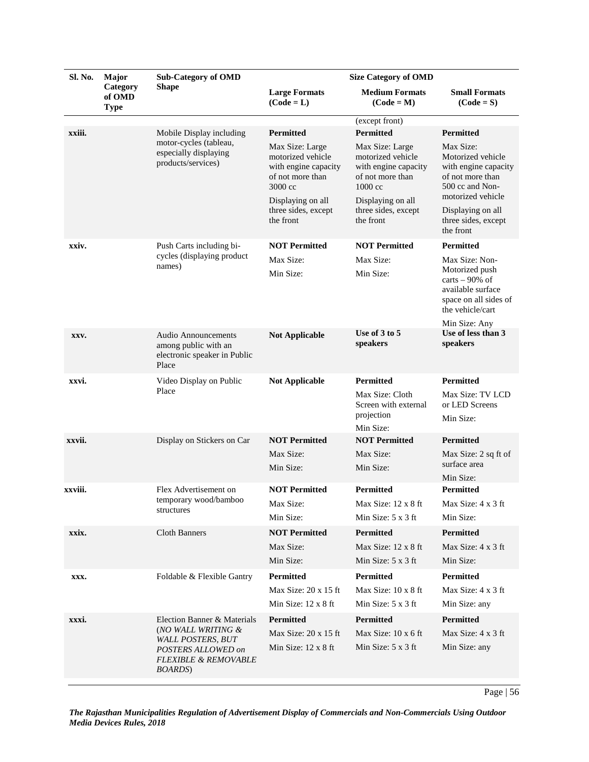| Sl. No. | Major Category of OMD Type | Sub-Category of OMD Shape | Size Category of OMD | | |
|---|---|---|---|---|---|
| | | | Large Formats (Code = L) | Medium Formats (Code = M) | Small Formats (Code = S) |
| | | | | (except front) | |
| xxiii. | | Mobile Display including motor-cycles (tableau, especially displaying products/services) | **Permitted** Max Size: Large motorized vehicle with engine capacity of not more than 3000 cc Displaying on all three sides, except the front | **Permitted** Max Size: Large motorized vehicle with engine capacity of not more than 1000 cc Displaying on all three sides, except the front | **Permitted** Max Size: Motorized vehicle with engine capacity of not more than 500 cc and Non-motorized vehicle Displaying on all three sides, except the front |
| xxiv. | | Push Carts including bi-cycles (displaying product names) | **NOT Permitted** Max Size: Min Size: | **NOT Permitted** Max Size: Min Size: | **Permitted** Max Size: Non-Motorized push carts – 90% of available surface space on all sides of the vehicle/cart Min Size: Any |
| xxv. | | Audio Announcements among public with an electronic speaker in Public Place | **Not Applicable** | **Use of 3 to 5 speakers** | **Use of less than 3 speakers** |
| xxvi. | | Video Display on Public Place | **Not Applicable** | **Permitted** Max Size: Cloth Screen with external projection Min Size: | **Permitted** Max Size: TV LCD or LED Screens Min Size: |
| xxvii. | | Display on Stickers on Car | **NOT Permitted** Max Size: Min Size: | **NOT Permitted** Max Size: Min Size: | **Permitted** Max Size: 2 sq ft of surface area Min Size: |
| xxviii. | | Flex Advertisement on temporary wood/bamboo structures | **NOT Permitted** Max Size: Min Size: | **Permitted** Max Size: 12 x 8 ft Min Size: 5 x 3 ft | **Permitted** Max Size: 4 x 3 ft Min Size: |
| xxix. | | Cloth Banners | **NOT Permitted** Max Size: Min Size: | **Permitted** Max Size: 12 x 8 ft Min Size: 5 x 3 ft | **Permitted** Max Size: 4 x 3 ft Min Size: |
| xxx. | | Foldable & Flexible Gantry | **Permitted** Max Size: 20 x 15 ft Min Size: 12 x 8 ft | **Permitted** Max Size: 10 x 8 ft Min Size: 5 x 3 ft | **Permitted** Max Size: 4 x 3 ft Min Size: any |
| xxxi. | | Election Banner & Materials (*NO WALL WRITING & WALL POSTERS, BUT POSTERS ALLOWED on FLEXIBLE & REMOVABLE BOARDS*) | **Permitted** Max Size: 20 x 15 ft Min Size: 12 x 8 ft | **Permitted** Max Size: 10 x 6 ft Min Size: 5 x 3 ft | **Permitted** Max Size: 4 x 3 ft Min Size: any |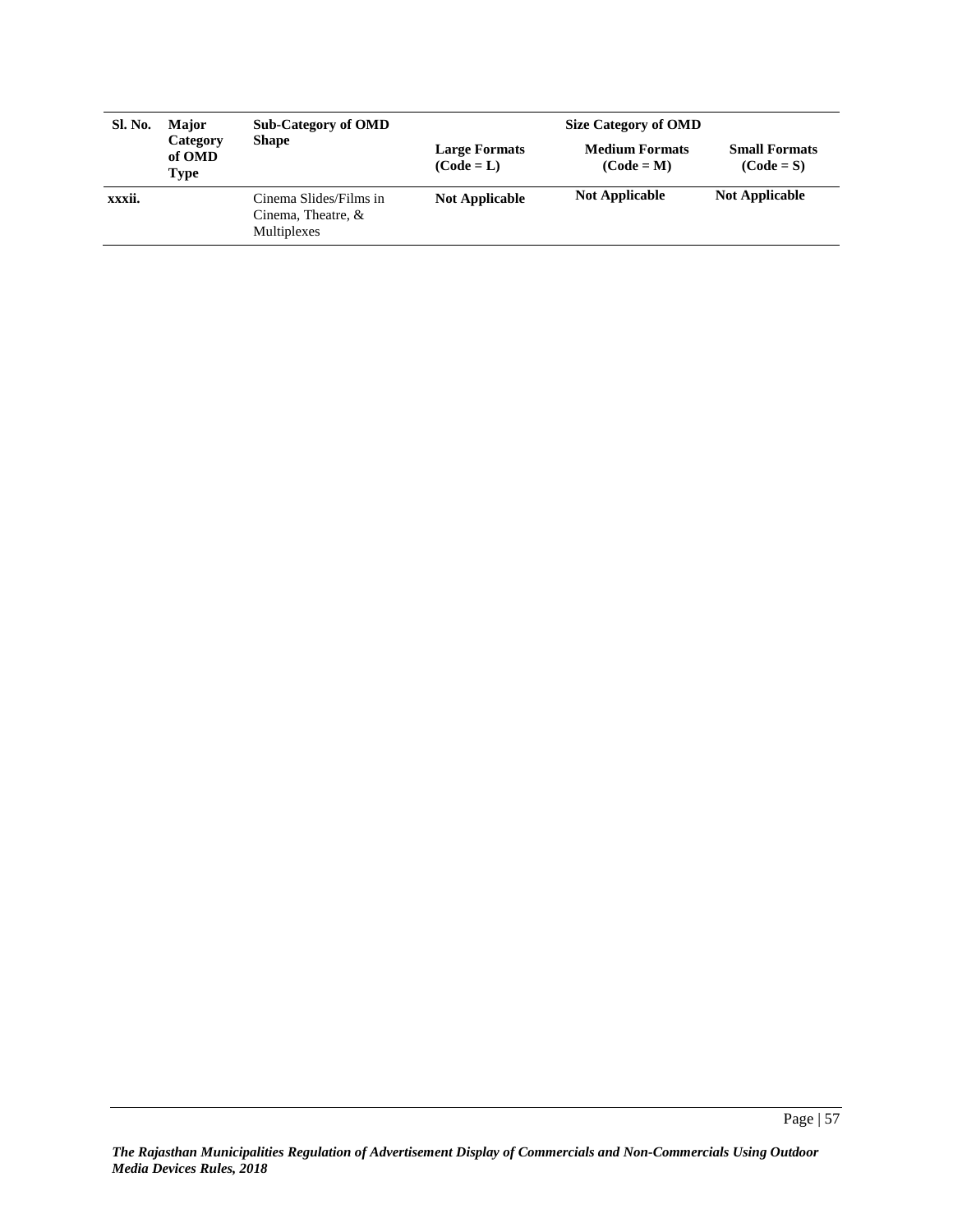| Sl. No. | Major Category of OMD Type | Sub-Category of OMD Shape | Size Category of OMD | | |
|---|---|---|---|---|---|
| | | | **Large Formats (Code = L)** | **Medium Formats (Code = M)** | **Small Formats (Code = S)** |
| **xxxii.** | | Cinema Slides/Films in Cinema, Theatre, & Multiplexes | **Not Applicable** | **Not Applicable** | **Not Applicable** |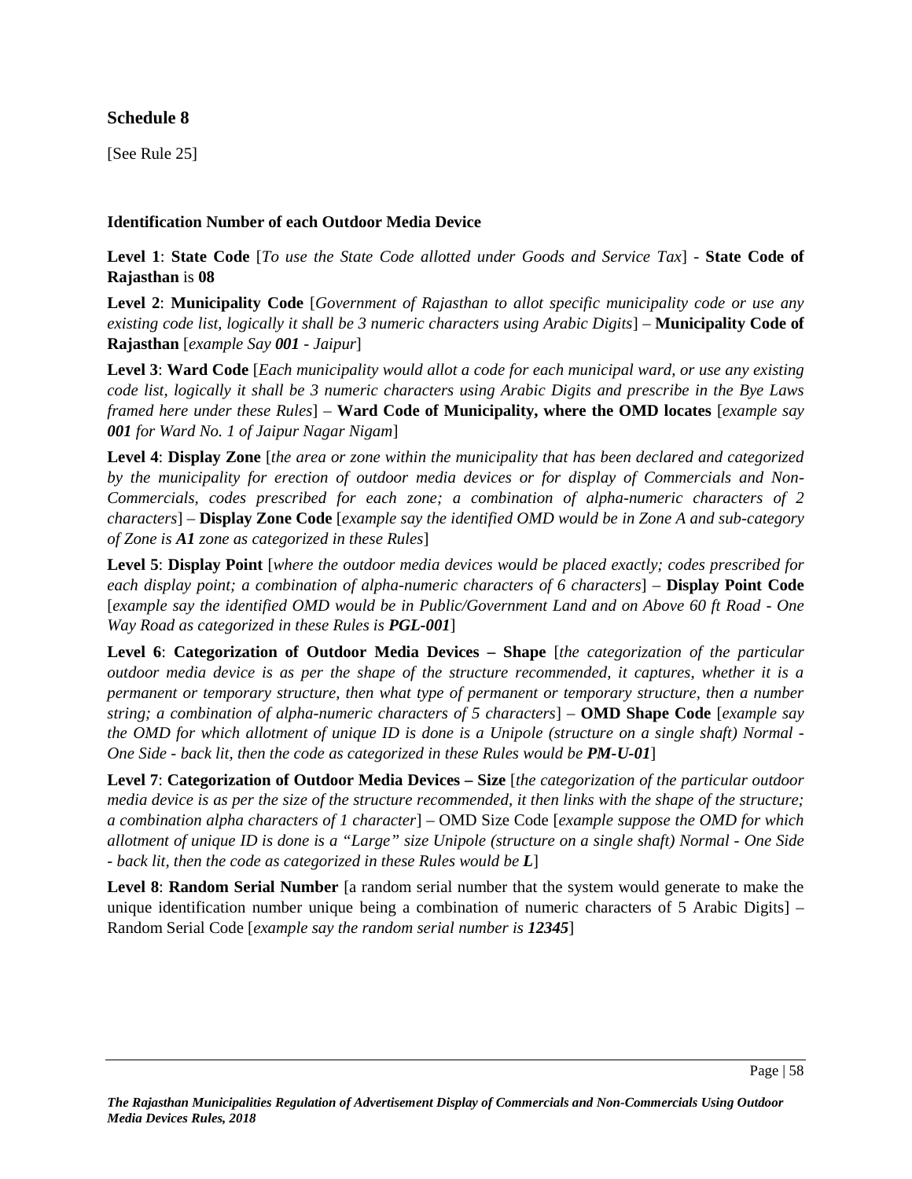## Schedule 8

[See Rule 25]

**Identification Number of each Outdoor Media Device**

**Level 1**: **State Code** [*To use the State Code allotted under Goods and Service Tax*] - **State Code of Rajasthan** is **08**

**Level 2**: **Municipality Code** [*Government of Rajasthan to allot specific municipality code or use any existing code list, logically it shall be 3 numeric characters using Arabic Digits*] – **Municipality Code of Rajasthan** [*example Say **001** - Jaipur*]

**Level 3**: **Ward Code** [*Each municipality would allot a code for each municipal ward, or use any existing code list, logically it shall be 3 numeric characters using Arabic Digits and prescribe in the Bye Laws framed here under these Rules*] – **Ward Code of Municipality, where the OMD locates** [*example say **001** for Ward No. 1 of Jaipur Nagar Nigam*]

**Level 4**: **Display Zone** [*the area or zone within the municipality that has been declared and categorized by the municipality for erection of outdoor media devices or for display of Commercials and Non-Commercials, codes prescribed for each zone; a combination of alpha-numeric characters of 2 characters*] – **Display Zone Code** [*example say the identified OMD would be in Zone A and sub-category of Zone is **A1** zone as categorized in these Rules*]

**Level 5**: **Display Point** [*where the outdoor media devices would be placed exactly; codes prescribed for each display point; a combination of alpha-numeric characters of 6 characters*] – **Display Point Code** [*example say the identified OMD would be in Public/Government Land and on Above 60 ft Road - One Way Road as categorized in these Rules is **PGL-001***]

**Level 6**: **Categorization of Outdoor Media Devices – Shape** [*the categorization of the particular outdoor media device is as per the shape of the structure recommended, it captures, whether it is a permanent or temporary structure, then what type of permanent or temporary structure, then a number string; a combination of alpha-numeric characters of 5 characters*] – **OMD Shape Code** [*example say the OMD for which allotment of unique ID is done is a Unipole (structure on a single shaft) Normal - One Side - back lit, then the code as categorized in these Rules would be **PM-U-01***]

**Level 7**: **Categorization of Outdoor Media Devices – Size** [*the categorization of the particular outdoor media device is as per the size of the structure recommended, it then links with the shape of the structure; a combination alpha characters of 1 character*] – OMD Size Code [*example suppose the OMD for which allotment of unique ID is done is a "Large" size Unipole (structure on a single shaft) Normal - One Side - back lit, then the code as categorized in these Rules would be **L***]

**Level 8**: **Random Serial Number** [a random serial number that the system would generate to make the unique identification number unique being a combination of numeric characters of 5 Arabic Digits] – Random Serial Code [*example say the random serial number is **12345***]